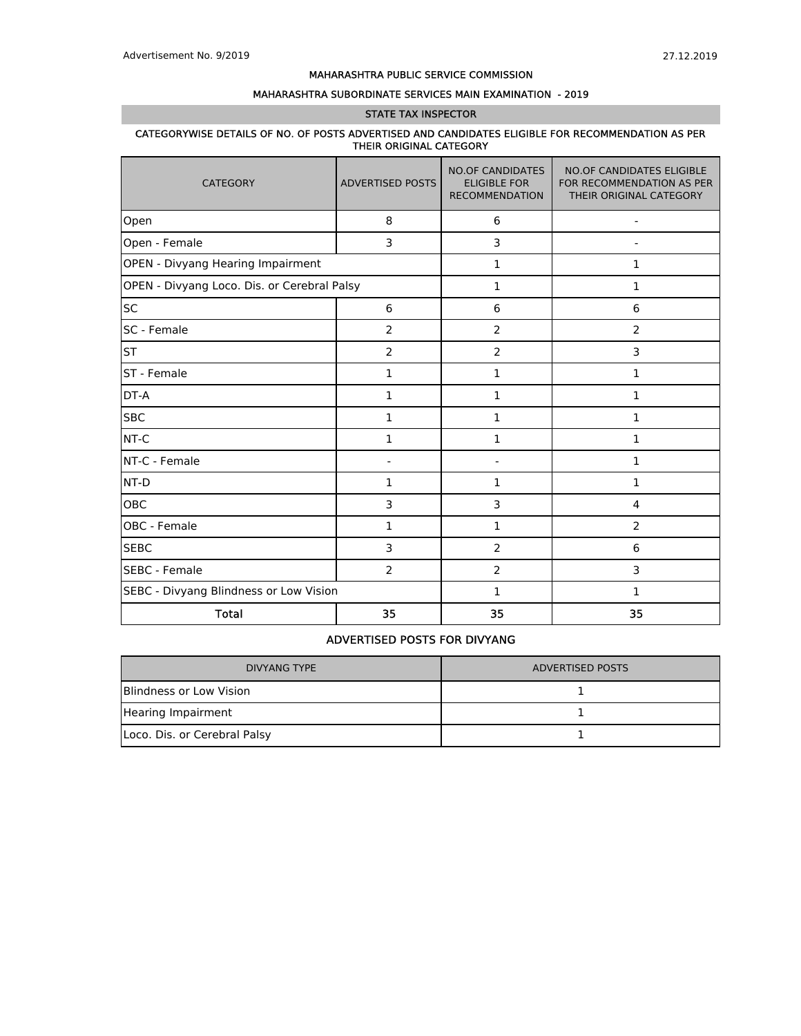Advertisement No. 9/2019

27.12.2019

# MAHARASHTRA PUBLIC SERVICE COMMISSION

## MAHARASHTRA SUBORDINATE SERVICES MAIN EXAMINATION - 2019

### STATE TAX INSPECTOR

#### CATEGORYWISE DETAILS OF NO. OF POSTS ADVERTISED AND CANDIDATES ELIGIBLE FOR RECOMMENDATION AS PER THEIR ORIGINAL CATEGORY

| CATEGORY | ADVERTISED POSTS | NO.OF CANDIDATES ELIGIBLE FOR RECOMMENDATION | NO.OF CANDIDATES ELIGIBLE FOR RECOMMENDATION AS PER THEIR ORIGINAL CATEGORY |
|---|---|---|---|
| Open | 8 | 6 | - |
| Open - Female | 3 | 3 | - |
| OPEN - Divyang Hearing Impairment | | 1 | 1 |
| OPEN - Divyang Loco. Dis. or Cerebral Palsy | | 1 | 1 |
| SC | 6 | 6 | 6 |
| SC - Female | 2 | 2 | 2 |
| ST | 2 | 2 | 3 |
| ST - Female | 1 | 1 | 1 |
| DT-A | 1 | 1 | 1 |
| SBC | 1 | 1 | 1 |
| NT-C | 1 | 1 | 1 |
| NT-C - Female | - | - | 1 |
| NT-D | 1 | 1 | 1 |
| OBC | 3 | 3 | 4 |
| OBC - Female | 1 | 1 | 2 |
| SEBC | 3 | 2 | 6 |
| SEBC - Female | 2 | 2 | 3 |
| SEBC - Divyang Blindness or Low Vision | | 1 | 1 |
| **Total** | **35** | **35** | **35** |

#### ADVERTISED POSTS FOR DIVYANG

| DIVYANG TYPE | ADVERTISED POSTS |
|---|---|
| Blindness or Low Vision | 1 |
| Hearing Impairment | 1 |
| Loco. Dis. or Cerebral Palsy | 1 |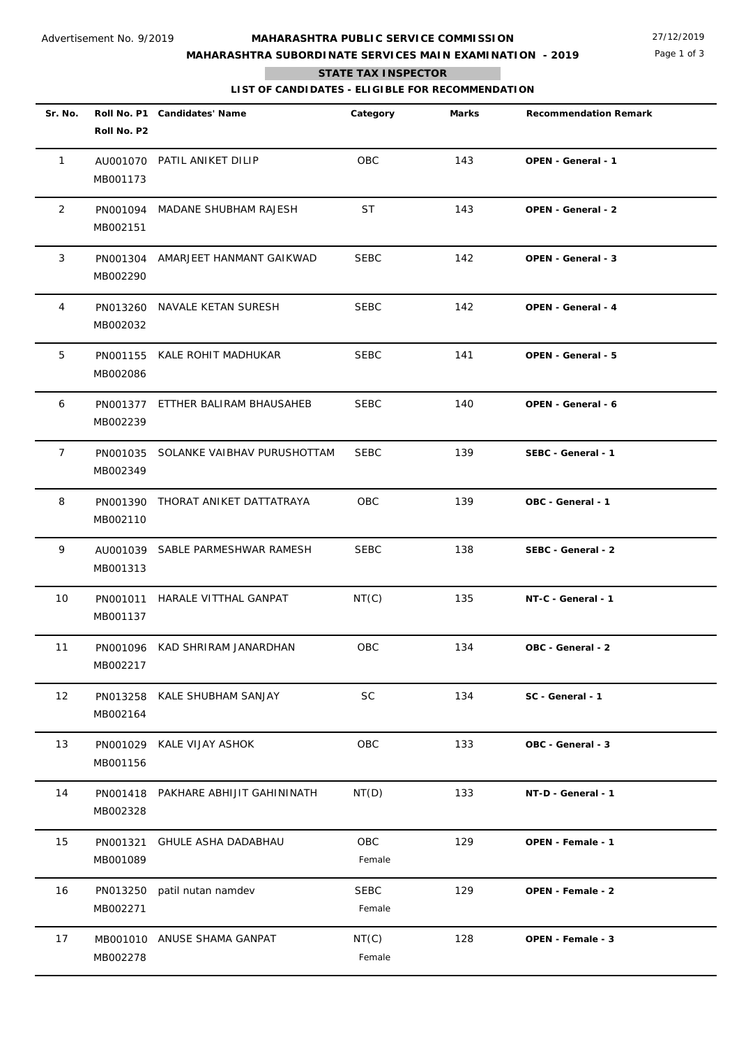Advertisement No. 9/2019

**MAHARASHTRA PUBLIC SERVICE COMMISSION**

**MAHARASHTRA SUBORDINATE SERVICES MAIN EXAMINATION - 2019**

27/12/2019

**STATE TAX INSPECTOR**

**LIST OF CANDIDATES - ELIGIBLE FOR RECOMMENDATION**

| Sr. No. | Roll No. P1 / Roll No. P2 | Candidates' Name | Category | Marks | Recommendation Remark |
|---|---|---|---|---|---|
| 1 | AU001070 MB001173 | PATIL ANIKET DILIP | OBC | 143 | **OPEN - General - 1** |
| 2 | PN001094 MB002151 | MADANE SHUBHAM RAJESH | ST | 143 | **OPEN - General - 2** |
| 3 | PN001304 MB002290 | AMARJEET HANMANT GAIKWAD | SEBC | 142 | **OPEN - General - 3** |
| 4 | PN013260 MB002032 | NAVALE KETAN SURESH | SEBC | 142 | **OPEN - General - 4** |
| 5 | PN001155 MB002086 | KALE ROHIT MADHUKAR | SEBC | 141 | **OPEN - General - 5** |
| 6 | PN001377 MB002239 | ETTHER BALIRAM BHAUSAHEB | SEBC | 140 | **OPEN - General - 6** |
| 7 | PN001035 MB002349 | SOLANKE VAIBHAV PURUSHOTTAM | SEBC | 139 | **SEBC - General - 1** |
| 8 | PN001390 MB002110 | THORAT ANIKET DATTATRAYA | OBC | 139 | **OBC - General - 1** |
| 9 | AU001039 MB001313 | SABLE PARMESHWAR RAMESH | SEBC | 138 | **SEBC - General - 2** |
| 10 | PN001011 MB001137 | HARALE VITTHAL GANPAT | NT(C) | 135 | **NT-C - General - 1** |
| 11 | PN001096 MB002217 | KAD SHRIRAM JANARDHAN | OBC | 134 | **OBC - General - 2** |
| 12 | PN013258 MB002164 | KALE SHUBHAM SANJAY | SC | 134 | **SC - General - 1** |
| 13 | PN001029 MB001156 | KALE VIJAY ASHOK | OBC | 133 | **OBC - General - 3** |
| 14 | PN001418 MB002328 | PAKHARE ABHIJIT GAHININATH | NT(D) | 133 | **NT-D - General - 1** |
| 15 | PN001321 MB001089 | GHULE ASHA DADABHAU | OBC Female | 129 | **OPEN - Female - 1** |
| 16 | PN013250 MB002271 | patil nutan namdev | SEBC Female | 129 | **OPEN - Female - 2** |
| 17 | MB001010 MB002278 | ANUSE SHAMA GANPAT | NT(C) Female | 128 | **OPEN - Female - 3** |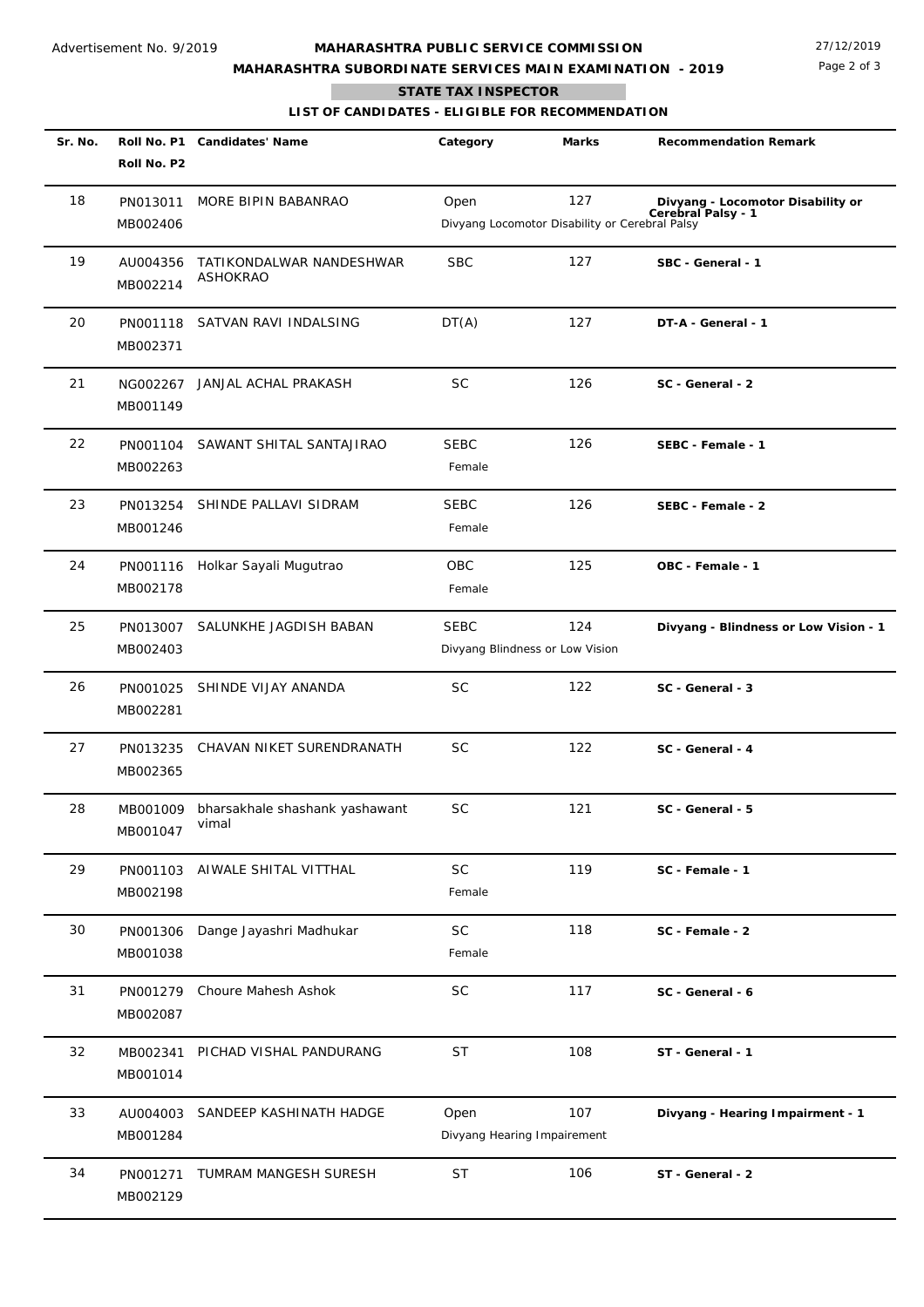Advertisement No. 9/2019

**MAHARASHTRA PUBLIC SERVICE COMMISSION**

**MAHARASHTRA SUBORDINATE SERVICES MAIN EXAMINATION - 2019**

27/12/2019

**STATE TAX INSPECTOR**

**LIST OF CANDIDATES - ELIGIBLE FOR RECOMMENDATION**

| Sr. No. | Roll No. P1 / Roll No. P2 | Candidates' Name | Category | Marks | Recommendation Remark |
|---|---|---|---|---|---|
| 18 | PN013011 / MB002406 | MORE BIPIN BABANRAO | Open / Divyang Locomotor Disability or Cerebral Palsy | 127 | **Divyang - Locomotor Disability or Cerebral Palsy - 1** |
| 19 | AU004356 / MB002214 | TATIKONDALWAR NANDESHWAR ASHOKRAO | SBC | 127 | **SBC - General - 1** |
| 20 | PN001118 / MB002371 | SATVAN RAVI INDALSING | DT(A) | 127 | **DT-A - General - 1** |
| 21 | NG002267 / MB001149 | JANJAL ACHAL PRAKASH | SC | 126 | **SC - General - 2** |
| 22 | PN001104 / MB002263 | SAWANT SHITAL SANTAJIRAO | SEBC / Female | 126 | **SEBC - Female - 1** |
| 23 | PN013254 / MB001246 | SHINDE PALLAVI SIDRAM | SEBC / Female | 126 | **SEBC - Female - 2** |
| 24 | PN001116 / MB002178 | Holkar Sayali Mugutrao | OBC / Female | 125 | **OBC - Female - 1** |
| 25 | PN013007 / MB002403 | SALUNKHE JAGDISH BABAN | SEBC / Divyang Blindness or Low Vision | 124 | **Divyang - Blindness or Low Vision - 1** |
| 26 | PN001025 / MB002281 | SHINDE VIJAY ANANDA | SC | 122 | **SC - General - 3** |
| 27 | PN013235 / MB002365 | CHAVAN NIKET SURENDRANATH | SC | 122 | **SC - General - 4** |
| 28 | MB001009 / MB001047 | bharsakhale shashank yashawant vimal | SC | 121 | **SC - General - 5** |
| 29 | PN001103 / MB002198 | AIWALE SHITAL VITTHAL | SC / Female | 119 | **SC - Female - 1** |
| 30 | PN001306 / MB001038 | Dange Jayashri Madhukar | SC / Female | 118 | **SC - Female - 2** |
| 31 | PN001279 / MB002087 | Choure Mahesh Ashok | SC | 117 | **SC - General - 6** |
| 32 | MB002341 / MB001014 | PICHAD VISHAL PANDURANG | ST | 108 | **ST - General - 1** |
| 33 | AU004003 / MB001284 | SANDEEP KASHINATH HADGE | Open / Divyang Hearing Impairement | 107 | **Divyang - Hearing Impairment - 1** |
| 34 | PN001271 / MB002129 | TUMRAM MANGESH SURESH | ST | 106 | **ST - General - 2** |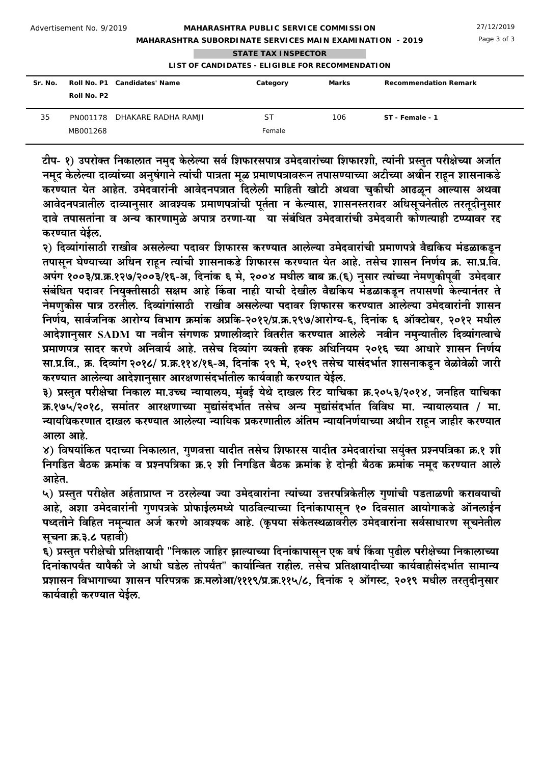| Sr. No. | Roll No. P1 / Roll No. P2 | Candidates' Name | Category | Marks | Recommendation Remark |
|---|---|---|---|---|---|
| 35 | PN001178 / MB001268 | DHAKARE RADHA RAMJI | ST / Female | 106 | **ST - Female - 1** |

**टीप- १) उपरोक्त निकालात नमुद केलेल्या सर्व शिफारसपात्र उमेदवारांच्या शिफारशी, त्यांनी प्रस्तुत परीक्षेच्या अर्जात नमूद केलेल्या दाव्यांच्या अनुषंगाने त्यांची पात्रता मूळ प्रमाणपत्रावरून तपासण्याच्या अटीच्या अधीन राहून शासनाकडे करण्यात येत आहेत. उमेदवारांनी आवेदनपत्रात दिलेली माहिती खोटी अथवा चुकीची आढळून आल्यास अथवा आवेदनपत्रातील दाव्यानुसार आवश्यक प्रमाणपत्रांची पूर्तता न केल्यास, शासनस्तरावर अधिसूचनेतील तरतूदीनुसार दावे तपासतांना व अन्य कारणामुळे अपात्र ठरणा-या या संबंधित उमेदवारांची उमेदवारी कोणत्याही टप्प्यावर रद्द करण्यात येईल.**

**२) दिव्यांगांसाठी राखीव असलेल्या पदावर शिफारस करण्यात आलेल्या उमेदवारांची प्रमाणपत्रे वैद्यकिय मंडळाकडून तपासून घेण्याच्या अधिन राहून त्यांची शासनाकडे शिफारस करण्यात येत आहे. तसेच शासन निर्णय क्र. सा.प्र.वि. अपंग १००३/प्र.क्र.१२७/२००३/१६-अ, दिनांक ६ मे, २००४ मधील बाब क्र.(६) नुसार त्यांच्या नेमणुकीपूर्वी उमेदवार संबंधित पदावर नियुक्तीसाठी सक्षम आहे किंवा नाही याची देखील वैद्यकिय मंडळाकडून तपासणी केल्यानंतर ते नेमणुकीस पात्र ठरतील. दिव्यांगांसाठी राखीव असलेल्या पदावर शिफारस करण्यात आलेल्या उमेदवारांनी शासन निर्णय, सार्वजनिक आरोग्य विभाग क्रमांक अप्रकि-२०१२/प्र.क्र.२९७/आरोग्य-६, दिनांक ६ ऑक्टोबर, २०१२ मधील आदेशानुसार SADM या नवीन संगणक प्रणालीव्दारे वितरीत करण्यात आलेले नवीन नमुन्यातील दिव्यांगत्वाचे प्रमाणपत्र सादर करणे अनिवार्य आहे. तसेच दिव्यांग व्यक्ती हक्क अधिनियम २०१६ च्या आधारे शासन निर्णय सा.प्र.वि., क्र. दिव्यांग २०१८/ प्र.क्र.११४/१६-अ, दिनांक २९ मे, २०१९ तसेच यासंदर्भात शासनाकडून वेळोवेळी जारी करण्यात आलेल्या आदेशानुसार आरक्षणासंदर्भातील कार्यवाही करण्यात येईल.**

**३) प्रस्तुत परीक्षेचा निकाल मा.उच्च न्यायालय, मुंबई येथे दाखल रिट याचिका क्र.२०५३/२०१४, जनहित याचिका क्र.१७५/२०१८, समांतर आरक्षणाच्या मुद्यांसंदर्भात तसेच अन्य मुद्यांसंदर्भात विविध मा. न्यायालयात / मा. न्यायधिकरणात दाखल करण्यात आलेल्या न्यायिक प्रकरणातील अंतिम न्यायनिर्णयाच्या अधीन राहून जाहीर करण्यात आला आहे.**

**४) विषयांकित पदाच्या निकालात, गुणवत्ता यादीत तसेच शिफारस यादीत उमेदवारांचा सयुंक्त प्रश्नपत्रिका क्र.१ शी निगडित बैठक क्रमांक व प्रश्नपत्रिका क्र.२ शी निगडित बैठक क्रमांक हे दोन्ही बैठक क्रमांक नमूद करण्यात आले आहेत.**

**५) प्रस्तुत परीक्षेत अर्हताप्राप्त न ठरलेल्या ज्या उमेदवारांना त्यांच्या उत्तरपत्रिकेतील गुणांची पडताळणी करावयाची आहे, अशा उमेदवारांनी गुणपत्रके प्रोफाईलमध्ये पाठविल्याच्या दिनांकापासून १० दिवसात आयोगाकडे ऑनलाईन पध्दतीने विहित नमून्यात अर्ज करणे आवश्यक आहे. (कृपया संकेतस्थळावरील उमेदवारांना सर्वसाधारण सूचनेतील सूचना क्र.३.८ पहावी)**

**६) प्रस्तुत परीक्षेची प्रतिक्षायादी "निकाल जाहिर झाल्याच्या दिनांकापासून एक वर्ष किंवा पुढील परीक्षेच्या निकालाच्या दिनांकापर्यंत यापैकी जे आधी घडेल तोपर्यंत" कार्यान्वित राहील. तसेच प्रतिक्षायादीच्या कार्यवाहीसंदर्भात सामान्य प्रशासन विभागाच्या शासन परिपत्रक क्र.मलोआ/१११९/प्र.क्र.११५/८, दिनांक २ ऑगस्ट, २०१९ मधील तरतुदीनुसार कार्यवाही करण्यात येईल.**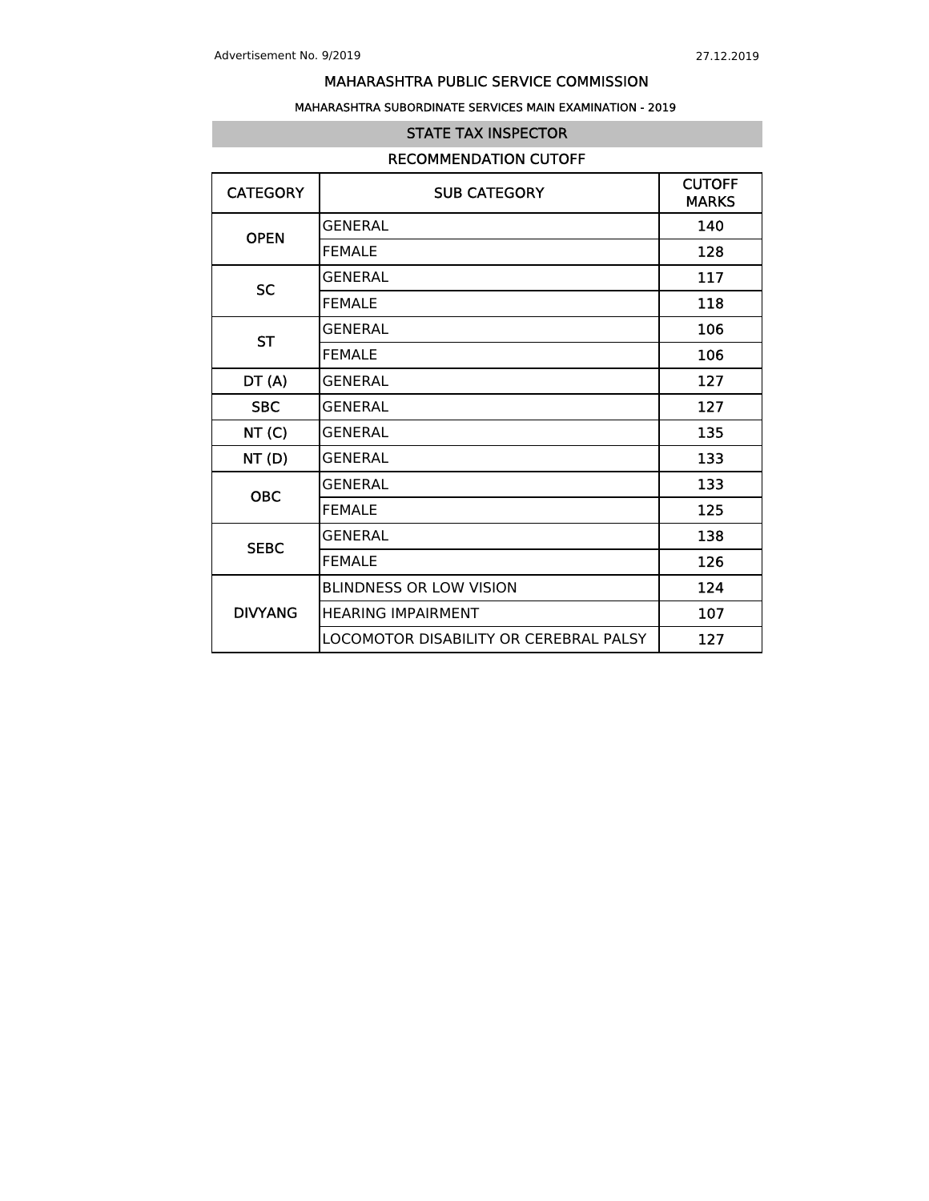Advertisement No. 9/2019 27.12.2019

# MAHARASHTRA PUBLIC SERVICE COMMISSION

## MAHARASHTRA SUBORDINATE SERVICES MAIN EXAMINATION - 2019

### STATE TAX INSPECTOR

### RECOMMENDATION CUTOFF

| CATEGORY | SUB CATEGORY | CUTOFF MARKS |
|---|---|---|
| OPEN | GENERAL | 140 |
| | FEMALE | 128 |
| SC | GENERAL | 117 |
| | FEMALE | 118 |
| ST | GENERAL | 106 |
| | FEMALE | 106 |
| DT (A) | GENERAL | 127 |
| SBC | GENERAL | 127 |
| NT (C) | GENERAL | 135 |
| NT (D) | GENERAL | 133 |
| OBC | GENERAL | 133 |
| | FEMALE | 125 |
| SEBC | GENERAL | 138 |
| | FEMALE | 126 |
| DIVYANG | BLINDNESS OR LOW VISION | 124 |
| | HEARING IMPAIRMENT | 107 |
| | LOCOMOTOR DISABILITY OR CEREBRAL PALSY | 127 |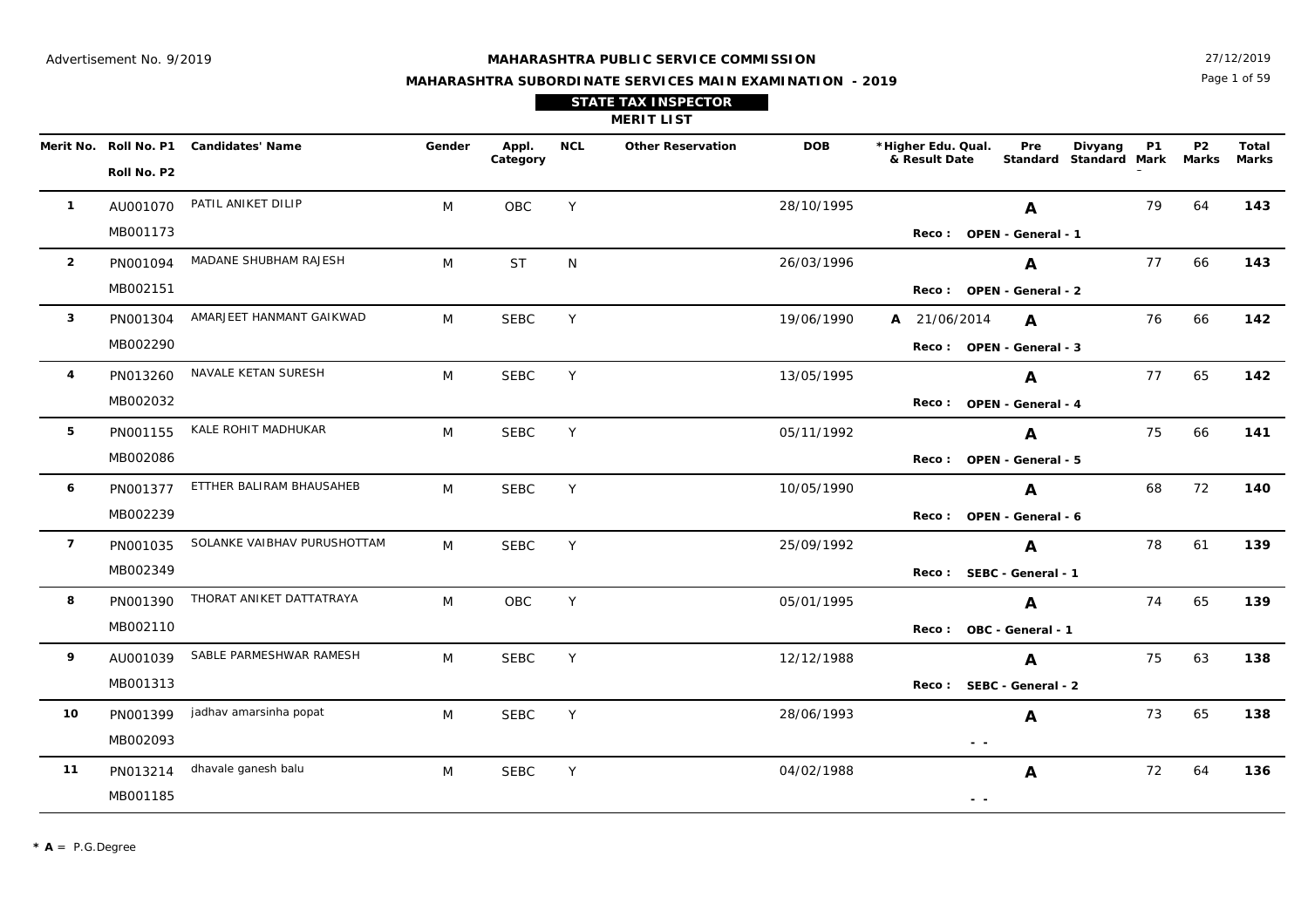Advertisement No. 9/2019

27/12/2019

# MAHARASHTRA PUBLIC SERVICE COMMISSION

## MAHARASHTRA SUBORDINATE SERVICES MAIN EXAMINATION - 2019

### STATE TAX INSPECTOR

### MERIT LIST

| Merit No. | Roll No. P1 / Roll No. P2 | Candidates' Name | Gender | Appl. Category | NCL | Other Reservation | DOB | *Higher Edu. Qual. & Result Date | Pre Standard | Divyang Standard | P1 Mark | P2 Marks | Total Marks |
|---|---|---|---|---|---|---|---|---|---|---|---|---|---|
| 1 | AU001070 / MB001173 | PATIL ANIKET DILIP | M | OBC | Y | | 28/10/1995 | | A | | 79 | 64 | **143** |
| | | | | | | | | Reco : OPEN - General - 1 | | | | | |
| 2 | PN001094 / MB002151 | MADANE SHUBHAM RAJESH | M | ST | N | | 26/03/1996 | | A | | 77 | 66 | **143** |
| | | | | | | | | Reco : OPEN - General - 2 | | | | | |
| 3 | PN001304 / MB002290 | AMARJEET HANMANT GAIKWAD | M | SEBC | Y | | 19/06/1990 | A 21/06/2014 | A | | 76 | 66 | **142** |
| | | | | | | | | Reco : OPEN - General - 3 | | | | | |
| 4 | PN013260 / MB002032 | NAVALE KETAN SURESH | M | SEBC | Y | | 13/05/1995 | | A | | 77 | 65 | **142** |
| | | | | | | | | Reco : OPEN - General - 4 | | | | | |
| 5 | PN001155 / MB002086 | KALE ROHIT MADHUKAR | M | SEBC | Y | | 05/11/1992 | | A | | 75 | 66 | **141** |
| | | | | | | | | Reco : OPEN - General - 5 | | | | | |
| 6 | PN001377 / MB002239 | ETTHER BALIRAM BHAUSAHEB | M | SEBC | Y | | 10/05/1990 | | A | | 68 | 72 | **140** |
| | | | | | | | | Reco : OPEN - General - 6 | | | | | |
| 7 | PN001035 / MB002349 | SOLANKE VAIBHAV PURUSHOTTAM | M | SEBC | Y | | 25/09/1992 | | A | | 78 | 61 | **139** |
| | | | | | | | | Reco : SEBC - General - 1 | | | | | |
| 8 | PN001390 / MB002110 | THORAT ANIKET DATTATRAYA | M | OBC | Y | | 05/01/1995 | | A | | 74 | 65 | **139** |
| | | | | | | | | Reco : OBC - General - 1 | | | | | |
| 9 | AU001039 / MB001313 | SABLE PARMESHWAR RAMESH | M | SEBC | Y | | 12/12/1988 | | A | | 75 | 63 | **138** |
| | | | | | | | | Reco : SEBC - General - 2 | | | | | |
| 10 | PN001399 / MB002093 | jadhav amarsinha popat | M | SEBC | Y | | 28/06/1993 | | A | | 73 | 65 | **138** |
| | | | | | | | | - - | | | | | |
| 11 | PN013214 / MB001185 | dhavale ganesh balu | M | SEBC | Y | | 04/02/1988 | | A | | 72 | 64 | **136** |
| | | | | | | | | - - | | | | | |

**\* A** = P.G.Degree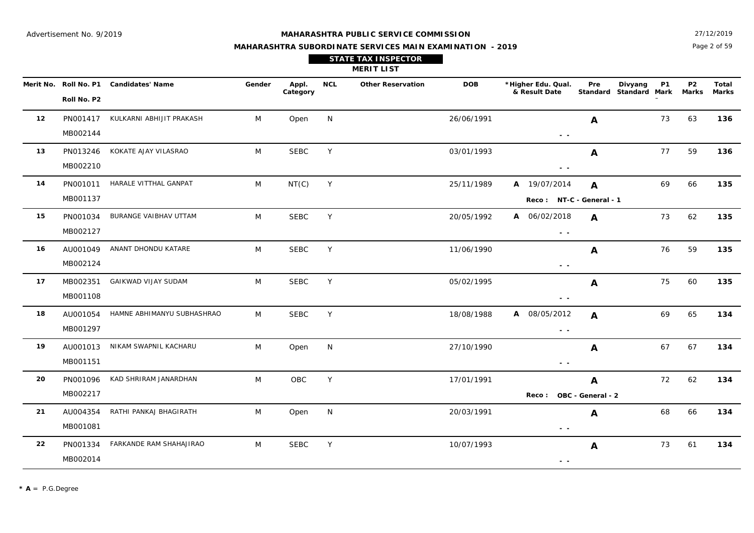Advertisement No. 9/2019

27/12/2019

**MAHARASHTRA PUBLIC SERVICE COMMISSION**

**MAHARASHTRA SUBORDINATE SERVICES MAIN EXAMINATION - 2019**

**STATE TAX INSPECTOR**

**MERIT LIST**

| Merit No. | Roll No. P1 / Roll No. P2 | Candidates' Name | Gender | Appl. Category | NCL | Other Reservation | DOB | *Higher Edu. Qual. & Result Date | Pre Standard | Divyang Standard | P1 Mark | P2 Marks | Total Marks |
|---|---|---|---|---|---|---|---|---|---|---|---|---|---|
| 12 | PN001417 / MB002144 | KULKARNI ABHIJIT PRAKASH | M | Open | N | | 26/06/1991 | - - | A | | 73 | 63 | **136** |
| 13 | PN013246 / MB002210 | KOKATE AJAY VILASRAO | M | SEBC | Y | | 03/01/1993 | - - | A | | 77 | 59 | **136** |
| 14 | PN001011 / MB001137 | HARALE VITTHAL GANPAT | M | NT(C) | Y | | 25/11/1989 | A 19/07/2014 Reco : NT-C - General - 1 | A | | 69 | 66 | **135** |
| 15 | PN001034 / MB002127 | BURANGE VAIBHAV UTTAM | M | SEBC | Y | | 20/05/1992 | A 06/02/2018 - - | A | | 73 | 62 | **135** |
| 16 | AU001049 / MB002124 | ANANT DHONDU KATARE | M | SEBC | Y | | 11/06/1990 | - - | A | | 76 | 59 | **135** |
| 17 | MB002351 / MB001108 | GAIKWAD VIJAY SUDAM | M | SEBC | Y | | 05/02/1995 | - - | A | | 75 | 60 | **135** |
| 18 | AU001054 / MB001297 | HAMNE ABHIMANYU SUBHASHRAO | M | SEBC | Y | | 18/08/1988 | A 08/05/2012 - - | A | | 69 | 65 | **134** |
| 19 | AU001013 / MB001151 | NIKAM SWAPNIL KACHARU | M | Open | N | | 27/10/1990 | - - | A | | 67 | 67 | **134** |
| 20 | PN001096 / MB002217 | KAD SHRIRAM JANARDHAN | M | OBC | Y | | 17/01/1991 | Reco : OBC - General - 2 | A | | 72 | 62 | **134** |
| 21 | AU004354 / MB001081 | RATHI PANKAJ BHAGIRATH | M | Open | N | | 20/03/1991 | - - | A | | 68 | 66 | **134** |
| 22 | PN001334 / MB002014 | FARKANDE RAM SHAHAJIRAO | M | SEBC | Y | | 10/07/1993 | - - | A | | 73 | 61 | **134** |

* **A** = P.G.Degree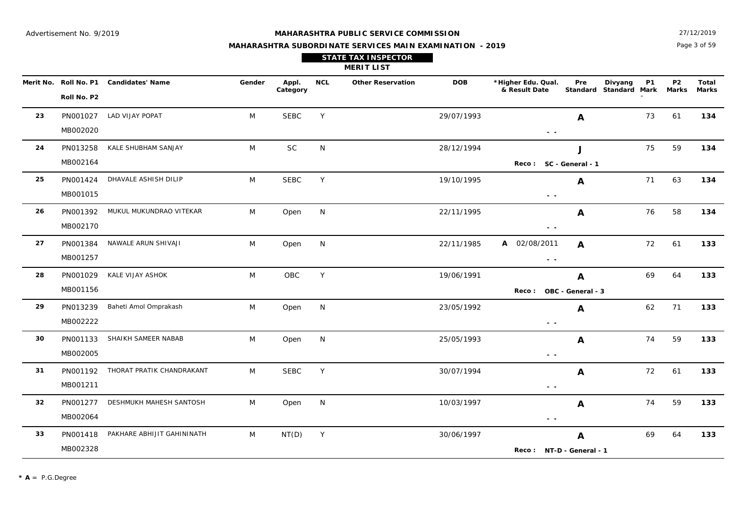Advertisement No. 9/2019

27/12/2019

**MAHARASHTRA PUBLIC SERVICE COMMISSION**

**MAHARASHTRA SUBORDINATE SERVICES MAIN EXAMINATION - 2019**

**STATE TAX INSPECTOR**

**MERIT LIST**

| Merit No. | Roll No. P1 / Roll No. P2 | Candidates' Name | Gender | Appl. Category | NCL | Other Reservation | DOB | *Higher Edu. Qual. & Result Date | Pre Standard | Divyang Standard | P1 Mark | P2 Marks | Total Marks |
|---|---|---|---|---|---|---|---|---|---|---|---|---|---|
| 23 | PN001027 / MB002020 | LAD VIJAY POPAT | M | SEBC | Y | | 29/07/1993 | - - | A | | 73 | 61 | **134** |
| 24 | PN013258 / MB002164 | KALE SHUBHAM SANJAY | M | SC | N | | 28/12/1994 | Reco : SC - General - 1 | J | | 75 | 59 | **134** |
| 25 | PN001424 / MB001015 | DHAVALE ASHISH DILIP | M | SEBC | Y | | 19/10/1995 | - - | A | | 71 | 63 | **134** |
| 26 | PN001392 / MB002170 | MUKUL MUKUNDRAO VITEKAR | M | Open | N | | 22/11/1995 | - - | A | | 76 | 58 | **134** |
| 27 | PN001384 / MB001257 | NAWALE ARUN SHIVAJI | M | Open | N | | 22/11/1985 | A 02/08/2011 - - | A | | 72 | 61 | **133** |
| 28 | PN001029 / MB001156 | KALE VIJAY ASHOK | M | OBC | Y | | 19/06/1991 | Reco : OBC - General - 3 | A | | 69 | 64 | **133** |
| 29 | PN013239 / MB002222 | Baheti Amol Omprakash | M | Open | N | | 23/05/1992 | - - | A | | 62 | 71 | **133** |
| 30 | PN001133 / MB002005 | SHAIKH SAMEER NABAB | M | Open | N | | 25/05/1993 | - - | A | | 74 | 59 | **133** |
| 31 | PN001192 / MB001211 | THORAT PRATIK CHANDRAKANT | M | SEBC | Y | | 30/07/1994 | - - | A | | 72 | 61 | **133** |
| 32 | PN001277 / MB002064 | DESHMUKH MAHESH SANTOSH | M | Open | N | | 10/03/1997 | - - | A | | 74 | 59 | **133** |
| 33 | PN001418 / MB002328 | PAKHARE ABHIJIT GAHININATH | M | NT(D) | Y | | 30/06/1997 | Reco : NT-D - General - 1 | A | | 69 | 64 | **133** |

* **A** = P.G.Degree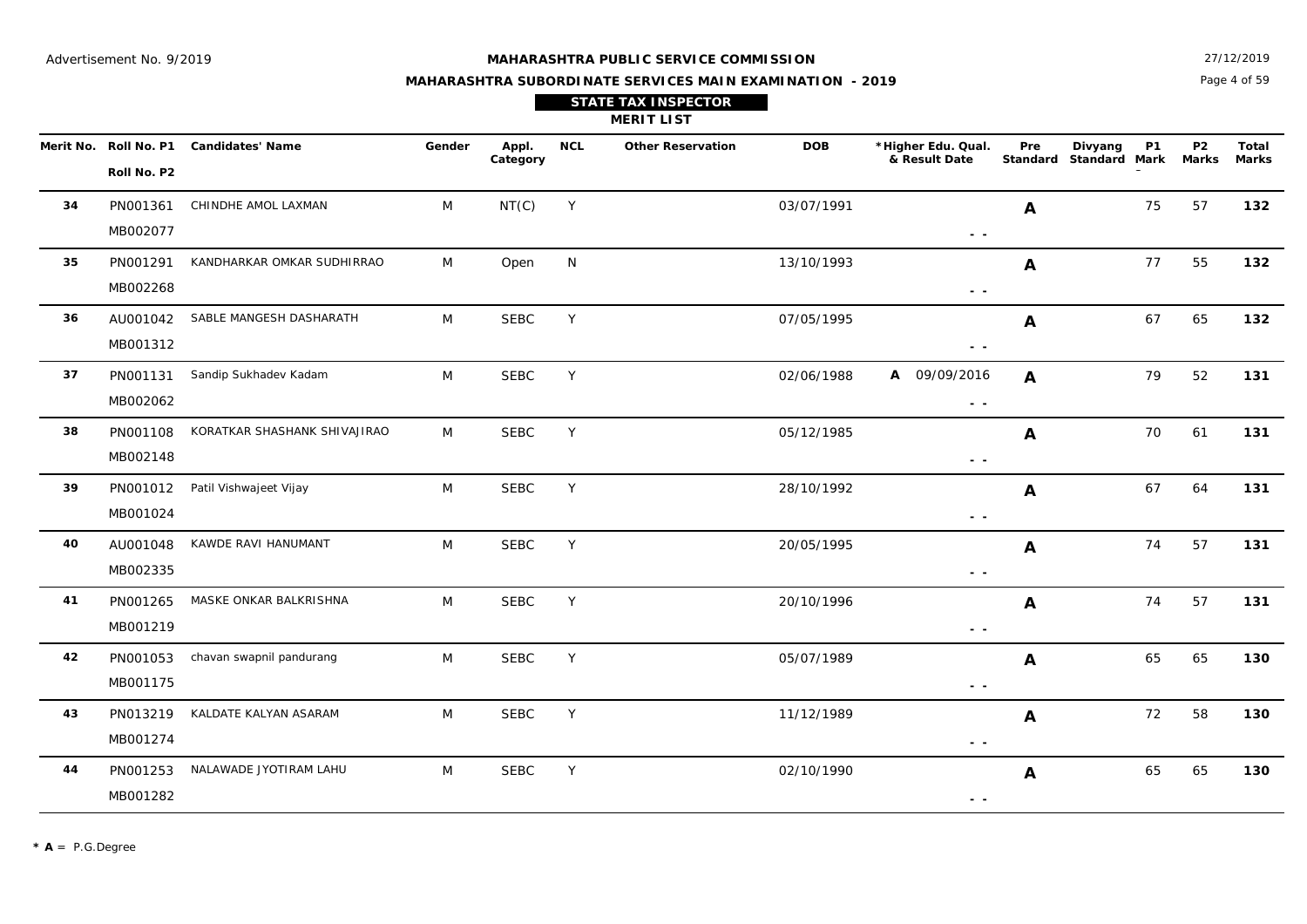**MAHARASHTRA PUBLIC SERVICE COMMISSION**

**MAHARASHTRA SUBORDINATE SERVICES MAIN EXAMINATION - 2019**

**STATE TAX INSPECTOR**

**MERIT LIST**

| Merit No. | Roll No. P1 / Roll No. P2 | Candidates' Name | Gender | Appl. Category | NCL | Other Reservation | DOB | *Higher Edu. Qual. & Result Date | Pre Standard | Divyang Standard | P1 Mark | P2 Marks | Total Marks |
|---|---|---|---|---|---|---|---|---|---|---|---|---|---|
| 34 | PN001361 MB002077 | CHINDHE AMOL LAXMAN | M | NT(C) | Y | | 03/07/1991 | - - | A | | 75 | 57 | **132** |
| 35 | PN001291 MB002268 | KANDHARKAR OMKAR SUDHIRRAO | M | Open | N | | 13/10/1993 | - - | A | | 77 | 55 | **132** |
| 36 | AU001042 MB001312 | SABLE MANGESH DASHARATH | M | SEBC | Y | | 07/05/1995 | - - | A | | 67 | 65 | **132** |
| 37 | PN001131 MB002062 | Sandip Sukhadev Kadam | M | SEBC | Y | | 02/06/1988 | A 09/09/2016 - - | A | | 79 | 52 | **131** |
| 38 | PN001108 MB002148 | KORATKAR SHASHANK SHIVAJIRAO | M | SEBC | Y | | 05/12/1985 | - - | A | | 70 | 61 | **131** |
| 39 | PN001012 MB001024 | Patil Vishwajeet Vijay | M | SEBC | Y | | 28/10/1992 | - - | A | | 67 | 64 | **131** |
| 40 | AU001048 MB002335 | KAWDE RAVI HANUMANT | M | SEBC | Y | | 20/05/1995 | - - | A | | 74 | 57 | **131** |
| 41 | PN001265 MB001219 | MASKE ONKAR BALKRISHNA | M | SEBC | Y | | 20/10/1996 | - - | A | | 74 | 57 | **131** |
| 42 | PN001053 MB001175 | chavan swapnil pandurang | M | SEBC | Y | | 05/07/1989 | - - | A | | 65 | 65 | **130** |
| 43 | PN013219 MB001274 | KALDATE KALYAN ASARAM | M | SEBC | Y | | 11/12/1989 | - - | A | | 72 | 58 | **130** |
| 44 | PN001253 MB001282 | NALAWADE JYOTIRAM LAHU | M | SEBC | Y | | 02/10/1990 | - - | A | | 65 | 65 | **130** |

* **A** = P.G.Degree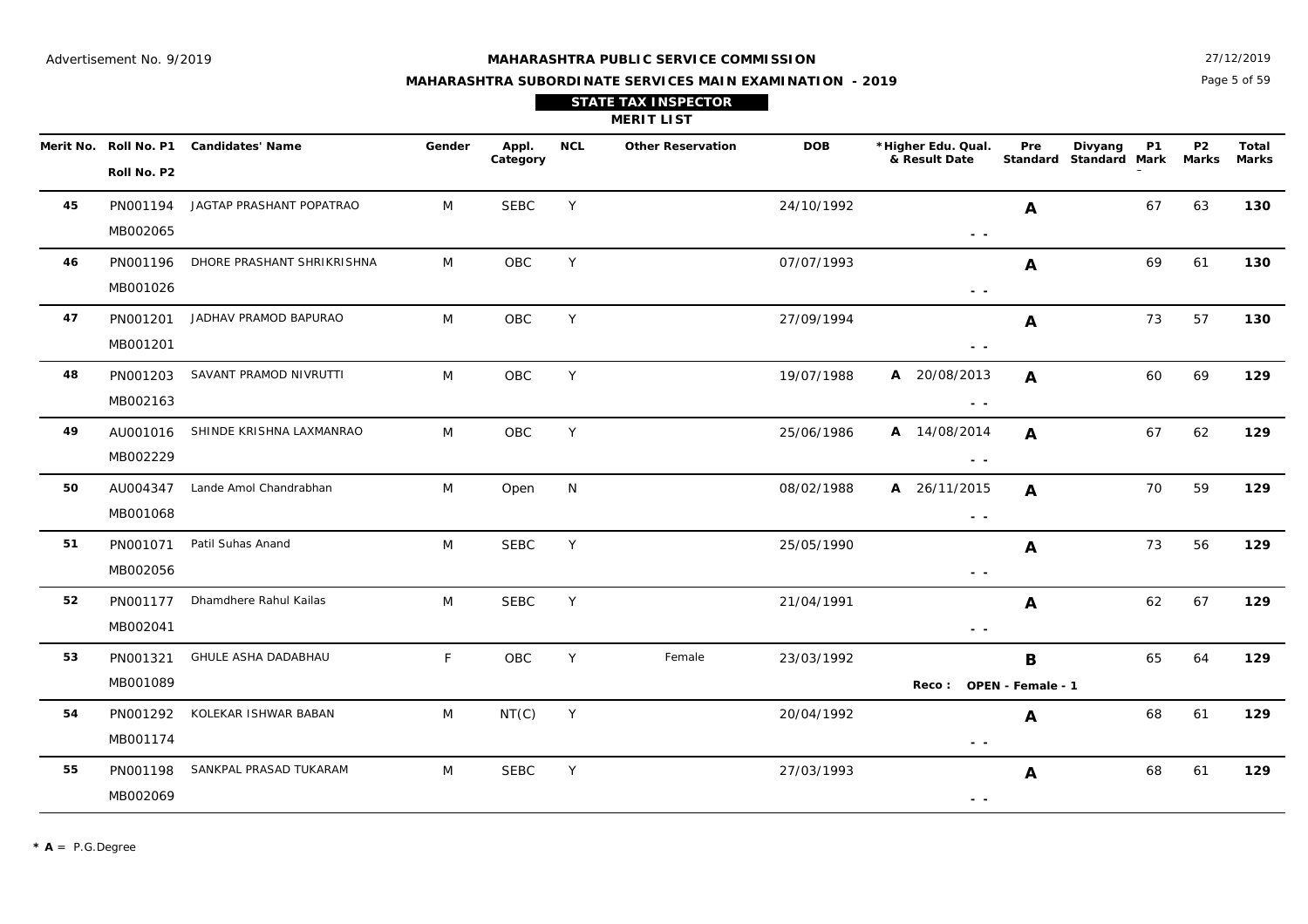Advertisement No. 9/2019

27/12/2019

**MAHARASHTRA PUBLIC SERVICE COMMISSION**

**MAHARASHTRA SUBORDINATE SERVICES MAIN EXAMINATION - 2019**

**STATE TAX INSPECTOR**

**MERIT LIST**

| Merit No. | Roll No. P1 / Roll No. P2 | Candidates' Name | Gender | Appl. Category | NCL | Other Reservation | DOB | *Higher Edu. Qual. & Result Date | Pre Standard | Divyang Standard | P1 Mark | P2 Marks | Total Marks |
|---|---|---|---|---|---|---|---|---|---|---|---|---|---|
| 45 | PN001194 / MB002065 | JAGTAP PRASHANT POPATRAO | M | SEBC | Y | | 24/10/1992 | - - | A | | 67 | 63 | **130** |
| 46 | PN001196 / MB001026 | DHORE PRASHANT SHRIKRISHNA | M | OBC | Y | | 07/07/1993 | - - | A | | 69 | 61 | **130** |
| 47 | PN001201 / MB001201 | JADHAV PRAMOD BAPURAO | M | OBC | Y | | 27/09/1994 | - - | A | | 73 | 57 | **130** |
| 48 | PN001203 / MB002163 | SAVANT PRAMOD NIVRUTTI | M | OBC | Y | | 19/07/1988 | A 20/08/2013 - - | A | | 60 | 69 | **129** |
| 49 | AU001016 / MB002229 | SHINDE KRISHNA LAXMANRAO | M | OBC | Y | | 25/06/1986 | A 14/08/2014 - - | A | | 67 | 62 | **129** |
| 50 | AU004347 / MB001068 | Lande Amol Chandrabhan | M | Open | N | | 08/02/1988 | A 26/11/2015 - - | A | | 70 | 59 | **129** |
| 51 | PN001071 / MB002056 | Patil Suhas Anand | M | SEBC | Y | | 25/05/1990 | - - | A | | 73 | 56 | **129** |
| 52 | PN001177 / MB002041 | Dhamdhere Rahul Kailas | M | SEBC | Y | | 21/04/1991 | - - | A | | 62 | 67 | **129** |
| 53 | PN001321 / MB001089 | GHULE ASHA DADABHAU | F | OBC | Y | Female | 23/03/1992 | Reco : OPEN - Female - 1 | B | | 65 | 64 | **129** |
| 54 | PN001292 / MB001174 | KOLEKAR ISHWAR BABAN | M | NT(C) | Y | | 20/04/1992 | - - | A | | 68 | 61 | **129** |
| 55 | PN001198 / MB002069 | SANKPAL PRASAD TUKARAM | M | SEBC | Y | | 27/03/1993 | - - | A | | 68 | 61 | **129** |

**\* A** = P.G.Degree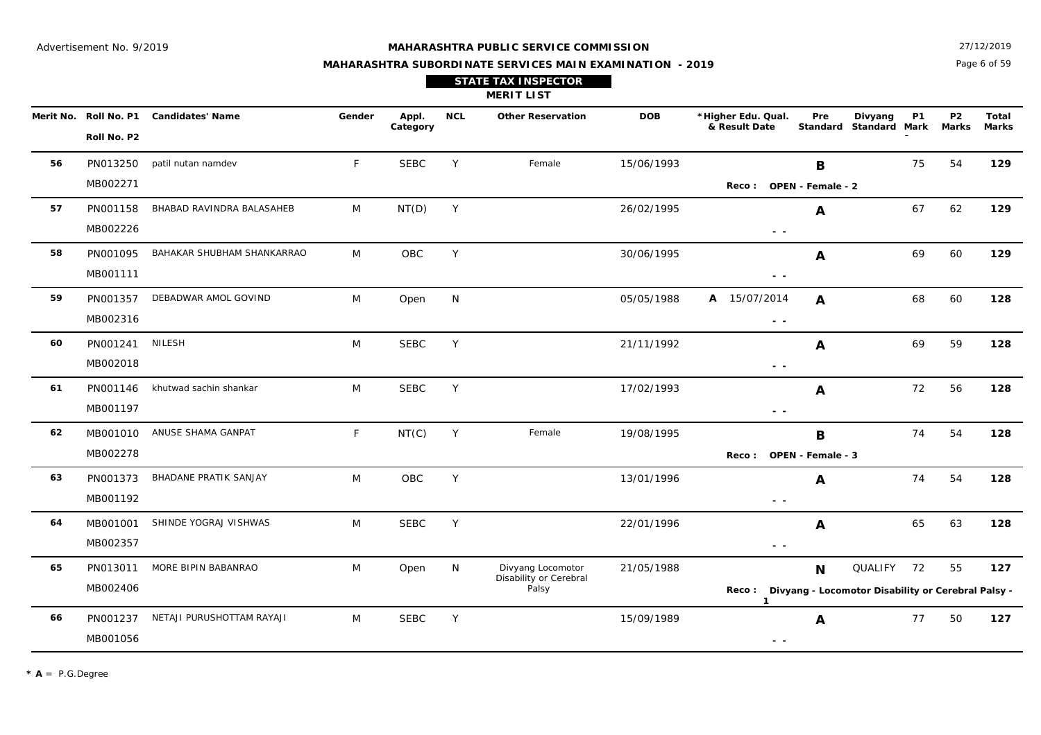Advertisement No. 9/2019

**MAHARASHTRA PUBLIC SERVICE COMMISSION**

**MAHARASHTRA SUBORDINATE SERVICES MAIN EXAMINATION - 2019**

27/12/2019

**STATE TAX INSPECTOR**

**MERIT LIST**

| Merit No. | Roll No. P1 / Roll No. P2 | Candidates' Name | Gender | Appl. Category | NCL | Other Reservation | DOB | *Higher Edu. Qual. & Result Date | Pre Standard | Divyang Standard | P1 Mark | P2 Marks | Total Marks |
|---|---|---|---|---|---|---|---|---|---|---|---|---|---|
| 56 | PN013250 / MB002271 | patil nutan namdev | F | SEBC | Y | Female | 15/06/1993 | Reco : OPEN - Female - 2 | B | | 75 | 54 | 129 |
| 57 | PN001158 / MB002226 | BHABAD RAVINDRA BALASAHEB | M | NT(D) | Y | | 26/02/1995 | - - | A | | 67 | 62 | 129 |
| 58 | PN001095 / MB001111 | BAHAKAR SHUBHAM SHANKARRAO | M | OBC | Y | | 30/06/1995 | - - | A | | 69 | 60 | 129 |
| 59 | PN001357 / MB002316 | DEBADWAR AMOL GOVIND | M | Open | N | | 05/05/1988 | A 15/07/2014 - - | A | | 68 | 60 | 128 |
| 60 | PN001241 / MB002018 | NILESH | M | SEBC | Y | | 21/11/1992 | - - | A | | 69 | 59 | 128 |
| 61 | PN001146 / MB001197 | khutwad sachin shankar | M | SEBC | Y | | 17/02/1993 | - - | A | | 72 | 56 | 128 |
| 62 | MB001010 / MB002278 | ANUSE SHAMA GANPAT | F | NT(C) | Y | Female | 19/08/1995 | Reco : OPEN - Female - 3 | B | | 74 | 54 | 128 |
| 63 | PN001373 / MB001192 | BHADANE PRATIK SANJAY | M | OBC | Y | | 13/01/1996 | - - | A | | 74 | 54 | 128 |
| 64 | MB001001 / MB002357 | SHINDE YOGRAJ VISHWAS | M | SEBC | Y | | 22/01/1996 | - - | A | | 65 | 63 | 128 |
| 65 | PN013011 / MB002406 | MORE BIPIN BABANRAO | M | Open | N | Divyang Locomotor Disability or Cerebral Palsy | 21/05/1988 | Reco : Divyang - Locomotor Disability or Cerebral Palsy - 1 | N | QUALIFY | 72 | 55 | 127 |
| 66 | PN001237 / MB001056 | NETAJI PURUSHOTTAM RAYAJI | M | SEBC | Y | | 15/09/1989 | - - | A | | 77 | 50 | 127 |

**\* A** = P.G.Degree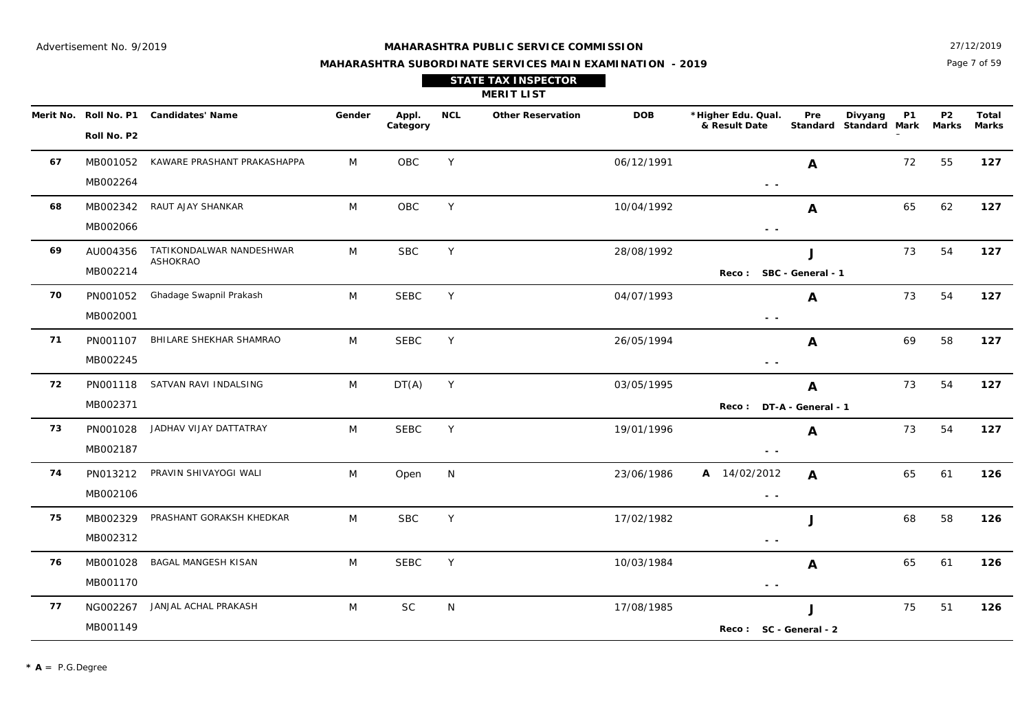Advertisement No. 9/2019

27/12/2019

# MAHARASHTRA PUBLIC SERVICE COMMISSION

## MAHARASHTRA SUBORDINATE SERVICES MAIN EXAMINATION - 2019

### STATE TAX INSPECTOR

### MERIT LIST

| Merit No. | Roll No. P1 / Roll No. P2 | Candidates' Name | Gender | Appl. Category | NCL | Other Reservation | DOB | *Higher Edu. Qual. & Result Date | Pre Standard | Divyang Standard | P1 Mark | P2 Marks | Total Marks |
|---|---|---|---|---|---|---|---|---|---|---|---|---|---|
| 67 | MB001052 / MB002264 | KAWARE PRASHANT PRAKASHAPPA | M | OBC | Y | | 06/12/1991 | - - | A | | 72 | 55 | **127** |
| 68 | MB002342 / MB002066 | RAUT AJAY SHANKAR | M | OBC | Y | | 10/04/1992 | - - | A | | 65 | 62 | **127** |
| 69 | AU004356 / MB002214 | TATIKONDALWAR NANDESHWAR ASHOKRAO | M | SBC | Y | | 28/08/1992 | Reco : SBC - General - 1 | J | | 73 | 54 | **127** |
| 70 | PN001052 / MB002001 | Ghadage Swapnil Prakash | M | SEBC | Y | | 04/07/1993 | - - | A | | 73 | 54 | **127** |
| 71 | PN001107 / MB002245 | BHILARE SHEKHAR SHAMRAO | M | SEBC | Y | | 26/05/1994 | - - | A | | 69 | 58 | **127** |
| 72 | PN001118 / MB002371 | SATVAN RAVI INDALSING | M | DT(A) | Y | | 03/05/1995 | Reco : DT-A - General - 1 | A | | 73 | 54 | **127** |
| 73 | PN001028 / MB002187 | JADHAV VIJAY DATTATRAY | M | SEBC | Y | | 19/01/1996 | - - | A | | 73 | 54 | **127** |
| 74 | PN013212 / MB002106 | PRAVIN SHIVAYOGI WALI | M | Open | N | | 23/06/1986 | A 14/02/2012 - - | A | | 65 | 61 | **126** |
| 75 | MB002329 / MB002312 | PRASHANT GORAKSH KHEDKAR | M | SBC | Y | | 17/02/1982 | - - | J | | 68 | 58 | **126** |
| 76 | MB001028 / MB001170 | BAGAL MANGESH KISAN | M | SEBC | Y | | 10/03/1984 | - - | A | | 65 | 61 | **126** |
| 77 | NG002267 / MB001149 | JANJAL ACHAL PRAKASH | M | SC | N | | 17/08/1985 | Reco : SC - General - 2 | J | | 75 | 51 | **126** |

* **A** = P.G.Degree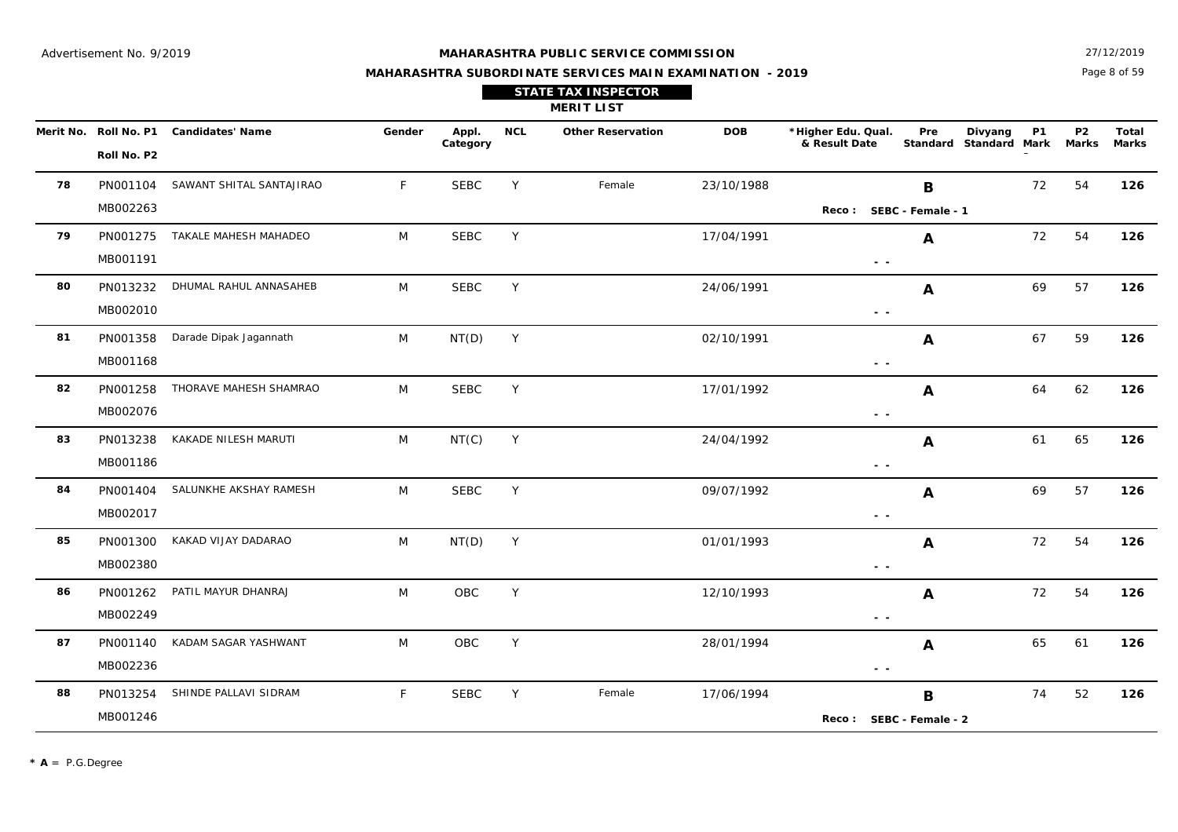Advertisement No. 9/2019

# MAHARASHTRA PUBLIC SERVICE COMMISSION

## MAHARASHTRA SUBORDINATE SERVICES MAIN EXAMINATION - 2019

27/12/2019

### STATE TAX INSPECTOR

### MERIT LIST

| Merit No. | Roll No. P1 / Roll No. P2 | Candidates' Name | Gender | Appl. Category | NCL | Other Reservation | DOB | *Higher Edu. Qual. & Result Date | Pre Standard | Divyang Standard | P1 Mark | P2 Marks | Total Marks |
|---|---|---|---|---|---|---|---|---|---|---|---|---|---|
| 78 | PN001104 / MB002263 | SAWANT SHITAL SANTAJIRAO | F | SEBC | Y | Female | 23/10/1988 | Reco : SEBC - Female - 1 | B | | 72 | 54 | **126** |
| 79 | PN001275 / MB001191 | TAKALE MAHESH MAHADEO | M | SEBC | Y | | 17/04/1991 | - - | A | | 72 | 54 | **126** |
| 80 | PN013232 / MB002010 | DHUMAL RAHUL ANNASAHEB | M | SEBC | Y | | 24/06/1991 | - - | A | | 69 | 57 | **126** |
| 81 | PN001358 / MB001168 | Darade Dipak Jagannath | M | NT(D) | Y | | 02/10/1991 | - - | A | | 67 | 59 | **126** |
| 82 | PN001258 / MB002076 | THORAVE MAHESH SHAMRAO | M | SEBC | Y | | 17/01/1992 | - - | A | | 64 | 62 | **126** |
| 83 | PN013238 / MB001186 | KAKADE NILESH MARUTI | M | NT(C) | Y | | 24/04/1992 | - - | A | | 61 | 65 | **126** |
| 84 | PN001404 / MB002017 | SALUNKHE AKSHAY RAMESH | M | SEBC | Y | | 09/07/1992 | - - | A | | 69 | 57 | **126** |
| 85 | PN001300 / MB002380 | KAKAD VIJAY DADARAO | M | NT(D) | Y | | 01/01/1993 | - - | A | | 72 | 54 | **126** |
| 86 | PN001262 / MB002249 | PATIL MAYUR DHANRAJ | M | OBC | Y | | 12/10/1993 | - - | A | | 72 | 54 | **126** |
| 87 | PN001140 / MB002236 | KADAM SAGAR YASHWANT | M | OBC | Y | | 28/01/1994 | - - | A | | 65 | 61 | **126** |
| 88 | PN013254 / MB001246 | SHINDE PALLAVI SIDRAM | F | SEBC | Y | Female | 17/06/1994 | Reco : SEBC - Female - 2 | B | | 74 | 52 | **126** |

**\* A** = P.G.Degree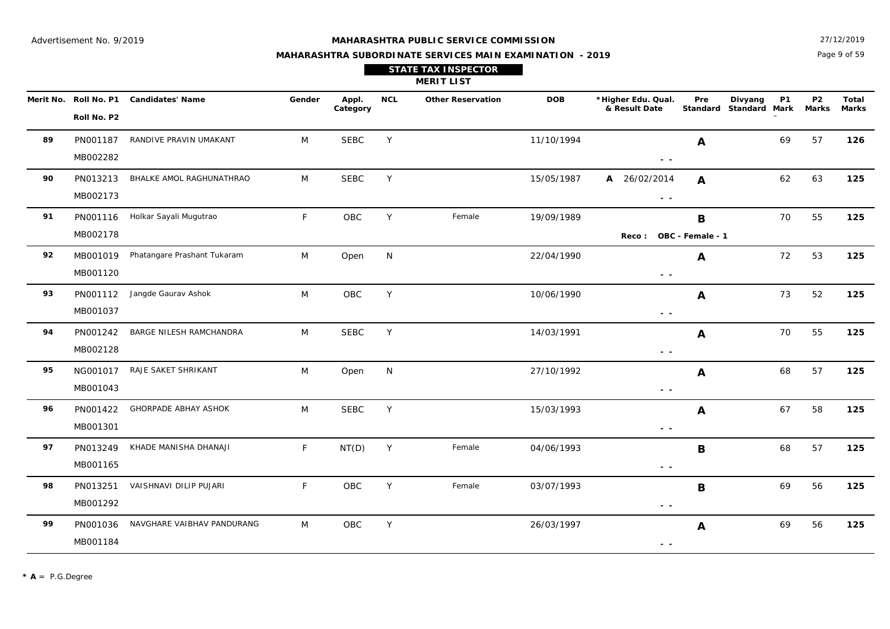Advertisement No. 9/2019

**MAHARASHTRA PUBLIC SERVICE COMMISSION**

**MAHARASHTRA SUBORDINATE SERVICES MAIN EXAMINATION - 2019**

27/12/2019

**STATE TAX INSPECTOR**

**MERIT LIST**

| Merit No. | Roll No. P1 / Roll No. P2 | Candidates' Name | Gender | Appl. Category | NCL | Other Reservation | DOB | *Higher Edu. Qual. & Result Date | Pre Standard | Divyang Standard | P1 Mark | P2 Marks | Total Marks |
|---|---|---|---|---|---|---|---|---|---|---|---|---|---|
| 89 | PN001187 / MB002282 | RANDIVE PRAVIN UMAKANT | M | SEBC | Y | | 11/10/1994 | - - | A | | 69 | 57 | **126** |
| 90 | PN013213 / MB002173 | BHALKE AMOL RAGHUNATHRAO | M | SEBC | Y | | 15/05/1987 | A 26/02/2014 - - | A | | 62 | 63 | **125** |
| 91 | PN001116 / MB002178 | Holkar Sayali Mugutrao | F | OBC | Y | Female | 19/09/1989 | Reco : OBC - Female - 1 | B | | 70 | 55 | **125** |
| 92 | MB001019 / MB001120 | Phatangare Prashant Tukaram | M | Open | N | | 22/04/1990 | - - | A | | 72 | 53 | **125** |
| 93 | PN001112 / MB001037 | Jangde Gaurav Ashok | M | OBC | Y | | 10/06/1990 | - - | A | | 73 | 52 | **125** |
| 94 | PN001242 / MB002128 | BARGE NILESH RAMCHANDRA | M | SEBC | Y | | 14/03/1991 | - - | A | | 70 | 55 | **125** |
| 95 | NG001017 / MB001043 | RAJE SAKET SHRIKANT | M | Open | N | | 27/10/1992 | - - | A | | 68 | 57 | **125** |
| 96 | PN001422 / MB001301 | GHORPADE ABHAY ASHOK | M | SEBC | Y | | 15/03/1993 | - - | A | | 67 | 58 | **125** |
| 97 | PN013249 / MB001165 | KHADE MANISHA DHANAJI | F | NT(D) | Y | Female | 04/06/1993 | - - | B | | 68 | 57 | **125** |
| 98 | PN013251 / MB001292 | VAISHNAVI DILIP PUJARI | F | OBC | Y | Female | 03/07/1993 | - - | B | | 69 | 56 | **125** |
| 99 | PN001036 / MB001184 | NAVGHARE VAIBHAV PANDURANG | M | OBC | Y | | 26/03/1997 | - - | A | | 69 | 56 | **125** |

* **A** = P.G.Degree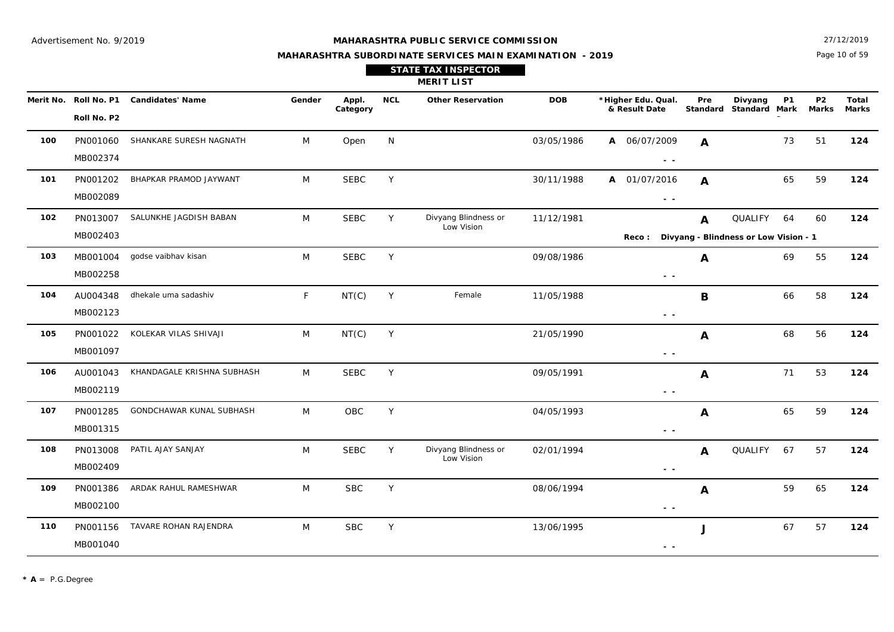Advertisement No. 9/2019

**MAHARASHTRA PUBLIC SERVICE COMMISSION**

**MAHARASHTRA SUBORDINATE SERVICES MAIN EXAMINATION - 2019**

27/12/2019

**STATE TAX INSPECTOR**

**MERIT LIST**

| Merit No. | Roll No. P1 / Roll No. P2 | Candidates' Name | Gender | Appl. Category | NCL | Other Reservation | DOB | *Higher Edu. Qual. & Result Date | Pre Standard | Divyang Standard | P1 Mark | P2 Marks | Total Marks |
|---|---|---|---|---|---|---|---|---|---|---|---|---|---|
| **100** | PN001060 / MB002374 | SHANKARE SURESH NAGNATH | M | Open | N | | 03/05/1986 | **A** 06/07/2009 - - | **A** | | 73 | 51 | **124** |
| **101** | PN001202 / MB002089 | BHAPKAR PRAMOD JAYWANT | M | SEBC | Y | | 30/11/1988 | **A** 01/07/2016 - - | **A** | | 65 | 59 | **124** |
| **102** | PN013007 / MB002403 | SALUNKHE JAGDISH BABAN | M | SEBC | Y | Divyang Blindness or Low Vision | 11/12/1981 | **Reco :** Divyang - Blindness or Low Vision - 1 | **A** | QUALIFY | 64 | 60 | **124** |
| **103** | MB001004 / MB002258 | godse vaibhav kisan | M | SEBC | Y | | 09/08/1986 | - - | **A** | | 69 | 55 | **124** |
| **104** | AU004348 / MB002123 | dhekale uma sadashiv | F | NT(C) | Y | Female | 11/05/1988 | - - | **B** | | 66 | 58 | **124** |
| **105** | PN001022 / MB001097 | KOLEKAR VILAS SHIVAJI | M | NT(C) | Y | | 21/05/1990 | - - | **A** | | 68 | 56 | **124** |
| **106** | AU001043 / MB002119 | KHANDAGALE KRISHNA SUBHASH | M | SEBC | Y | | 09/05/1991 | - - | **A** | | 71 | 53 | **124** |
| **107** | PN001285 / MB001315 | GONDCHAWAR KUNAL SUBHASH | M | OBC | Y | | 04/05/1993 | - - | **A** | | 65 | 59 | **124** |
| **108** | PN013008 / MB002409 | PATIL AJAY SANJAY | M | SEBC | Y | Divyang Blindness or Low Vision | 02/01/1994 | - - | **A** | QUALIFY | 67 | 57 | **124** |
| **109** | PN001386 / MB002100 | ARDAK RAHUL RAMESHWAR | M | SBC | Y | | 08/06/1994 | - - | **A** | | 59 | 65 | **124** |
| **110** | PN001156 / MB001040 | TAVARE ROHAN RAJENDRA | M | SBC | Y | | 13/06/1995 | - - | **J** | | 67 | 57 | **124** |

* **A** = P.G.Degree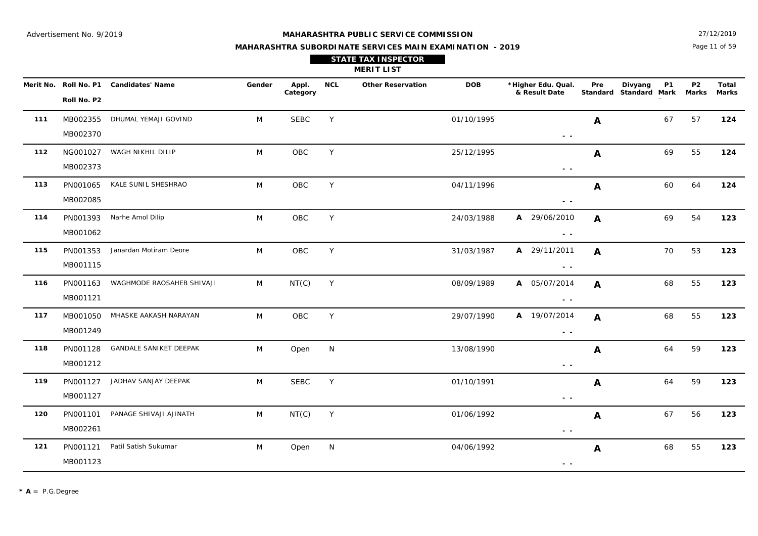Advertisement No. 9/2019

27/12/2019

**MAHARASHTRA PUBLIC SERVICE COMMISSION**

**MAHARASHTRA SUBORDINATE SERVICES MAIN EXAMINATION - 2019**

**STATE TAX INSPECTOR**

**MERIT LIST**

| Merit No. | Roll No. P1 / Roll No. P2 | Candidates' Name | Gender | Appl. Category | NCL | Other Reservation | DOB | *Higher Edu. Qual. & Result Date | Pre Standard | Divyang Standard | P1 Mark | P2 Marks | Total Marks |
|---|---|---|---|---|---|---|---|---|---|---|---|---|---|
| 111 | MB002355 / MB002370 | DHUMAL YEMAJI GOVIND | M | SEBC | Y | | 01/10/1995 | - - | A | | 67 | 57 | 124 |
| 112 | NG001027 / MB002373 | WAGH NIKHIL DILIP | M | OBC | Y | | 25/12/1995 | - - | A | | 69 | 55 | 124 |
| 113 | PN001065 / MB002085 | KALE SUNIL SHESHRAO | M | OBC | Y | | 04/11/1996 | - - | A | | 60 | 64 | 124 |
| 114 | PN001393 / MB001062 | Narhe Amol Dilip | M | OBC | Y | | 24/03/1988 | A 29/06/2010 - - | A | | 69 | 54 | 123 |
| 115 | PN001353 / MB001115 | Janardan Motiram Deore | M | OBC | Y | | 31/03/1987 | A 29/11/2011 - - | A | | 70 | 53 | 123 |
| 116 | PN001163 / MB001121 | WAGHMODE RAOSAHEB SHIVAJI | M | NT(C) | Y | | 08/09/1989 | A 05/07/2014 - - | A | | 68 | 55 | 123 |
| 117 | MB001050 / MB001249 | MHASKE AAKASH NARAYAN | M | OBC | Y | | 29/07/1990 | A 19/07/2014 - - | A | | 68 | 55 | 123 |
| 118 | PN001128 / MB001212 | GANDALE SANIKET DEEPAK | M | Open | N | | 13/08/1990 | - - | A | | 64 | 59 | 123 |
| 119 | PN001127 / MB001127 | JADHAV SANJAY DEEPAK | M | SEBC | Y | | 01/10/1991 | - - | A | | 64 | 59 | 123 |
| 120 | PN001101 / MB002261 | PANAGE SHIVAJI AJINATH | M | NT(C) | Y | | 01/06/1992 | - - | A | | 67 | 56 | 123 |
| 121 | PN001121 / MB001123 | Patil Satish Sukumar | M | Open | N | | 04/06/1992 | - - | A | | 68 | 55 | 123 |

**\* A** = P.G.Degree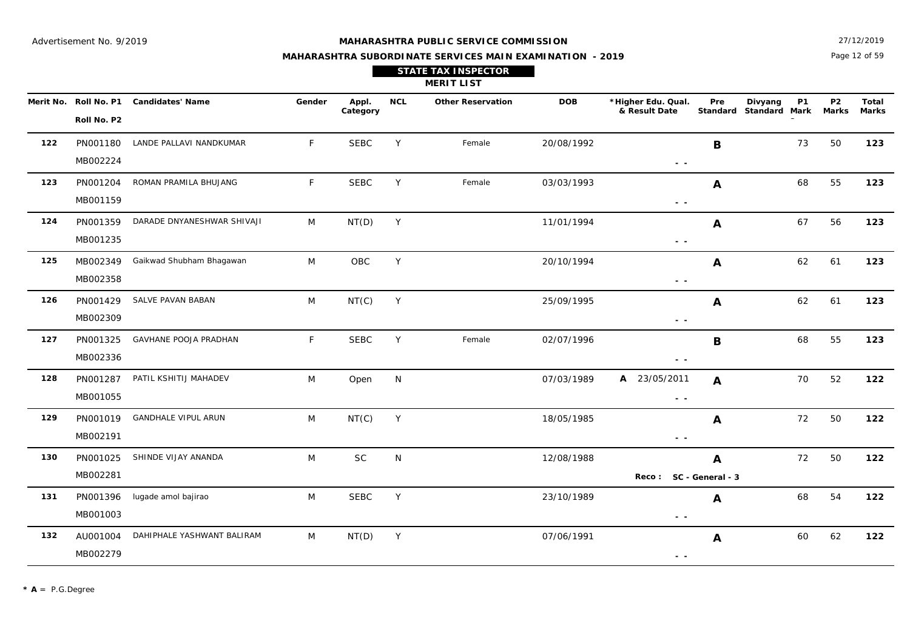Advertisement No. 9/2019

**MAHARASHTRA PUBLIC SERVICE COMMISSION**

**MAHARASHTRA SUBORDINATE SERVICES MAIN EXAMINATION - 2019**

27/12/2019

**STATE TAX INSPECTOR**

**MERIT LIST**

| Merit No. | Roll No. P1 / Roll No. P2 | Candidates' Name | Gender | Appl. Category | NCL | Other Reservation | DOB | *Higher Edu. Qual. & Result Date | Pre Standard | Divyang Standard | P1 Mark | P2 Marks | Total Marks |
|---|---|---|---|---|---|---|---|---|---|---|---|---|---|
| 122 | PN001180 / MB002224 | LANDE PALLAVI NANDKUMAR | F | SEBC | Y | Female | 20/08/1992 | - - | B | | 73 | 50 | **123** |
| 123 | PN001204 / MB001159 | ROMAN PRAMILA BHUJANG | F | SEBC | Y | Female | 03/03/1993 | - - | A | | 68 | 55 | **123** |
| 124 | PN001359 / MB001235 | DARADE DNYANESHWAR SHIVAJI | M | NT(D) | Y | | 11/01/1994 | - - | A | | 67 | 56 | **123** |
| 125 | MB002349 / MB002358 | Gaikwad Shubham Bhagawan | M | OBC | Y | | 20/10/1994 | - - | A | | 62 | 61 | **123** |
| 126 | PN001429 / MB002309 | SALVE PAVAN BABAN | M | NT(C) | Y | | 25/09/1995 | - - | A | | 62 | 61 | **123** |
| 127 | PN001325 / MB002336 | GAVHANE POOJA PRADHAN | F | SEBC | Y | Female | 02/07/1996 | - - | B | | 68 | 55 | **123** |
| 128 | PN001287 / MB001055 | PATIL KSHITIJ MAHADEV | M | Open | N | | 07/03/1989 | **A** 23/05/2011 - - | A | | 70 | 52 | **122** |
| 129 | PN001019 / MB002191 | GANDHALE VIPUL ARUN | M | NT(C) | Y | | 18/05/1985 | - - | A | | 72 | 50 | **122** |
| 130 | PN001025 / MB002281 | SHINDE VIJAY ANANDA | M | SC | N | | 12/08/1988 | Reco : SC - General - 3 | A | | 72 | 50 | **122** |
| 131 | PN001396 / MB001003 | lugade amol bajirao | M | SEBC | Y | | 23/10/1989 | - - | A | | 68 | 54 | **122** |
| 132 | AU001004 / MB002279 | DAHIPHALE YASHWANT BALIRAM | M | NT(D) | Y | | 07/06/1991 | - - | A | | 60 | 62 | **122** |

* **A** = P.G.Degree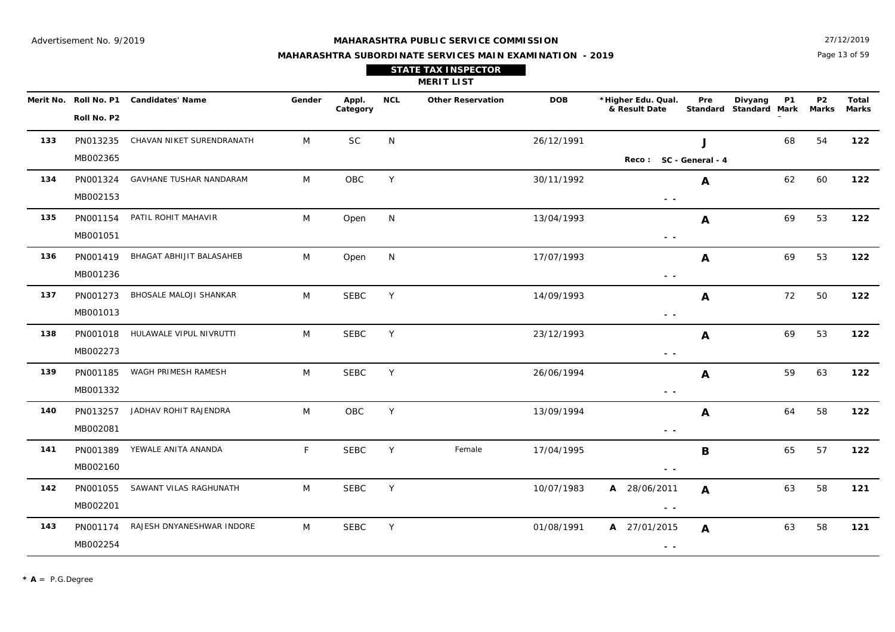Advertisement No. 9/2019

**MAHARASHTRA PUBLIC SERVICE COMMISSION**

**MAHARASHTRA SUBORDINATE SERVICES MAIN EXAMINATION - 2019**

27/12/2019

**STATE TAX INSPECTOR**

**MERIT LIST**

| Merit No. | Roll No. P1 / Roll No. P2 | Candidates' Name | Gender | Appl. Category | NCL | Other Reservation | DOB | *Higher Edu. Qual. & Result Date | Pre Standard | Divyang Standard | P1 Mark | P2 Marks | Total Marks |
|---|---|---|---|---|---|---|---|---|---|---|---|---|---|
| 133 | PN013235 / MB002365 | CHAVAN NIKET SURENDRANATH | M | SC | N | | 26/12/1991 | Reco : SC - General - 4 | J | | 68 | 54 | 122 |
| 134 | PN001324 / MB002153 | GAVHANE TUSHAR NANDARAM | M | OBC | Y | | 30/11/1992 | - - | A | | 62 | 60 | 122 |
| 135 | PN001154 / MB001051 | PATIL ROHIT MAHAVIR | M | Open | N | | 13/04/1993 | - - | A | | 69 | 53 | 122 |
| 136 | PN001419 / MB001236 | BHAGAT ABHIJIT BALASAHEB | M | Open | N | | 17/07/1993 | - - | A | | 69 | 53 | 122 |
| 137 | PN001273 / MB001013 | BHOSALE MALOJI SHANKAR | M | SEBC | Y | | 14/09/1993 | - - | A | | 72 | 50 | 122 |
| 138 | PN001018 / MB002273 | HULAWALE VIPUL NIVRUTTI | M | SEBC | Y | | 23/12/1993 | - - | A | | 69 | 53 | 122 |
| 139 | PN001185 / MB001332 | WAGH PRIMESH RAMESH | M | SEBC | Y | | 26/06/1994 | - - | A | | 59 | 63 | 122 |
| 140 | PN013257 / MB002081 | JADHAV ROHIT RAJENDRA | M | OBC | Y | | 13/09/1994 | - - | A | | 64 | 58 | 122 |
| 141 | PN001389 / MB002160 | YEWALE ANITA ANANDA | F | SEBC | Y | Female | 17/04/1995 | - - | B | | 65 | 57 | 122 |
| 142 | PN001055 / MB002201 | SAWANT VILAS RAGHUNATH | M | SEBC | Y | | 10/07/1983 | A 28/06/2011 - - | A | | 63 | 58 | 121 |
| 143 | PN001174 / MB002254 | RAJESH DNYANESHWAR INDORE | M | SEBC | Y | | 01/08/1991 | A 27/01/2015 - - | A | | 63 | 58 | 121 |

**\* A** = P.G.Degree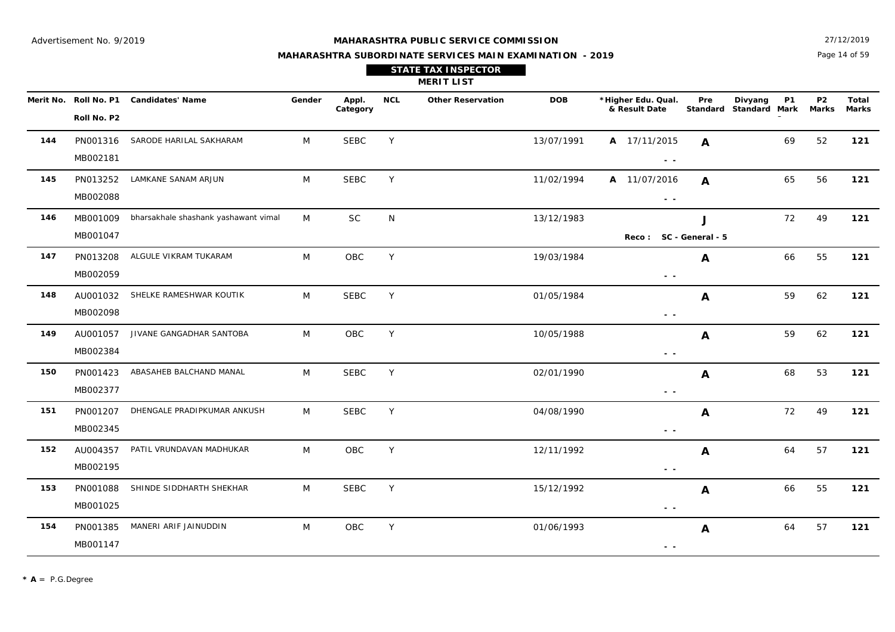Advertisement No. 9/2019

**MAHARASHTRA PUBLIC SERVICE COMMISSION**

**MAHARASHTRA SUBORDINATE SERVICES MAIN EXAMINATION - 2019**

27/12/2019

**STATE TAX INSPECTOR**

**MERIT LIST**

| Merit No. | Roll No. P1 / Roll No. P2 | Candidates' Name | Gender | Appl. Category | NCL | Other Reservation | DOB | *Higher Edu. Qual. & Result Date | Pre Standard | Divyang Standard | P1 Mark | P2 Marks | Total Marks |
|---|---|---|---|---|---|---|---|---|---|---|---|---|---|
| **144** | PN001316 / MB002181 | SARODE HARILAL SAKHARAM | M | SEBC | Y | | 13/07/1991 | **A** 17/11/2015 - - | **A** | | 69 | 52 | **121** |
| **145** | PN013252 / MB002088 | LAMKANE SANAM ARJUN | M | SEBC | Y | | 11/02/1994 | **A** 11/07/2016 - - | **A** | | 65 | 56 | **121** |
| **146** | MB001009 / MB001047 | bharsakhale shashank yashawant vimal | M | SC | N | | 13/12/1983 | **Reco : SC - General - 5** | **J** | | 72 | 49 | **121** |
| **147** | PN013208 / MB002059 | ALGULE VIKRAM TUKARAM | M | OBC | Y | | 19/03/1984 | - - | **A** | | 66 | 55 | **121** |
| **148** | AU001032 / MB002098 | SHELKE RAMESHWAR KOUTIK | M | SEBC | Y | | 01/05/1984 | - - | **A** | | 59 | 62 | **121** |
| **149** | AU001057 / MB002384 | JIVANE GANGADHAR SANTOBA | M | OBC | Y | | 10/05/1988 | - - | **A** | | 59 | 62 | **121** |
| **150** | PN001423 / MB002377 | ABASAHEB BALCHAND MANAL | M | SEBC | Y | | 02/01/1990 | - - | **A** | | 68 | 53 | **121** |
| **151** | PN001207 / MB002345 | DHENGALE PRADIPKUMAR ANKUSH | M | SEBC | Y | | 04/08/1990 | - - | **A** | | 72 | 49 | **121** |
| **152** | AU004357 / MB002195 | PATIL VRUNDAVAN MADHUKAR | M | OBC | Y | | 12/11/1992 | - - | **A** | | 64 | 57 | **121** |
| **153** | PN001088 / MB001025 | SHINDE SIDDHARTH SHEKHAR | M | SEBC | Y | | 15/12/1992 | - - | **A** | | 66 | 55 | **121** |
| **154** | PN001385 / MB001147 | MANERI ARIF JAINUDDIN | M | OBC | Y | | 01/06/1993 | - - | **A** | | 64 | 57 | **121** |

\* **A** = P.G.Degree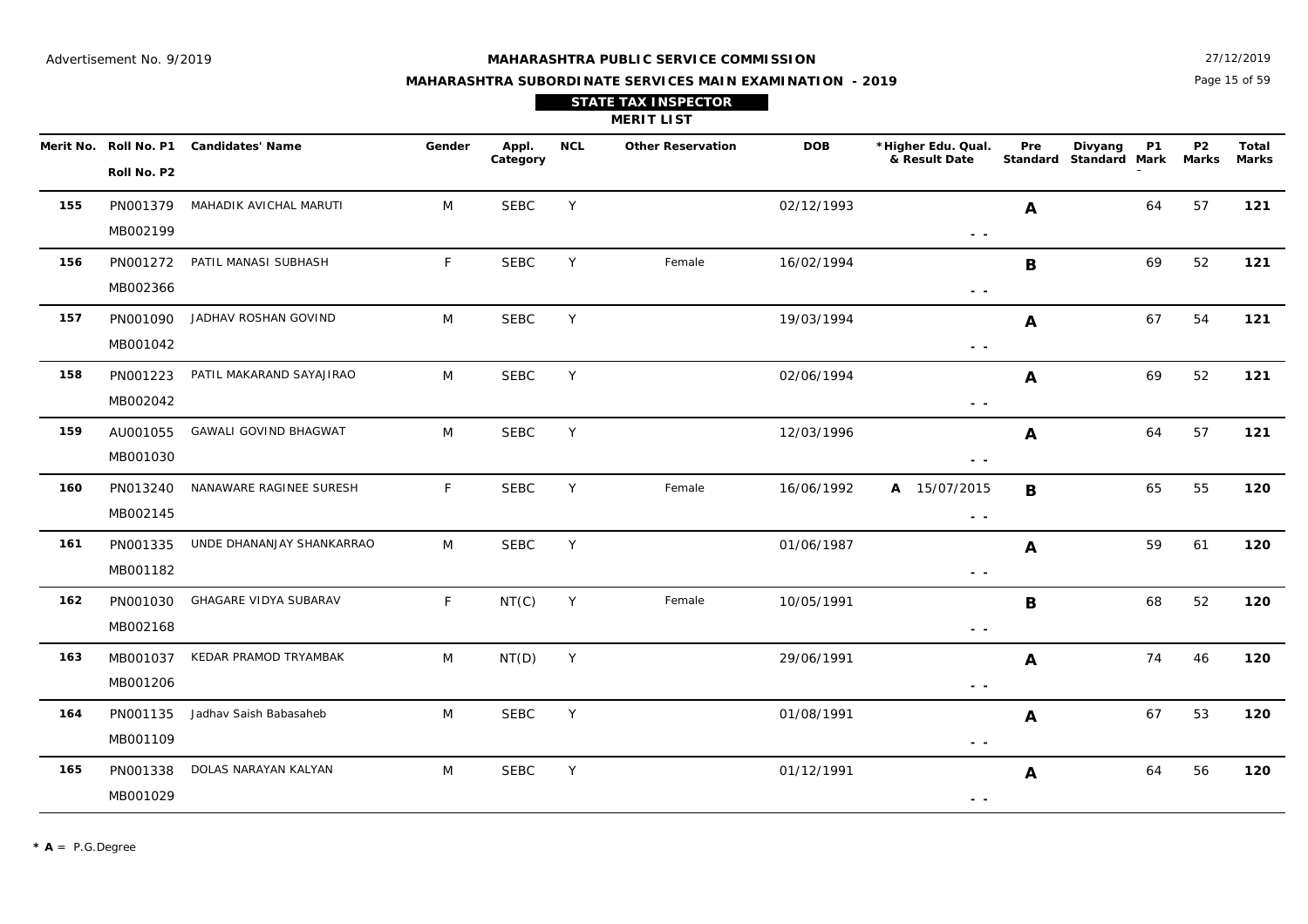Advertisement No. 9/2019

**MAHARASHTRA PUBLIC SERVICE COMMISSION**

**MAHARASHTRA SUBORDINATE SERVICES MAIN EXAMINATION - 2019**

27/12/2019

**STATE TAX INSPECTOR**

**MERIT LIST**

| Merit No. | Roll No. P1 / Roll No. P2 | Candidates' Name | Gender | Appl. Category | NCL | Other Reservation | DOB | *Higher Edu. Qual. & Result Date | Pre Standard | Divyang Standard | P1 Mark | P2 Marks | Total Marks |
|---|---|---|---|---|---|---|---|---|---|---|---|---|---|
| 155 | PN001379 / MB002199 | MAHADIK AVICHAL MARUTI | M | SEBC | Y | | 02/12/1993 | - - | A | | 64 | 57 | 121 |
| 156 | PN001272 / MB002366 | PATIL MANASI SUBHASH | F | SEBC | Y | Female | 16/02/1994 | - - | B | | 69 | 52 | 121 |
| 157 | PN001090 / MB001042 | JADHAV ROSHAN GOVIND | M | SEBC | Y | | 19/03/1994 | - - | A | | 67 | 54 | 121 |
| 158 | PN001223 / MB002042 | PATIL MAKARAND SAYAJIRAO | M | SEBC | Y | | 02/06/1994 | - - | A | | 69 | 52 | 121 |
| 159 | AU001055 / MB001030 | GAWALI GOVIND BHAGWAT | M | SEBC | Y | | 12/03/1996 | - - | A | | 64 | 57 | 121 |
| 160 | PN013240 / MB002145 | NANAWARE RAGINEE SURESH | F | SEBC | Y | Female | 16/06/1992 | A 15/07/2015 - - | B | | 65 | 55 | 120 |
| 161 | PN001335 / MB001182 | UNDE DHANANJAY SHANKARRAO | M | SEBC | Y | | 01/06/1987 | - - | A | | 59 | 61 | 120 |
| 162 | PN001030 / MB002168 | GHAGARE VIDYA SUBARAV | F | NT(C) | Y | Female | 10/05/1991 | - - | B | | 68 | 52 | 120 |
| 163 | MB001037 / MB001206 | KEDAR PRAMOD TRYAMBAK | M | NT(D) | Y | | 29/06/1991 | - - | A | | 74 | 46 | 120 |
| 164 | PN001135 / MB001109 | Jadhav Saish Babasaheb | M | SEBC | Y | | 01/08/1991 | - - | A | | 67 | 53 | 120 |
| 165 | PN001338 / MB001029 | DOLAS NARAYAN KALYAN | M | SEBC | Y | | 01/12/1991 | - - | A | | 64 | 56 | 120 |

**\* A** = P.G.Degree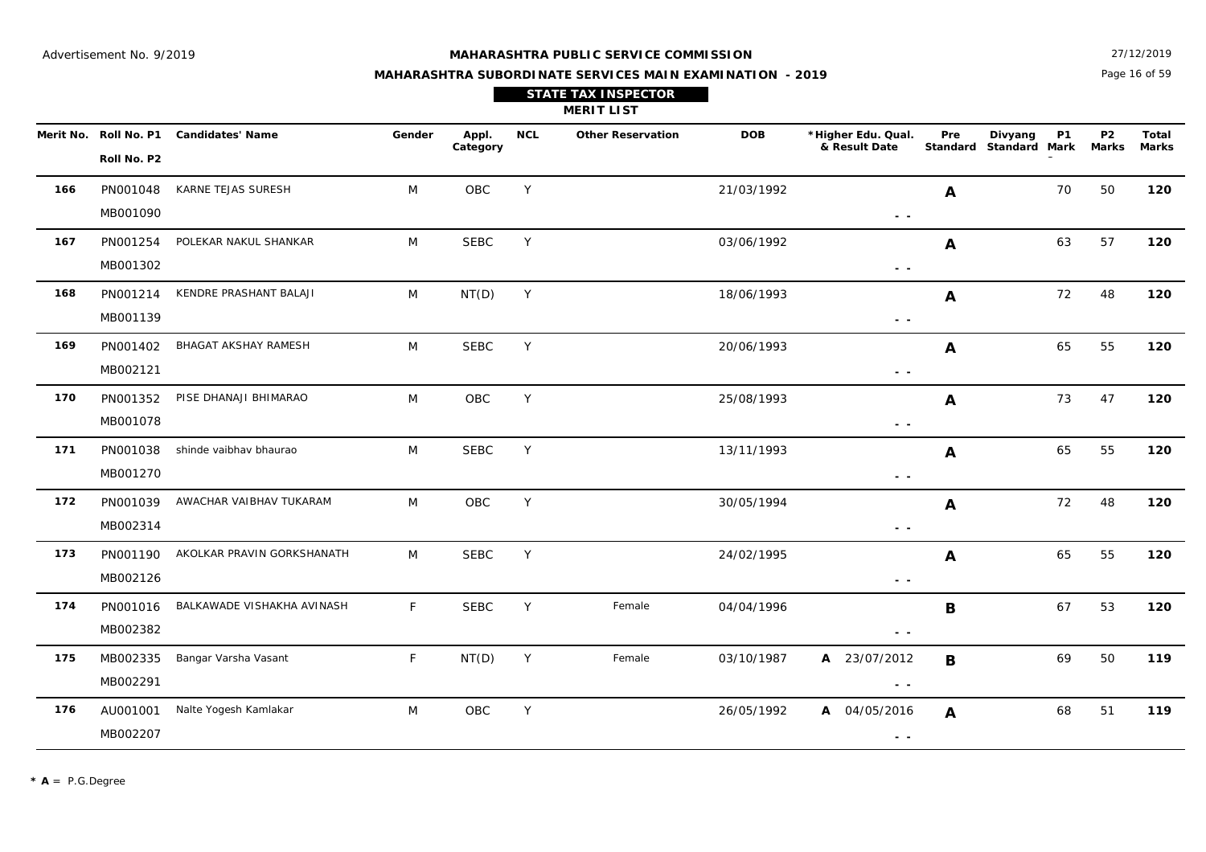Advertisement No. 9/2019

**MAHARASHTRA PUBLIC SERVICE COMMISSION**

**MAHARASHTRA SUBORDINATE SERVICES MAIN EXAMINATION - 2019**

27/12/2019

**STATE TAX INSPECTOR**

**MERIT LIST**

| Merit No. | Roll No. P1 / Roll No. P2 | Candidates' Name | Gender | Appl. Category | NCL | Other Reservation | DOB | *Higher Edu. Qual. & Result Date | Pre Standard | Divyang Standard | P1 Mark | P2 Marks | Total Marks |
|---|---|---|---|---|---|---|---|---|---|---|---|---|---|
| **166** | PN001048 / MB001090 | KARNE TEJAS SURESH | M | OBC | Y | | 21/03/1992 | - - | **A** | | 70 | 50 | **120** |
| **167** | PN001254 / MB001302 | POLEKAR NAKUL SHANKAR | M | SEBC | Y | | 03/06/1992 | - - | **A** | | 63 | 57 | **120** |
| **168** | PN001214 / MB001139 | KENDRE PRASHANT BALAJI | M | NT(D) | Y | | 18/06/1993 | - - | **A** | | 72 | 48 | **120** |
| **169** | PN001402 / MB002121 | BHAGAT AKSHAY RAMESH | M | SEBC | Y | | 20/06/1993 | - - | **A** | | 65 | 55 | **120** |
| **170** | PN001352 / MB001078 | PISE DHANAJI BHIMARAO | M | OBC | Y | | 25/08/1993 | - - | **A** | | 73 | 47 | **120** |
| **171** | PN001038 / MB001270 | shinde vaibhav bhaurao | M | SEBC | Y | | 13/11/1993 | - - | **A** | | 65 | 55 | **120** |
| **172** | PN001039 / MB002314 | AWACHAR VAIBHAV TUKARAM | M | OBC | Y | | 30/05/1994 | - - | **A** | | 72 | 48 | **120** |
| **173** | PN001190 / MB002126 | AKOLKAR PRAVIN GORKSHANATH | M | SEBC | Y | | 24/02/1995 | - - | **A** | | 65 | 55 | **120** |
| **174** | PN001016 / MB002382 | BALKAWADE VISHAKHA AVINASH | F | SEBC | Y | Female | 04/04/1996 | - - | **B** | | 67 | 53 | **120** |
| **175** | MB002335 / MB002291 | Bangar Varsha Vasant | F | NT(D) | Y | Female | 03/10/1987 | **A** 23/07/2012 - - | **B** | | 69 | 50 | **119** |
| **176** | AU001001 / MB002207 | Nalte Yogesh Kamlakar | M | OBC | Y | | 26/05/1992 | **A** 04/05/2016 - - | **A** | | 68 | 51 | **119** |

**\* A** = P.G.Degree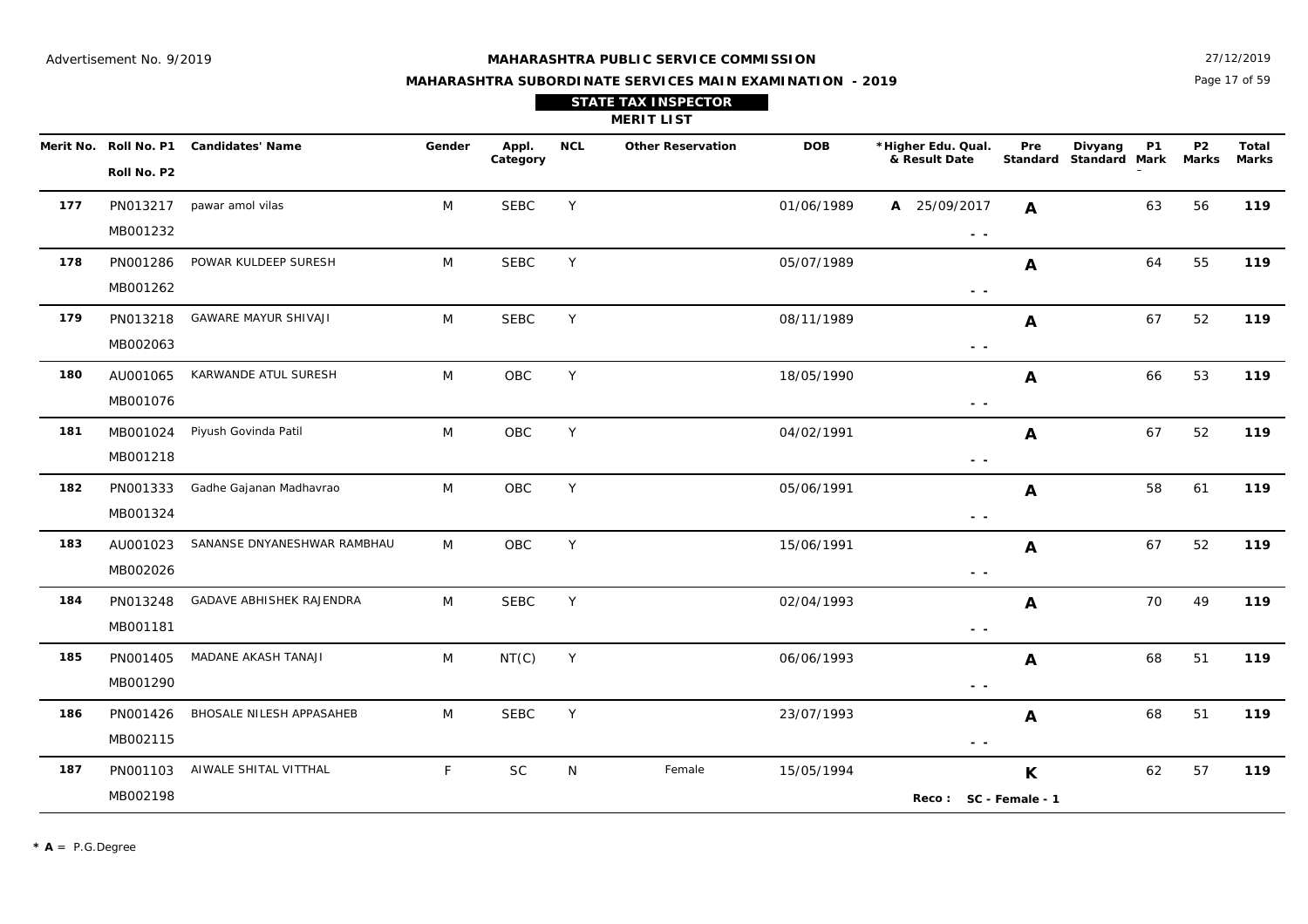Advertisement No. 9/2019

**MAHARASHTRA PUBLIC SERVICE COMMISSION**

**MAHARASHTRA SUBORDINATE SERVICES MAIN EXAMINATION - 2019**

27/12/2019

**STATE TAX INSPECTOR**

**MERIT LIST**

| Merit No. | Roll No. P1 / Roll No. P2 | Candidates' Name | Gender | Appl. Category | NCL | Other Reservation | DOB | *Higher Edu. Qual. & Result Date | Pre Standard | Divyang Standard | P1 Mark | P2 Marks | Total Marks |
|---|---|---|---|---|---|---|---|---|---|---|---|---|---|
| **177** | PN013217 / MB001232 | pawar amol vilas | M | SEBC | Y | | 01/06/1989 | **A** 25/09/2017 - - | **A** | | 63 | 56 | **119** |
| **178** | PN001286 / MB001262 | POWAR KULDEEP SURESH | M | SEBC | Y | | 05/07/1989 | - - | **A** | | 64 | 55 | **119** |
| **179** | PN013218 / MB002063 | GAWARE MAYUR SHIVAJI | M | SEBC | Y | | 08/11/1989 | - - | **A** | | 67 | 52 | **119** |
| **180** | AU001065 / MB001076 | KARWANDE ATUL SURESH | M | OBC | Y | | 18/05/1990 | - - | **A** | | 66 | 53 | **119** |
| **181** | MB001024 / MB001218 | Piyush Govinda Patil | M | OBC | Y | | 04/02/1991 | - - | **A** | | 67 | 52 | **119** |
| **182** | PN001333 / MB001324 | Gadhe Gajanan Madhavrao | M | OBC | Y | | 05/06/1991 | - - | **A** | | 58 | 61 | **119** |
| **183** | AU001023 / MB002026 | SANANSE DNYANESHWAR RAMBHAU | M | OBC | Y | | 15/06/1991 | - - | **A** | | 67 | 52 | **119** |
| **184** | PN013248 / MB001181 | GADAVE ABHISHEK RAJENDRA | M | SEBC | Y | | 02/04/1993 | - - | **A** | | 70 | 49 | **119** |
| **185** | PN001405 / MB001290 | MADANE AKASH TANAJI | M | NT(C) | Y | | 06/06/1993 | - - | **A** | | 68 | 51 | **119** |
| **186** | PN001426 / MB002115 | BHOSALE NILESH APPASAHEB | M | SEBC | Y | | 23/07/1993 | - - | **A** | | 68 | 51 | **119** |
| **187** | PN001103 / MB002198 | AIWALE SHITAL VITTHAL | F | SC | N | Female | 15/05/1994 | **Reco :** SC - Female - 1 | **K** | | 62 | 57 | **119** |

* **A** = P.G.Degree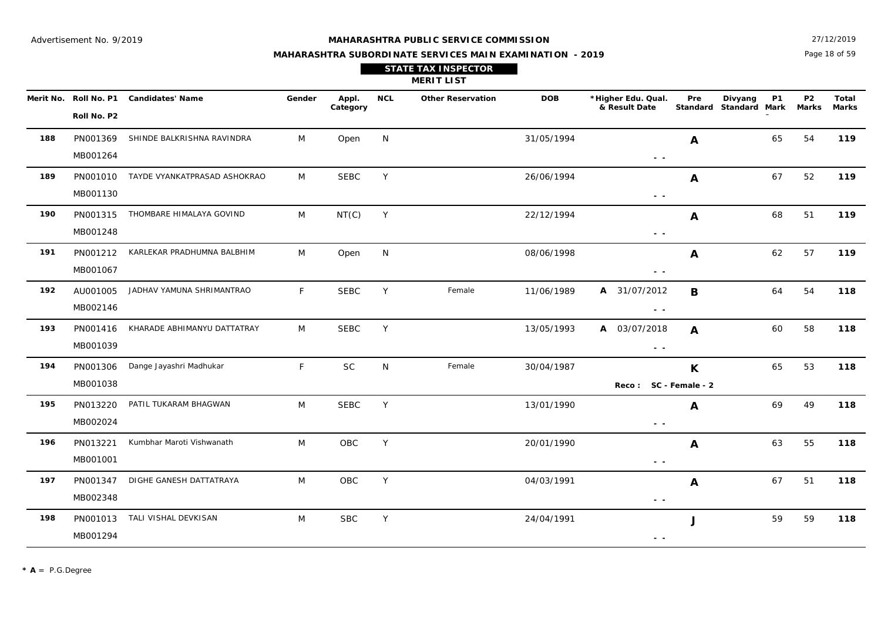Advertisement No. 9/2019

**MAHARASHTRA PUBLIC SERVICE COMMISSION**

**MAHARASHTRA SUBORDINATE SERVICES MAIN EXAMINATION - 2019**

27/12/2019

**STATE TAX INSPECTOR**

**MERIT LIST**

| Merit No. | Roll No. P1 / Roll No. P2 | Candidates' Name | Gender | Appl. Category | NCL | Other Reservation | DOB | *Higher Edu. Qual. & Result Date | Pre Standard | Divyang Standard | P1 Mark | P2 Marks | Total Marks |
|---|---|---|---|---|---|---|---|---|---|---|---|---|---|
| 188 | PN001369 / MB001264 | SHINDE BALKRISHNA RAVINDRA | M | Open | N | | 31/05/1994 | - - | A | | 65 | 54 | **119** |
| 189 | PN001010 / MB001130 | TAYDE VYANKATPRASAD ASHOKRAO | M | SEBC | Y | | 26/06/1994 | - - | A | | 67 | 52 | **119** |
| 190 | PN001315 / MB001248 | THOMBARE HIMALAYA GOVIND | M | NT(C) | Y | | 22/12/1994 | - - | A | | 68 | 51 | **119** |
| 191 | PN001212 / MB001067 | KARLEKAR PRADHUMNA BALBHIM | M | Open | N | | 08/06/1998 | - - | A | | 62 | 57 | **119** |
| 192 | AU001005 / MB002146 | JADHAV YAMUNA SHRIMANTRAO | F | SEBC | Y | Female | 11/06/1989 | A 31/07/2012 - - | B | | 64 | 54 | **118** |
| 193 | PN001416 / MB001039 | KHARADE ABHIMANYU DATTATRAY | M | SEBC | Y | | 13/05/1993 | A 03/07/2018 - - | A | | 60 | 58 | **118** |
| 194 | PN001306 / MB001038 | Dange Jayashri Madhukar | F | SC | N | Female | 30/04/1987 | Reco : SC - Female - 2 | K | | 65 | 53 | **118** |
| 195 | PN013220 / MB002024 | PATIL TUKARAM BHAGWAN | M | SEBC | Y | | 13/01/1990 | - - | A | | 69 | 49 | **118** |
| 196 | PN013221 / MB001001 | Kumbhar Maroti Vishwanath | M | OBC | Y | | 20/01/1990 | - - | A | | 63 | 55 | **118** |
| 197 | PN001347 / MB002348 | DIGHE GANESH DATTATRAYA | M | OBC | Y | | 04/03/1991 | - - | A | | 67 | 51 | **118** |
| 198 | PN001013 / MB001294 | TALI VISHAL DEVKISAN | M | SBC | Y | | 24/04/1991 | - - | J | | 59 | 59 | **118** |

* **A** = P.G.Degree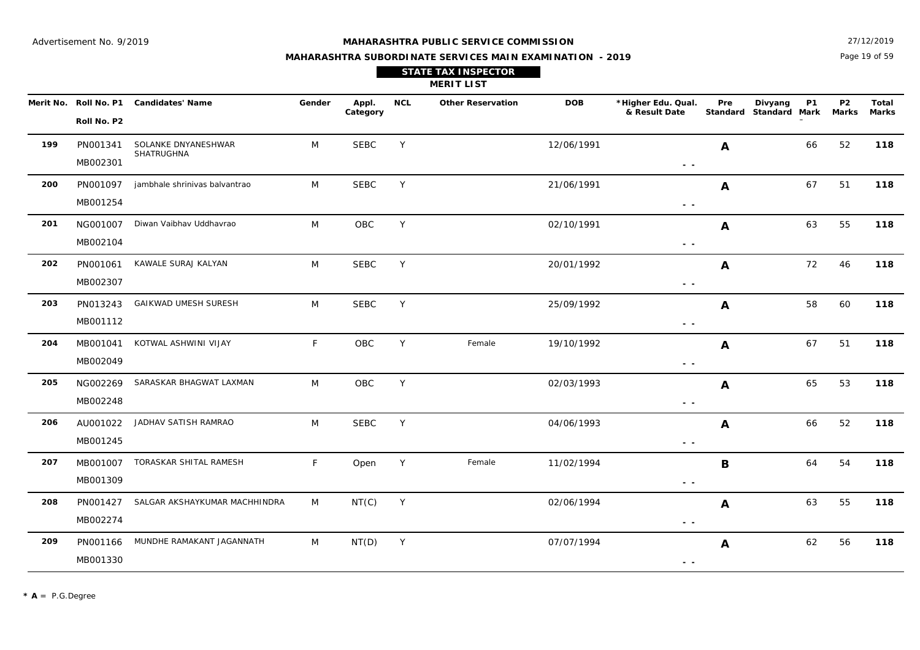Advertisement No. 9/2019

**MAHARASHTRA PUBLIC SERVICE COMMISSION**

**MAHARASHTRA SUBORDINATE SERVICES MAIN EXAMINATION - 2019**

27/12/2019

**STATE TAX INSPECTOR**

**MERIT LIST**

| Merit No. | Roll No. P1 / Roll No. P2 | Candidates' Name | Gender | Appl. Category | NCL | Other Reservation | DOB | *Higher Edu. Qual. & Result Date | Pre Standard | Divyang Standard | P1 Mark | P2 Marks | Total Marks |
|---|---|---|---|---|---|---|---|---|---|---|---|---|---|
| **199** | PN001341 / MB002301 | SOLANKE DNYANESHWAR SHATRUGHNA | M | SEBC | Y | | 12/06/1991 | - - | **A** | | 66 | 52 | **118** |
| **200** | PN001097 / MB001254 | jambhale shrinivas balvantrao | M | SEBC | Y | | 21/06/1991 | - - | **A** | | 67 | 51 | **118** |
| **201** | NG001007 / MB002104 | Diwan Vaibhav Uddhavrao | M | OBC | Y | | 02/10/1991 | - - | **A** | | 63 | 55 | **118** |
| **202** | PN001061 / MB002307 | KAWALE SURAJ KALYAN | M | SEBC | Y | | 20/01/1992 | - - | **A** | | 72 | 46 | **118** |
| **203** | PN013243 / MB001112 | GAIKWAD UMESH SURESH | M | SEBC | Y | | 25/09/1992 | - - | **A** | | 58 | 60 | **118** |
| **204** | MB001041 / MB002049 | KOTWAL ASHWINI VIJAY | F | OBC | Y | Female | 19/10/1992 | - - | **A** | | 67 | 51 | **118** |
| **205** | NG002269 / MB002248 | SARASKAR BHAGWAT LAXMAN | M | OBC | Y | | 02/03/1993 | - - | **A** | | 65 | 53 | **118** |
| **206** | AU001022 / MB001245 | JADHAV SATISH RAMRAO | M | SEBC | Y | | 04/06/1993 | - - | **A** | | 66 | 52 | **118** |
| **207** | MB001007 / MB001309 | TORASKAR SHITAL RAMESH | F | Open | Y | Female | 11/02/1994 | - - | **B** | | 64 | 54 | **118** |
| **208** | PN001427 / MB002274 | SALGAR AKSHAYKUMAR MACHHINDRA | M | NT(C) | Y | | 02/06/1994 | - - | **A** | | 63 | 55 | **118** |
| **209** | PN001166 / MB001330 | MUNDHE RAMAKANT JAGANNATH | M | NT(D) | Y | | 07/07/1994 | - - | **A** | | 62 | 56 | **118** |

* **A** = P.G.Degree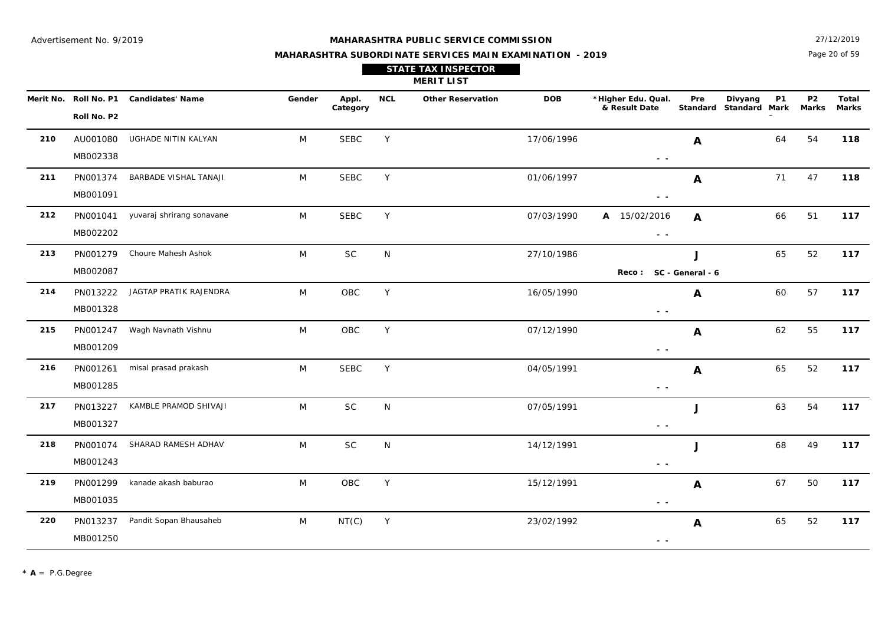Advertisement No. 9/2019

# MAHARASHTRA PUBLIC SERVICE COMMISSION

## MAHARASHTRA SUBORDINATE SERVICES MAIN EXAMINATION - 2019

27/12/2019

### STATE TAX INSPECTOR

### MERIT LIST

| Merit No. | Roll No. P1 / Roll No. P2 | Candidates' Name | Gender | Appl. Category | NCL | Other Reservation | DOB | *Higher Edu. Qual. & Result Date | Pre Standard | Divyang Standard | P1 Mark | P2 Marks | Total Marks |
|---|---|---|---|---|---|---|---|---|---|---|---|---|---|
| **210** | AU001080 / MB002338 | UGHADE NITIN KALYAN | M | SEBC | Y | | 17/06/1996 | - - | **A** | | 64 | 54 | **118** |
| **211** | PN001374 / MB001091 | BARBADE VISHAL TANAJI | M | SEBC | Y | | 01/06/1997 | - - | **A** | | 71 | 47 | **118** |
| **212** | PN001041 / MB002202 | yuvaraj shrirang sonavane | M | SEBC | Y | | 07/03/1990 | **A** 15/02/2016 - - | **A** | | 66 | 51 | **117** |
| **213** | PN001279 / MB002087 | Choure Mahesh Ashok | M | SC | N | | 27/10/1986 | **Reco : SC - General - 6** | **J** | | 65 | 52 | **117** |
| **214** | PN013222 / MB001328 | JAGTAP PRATIK RAJENDRA | M | OBC | Y | | 16/05/1990 | - - | **A** | | 60 | 57 | **117** |
| **215** | PN001247 / MB001209 | Wagh Navnath Vishnu | M | OBC | Y | | 07/12/1990 | - - | **A** | | 62 | 55 | **117** |
| **216** | PN001261 / MB001285 | misal prasad prakash | M | SEBC | Y | | 04/05/1991 | - - | **A** | | 65 | 52 | **117** |
| **217** | PN013227 / MB001327 | KAMBLE PRAMOD SHIVAJI | M | SC | N | | 07/05/1991 | - - | **J** | | 63 | 54 | **117** |
| **218** | PN001074 / MB001243 | SHARAD RAMESH ADHAV | M | SC | N | | 14/12/1991 | - - | **J** | | 68 | 49 | **117** |
| **219** | PN001299 / MB001035 | kanade akash baburao | M | OBC | Y | | 15/12/1991 | - - | **A** | | 67 | 50 | **117** |
| **220** | PN013237 / MB001250 | Pandit Sopan Bhausaheb | M | NT(C) | Y | | 23/02/1992 | - - | **A** | | 65 | 52 | **117** |

* **A** = P.G.Degree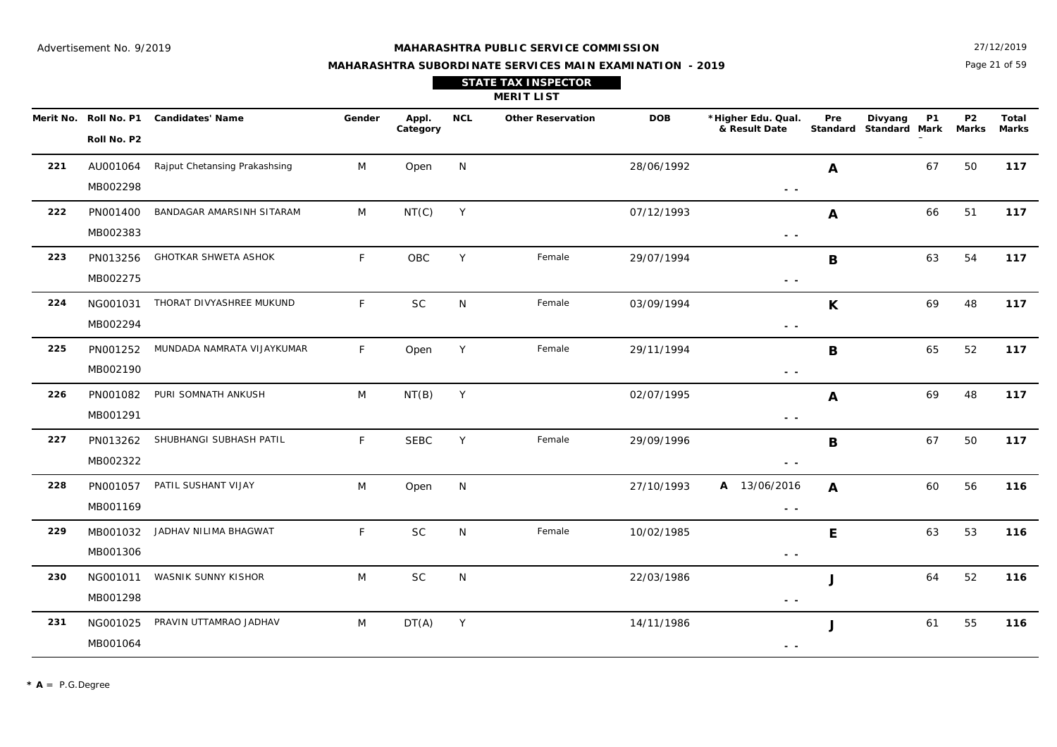Advertisement No. 9/2019

**MAHARASHTRA PUBLIC SERVICE COMMISSION**

**MAHARASHTRA SUBORDINATE SERVICES MAIN EXAMINATION - 2019**

27/12/2019

## STATE TAX INSPECTOR

### MERIT LIST

| Merit No. | Roll No. P1 / Roll No. P2 | Candidates' Name | Gender | Appl. Category | NCL | Other Reservation | DOB | *Higher Edu. Qual. & Result Date | Pre Standard | Divyang Standard | P1 Mark | P2 Marks | Total Marks |
|---|---|---|---|---|---|---|---|---|---|---|---|---|---|
| 221 | AU001064 / MB002298 | Rajput Chetansing Prakashsing | M | Open | N | | 28/06/1992 | - - | A | | 67 | 50 | **117** |
| 222 | PN001400 / MB002383 | BANDAGAR AMARSINH SITARAM | M | NT(C) | Y | | 07/12/1993 | - - | A | | 66 | 51 | **117** |
| 223 | PN013256 / MB002275 | GHOTKAR SHWETA ASHOK | F | OBC | Y | Female | 29/07/1994 | - - | B | | 63 | 54 | **117** |
| 224 | NG001031 / MB002294 | THORAT DIVYASHREE MUKUND | F | SC | N | Female | 03/09/1994 | - - | K | | 69 | 48 | **117** |
| 225 | PN001252 / MB002190 | MUNDADA NAMRATA VIJAYKUMAR | F | Open | Y | Female | 29/11/1994 | - - | B | | 65 | 52 | **117** |
| 226 | PN001082 / MB001291 | PURI SOMNATH ANKUSH | M | NT(B) | Y | | 02/07/1995 | - - | A | | 69 | 48 | **117** |
| 227 | PN013262 / MB002322 | SHUBHANGI SUBHASH PATIL | F | SEBC | Y | Female | 29/09/1996 | - - | B | | 67 | 50 | **117** |
| 228 | PN001057 / MB001169 | PATIL SUSHANT VIJAY | M | Open | N | | 27/10/1993 | A 13/06/2016 - - | A | | 60 | 56 | **116** |
| 229 | MB001032 / MB001306 | JADHAV NILIMA BHAGWAT | F | SC | N | Female | 10/02/1985 | - - | E | | 63 | 53 | **116** |
| 230 | NG001011 / MB001298 | WASNIK SUNNY KISHOR | M | SC | N | | 22/03/1986 | - - | J | | 64 | 52 | **116** |
| 231 | NG001025 / MB001064 | PRAVIN UTTAMRAO JADHAV | M | DT(A) | Y | | 14/11/1986 | - - | J | | 61 | 55 | **116** |

* **A** = P.G.Degree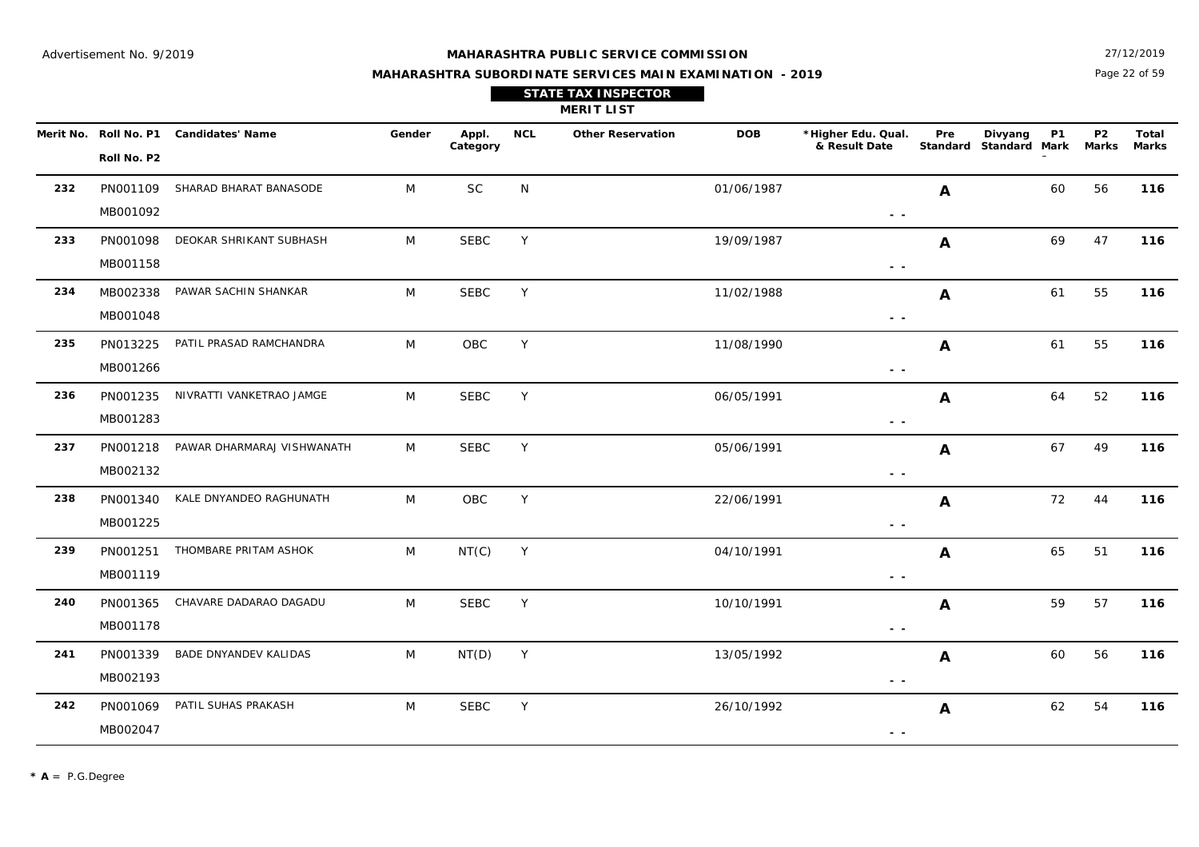Advertisement No. 9/2019

**MAHARASHTRA PUBLIC SERVICE COMMISSION**

**MAHARASHTRA SUBORDINATE SERVICES MAIN EXAMINATION - 2019**

27/12/2019

## STATE TAX INSPECTOR

### MERIT LIST

| Merit No. | Roll No. P1 / Roll No. P2 | Candidates' Name | Gender | Appl. Category | NCL | Other Reservation | DOB | *Higher Edu. Qual. & Result Date | Pre Standard | Divyang Standard | P1 Mark | P2 Marks | Total Marks |
|---|---|---|---|---|---|---|---|---|---|---|---|---|---|
| 232 | PN001109 / MB001092 | SHARAD BHARAT BANASODE | M | SC | N | | 01/06/1987 | - - | A | | 60 | 56 | **116** |
| 233 | PN001098 / MB001158 | DEOKAR SHRIKANT SUBHASH | M | SEBC | Y | | 19/09/1987 | - - | A | | 69 | 47 | **116** |
| 234 | MB002338 / MB001048 | PAWAR SACHIN SHANKAR | M | SEBC | Y | | 11/02/1988 | - - | A | | 61 | 55 | **116** |
| 235 | PN013225 / MB001266 | PATIL PRASAD RAMCHANDRA | M | OBC | Y | | 11/08/1990 | - - | A | | 61 | 55 | **116** |
| 236 | PN001235 / MB001283 | NIVRATTI VANKETRAO JAMGE | M | SEBC | Y | | 06/05/1991 | - - | A | | 64 | 52 | **116** |
| 237 | PN001218 / MB002132 | PAWAR DHARMARAJ VISHWANATH | M | SEBC | Y | | 05/06/1991 | - - | A | | 67 | 49 | **116** |
| 238 | PN001340 / MB001225 | KALE DNYANDEO RAGHUNATH | M | OBC | Y | | 22/06/1991 | - - | A | | 72 | 44 | **116** |
| 239 | PN001251 / MB001119 | THOMBARE PRITAM ASHOK | M | NT(C) | Y | | 04/10/1991 | - - | A | | 65 | 51 | **116** |
| 240 | PN001365 / MB001178 | CHAVARE DADARAO DAGADU | M | SEBC | Y | | 10/10/1991 | - - | A | | 59 | 57 | **116** |
| 241 | PN001339 / MB002193 | BADE DNYANDEV KALIDAS | M | NT(D) | Y | | 13/05/1992 | - - | A | | 60 | 56 | **116** |
| 242 | PN001069 / MB002047 | PATIL SUHAS PRAKASH | M | SEBC | Y | | 26/10/1992 | - - | A | | 62 | 54 | **116** |

**\* A** = P.G.Degree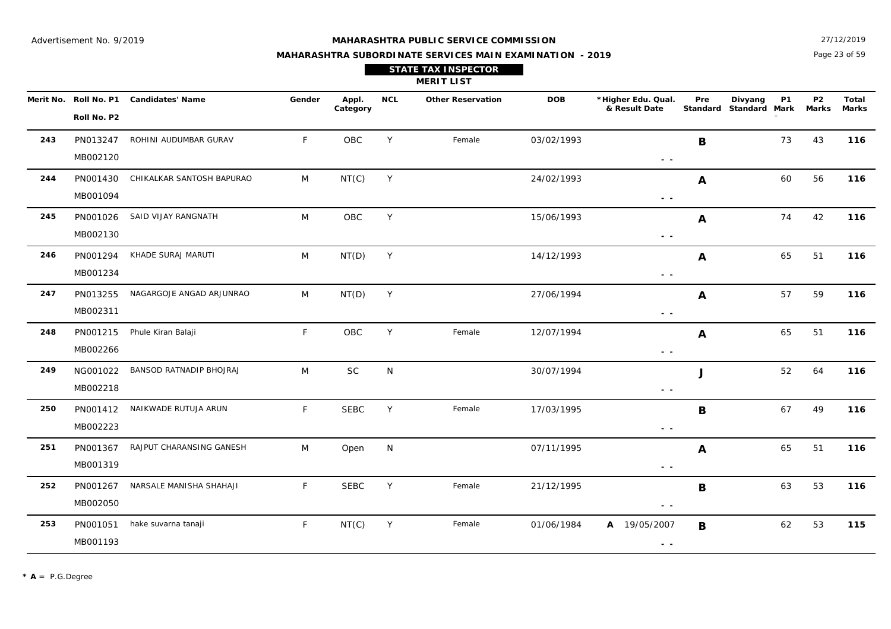Advertisement No. 9/2019

27/12/2019

**MAHARASHTRA PUBLIC SERVICE COMMISSION**

**MAHARASHTRA SUBORDINATE SERVICES MAIN EXAMINATION - 2019**

**STATE TAX INSPECTOR**

**MERIT LIST**

| Merit No. | Roll No. P1 / Roll No. P2 | Candidates' Name | Gender | Appl. Category | NCL | Other Reservation | DOB | *Higher Edu. Qual. & Result Date | Pre Standard | Divyang Standard | P1 Mark | P2 Marks | Total Marks |
|---|---|---|---|---|---|---|---|---|---|---|---|---|---|
| **243** | PN013247 / MB002120 | ROHINI AUDUMBAR GURAV | F | OBC | Y | Female | 03/02/1993 | - - | **B** | | 73 | 43 | **116** |
| **244** | PN001430 / MB001094 | CHIKALKAR SANTOSH BAPURAO | M | NT(C) | Y | | 24/02/1993 | - - | **A** | | 60 | 56 | **116** |
| **245** | PN001026 / MB002130 | SAID VIJAY RANGNATH | M | OBC | Y | | 15/06/1993 | - - | **A** | | 74 | 42 | **116** |
| **246** | PN001294 / MB001234 | KHADE SURAJ MARUTI | M | NT(D) | Y | | 14/12/1993 | - - | **A** | | 65 | 51 | **116** |
| **247** | PN013255 / MB002311 | NAGARGOJE ANGAD ARJUNRAO | M | NT(D) | Y | | 27/06/1994 | - - | **A** | | 57 | 59 | **116** |
| **248** | PN001215 / MB002266 | Phule Kiran Balaji | F | OBC | Y | Female | 12/07/1994 | - - | **A** | | 65 | 51 | **116** |
| **249** | NG001022 / MB002218 | BANSOD RATNADIP BHOJRAJ | M | SC | N | | 30/07/1994 | - - | **J** | | 52 | 64 | **116** |
| **250** | PN001412 / MB002223 | NAIKWADE RUTUJA ARUN | F | SEBC | Y | Female | 17/03/1995 | - - | **B** | | 67 | 49 | **116** |
| **251** | PN001367 / MB001319 | RAJPUT CHARANSING GANESH | M | Open | N | | 07/11/1995 | - - | **A** | | 65 | 51 | **116** |
| **252** | PN001267 / MB002050 | NARSALE MANISHA SHAHAJI | F | SEBC | Y | Female | 21/12/1995 | - - | **B** | | 63 | 53 | **116** |
| **253** | PN001051 / MB001193 | hake suvarna tanaji | F | NT(C) | Y | Female | 01/06/1984 | **A** 19/05/2007 - - | **B** | | 62 | 53 | **115** |

*** A** = P.G.Degree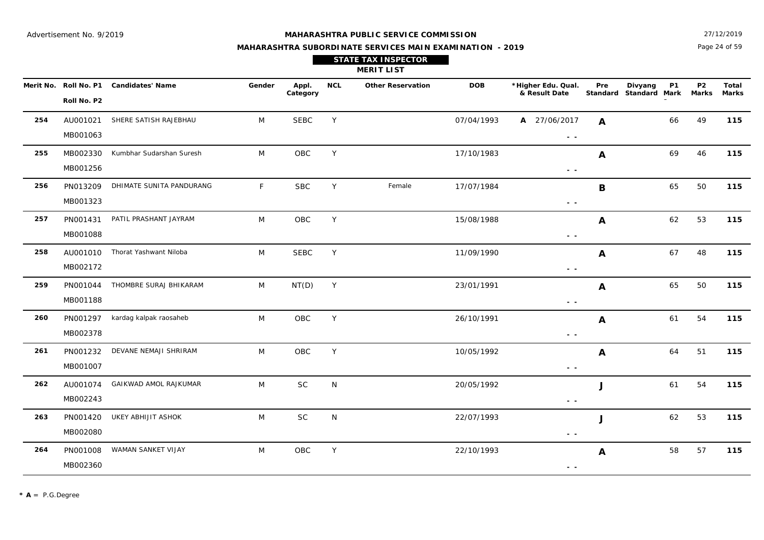Advertisement No. 9/2019

**MAHARASHTRA PUBLIC SERVICE COMMISSION**

**MAHARASHTRA SUBORDINATE SERVICES MAIN EXAMINATION - 2019**

27/12/2019

## STATE TAX INSPECTOR

### MERIT LIST

| Merit No. | Roll No. P1 / Roll No. P2 | Candidates' Name | Gender | Appl. Category | NCL | Other Reservation | DOB | *Higher Edu. Qual. & Result Date | Pre Standard | Divyang Standard | P1 Mark | P2 Marks | Total Marks |
|---|---|---|---|---|---|---|---|---|---|---|---|---|---|
| 254 | AU001021 / MB001063 | SHERE SATISH RAJEBHAU | M | SEBC | Y | | 07/04/1993 | A 27/06/2017 - - | A | | 66 | 49 | **115** |
| 255 | MB002330 / MB001256 | Kumbhar Sudarshan Suresh | M | OBC | Y | | 17/10/1983 | - - | A | | 69 | 46 | **115** |
| 256 | PN013209 / MB001323 | DHIMATE SUNITA PANDURANG | F | SBC | Y | Female | 17/07/1984 | - - | B | | 65 | 50 | **115** |
| 257 | PN001431 / MB001088 | PATIL PRASHANT JAYRAM | M | OBC | Y | | 15/08/1988 | - - | A | | 62 | 53 | **115** |
| 258 | AU001010 / MB002172 | Thorat Yashwant Niloba | M | SEBC | Y | | 11/09/1990 | - - | A | | 67 | 48 | **115** |
| 259 | PN001044 / MB001188 | THOMBRE SURAJ BHIKARAM | M | NT(D) | Y | | 23/01/1991 | - - | A | | 65 | 50 | **115** |
| 260 | PN001297 / MB002378 | kardag kalpak raosaheb | M | OBC | Y | | 26/10/1991 | - - | A | | 61 | 54 | **115** |
| 261 | PN001232 / MB001007 | DEVANE NEMAJI SHRIRAM | M | OBC | Y | | 10/05/1992 | - - | A | | 64 | 51 | **115** |
| 262 | AU001074 / MB002243 | GAIKWAD AMOL RAJKUMAR | M | SC | N | | 20/05/1992 | - - | J | | 61 | 54 | **115** |
| 263 | PN001420 / MB002080 | UKEY ABHIJIT ASHOK | M | SC | N | | 22/07/1993 | - - | J | | 62 | 53 | **115** |
| 264 | PN001008 / MB002360 | WAMAN SANKET VIJAY | M | OBC | Y | | 22/10/1993 | - - | A | | 58 | 57 | **115** |

* **A** = P.G.Degree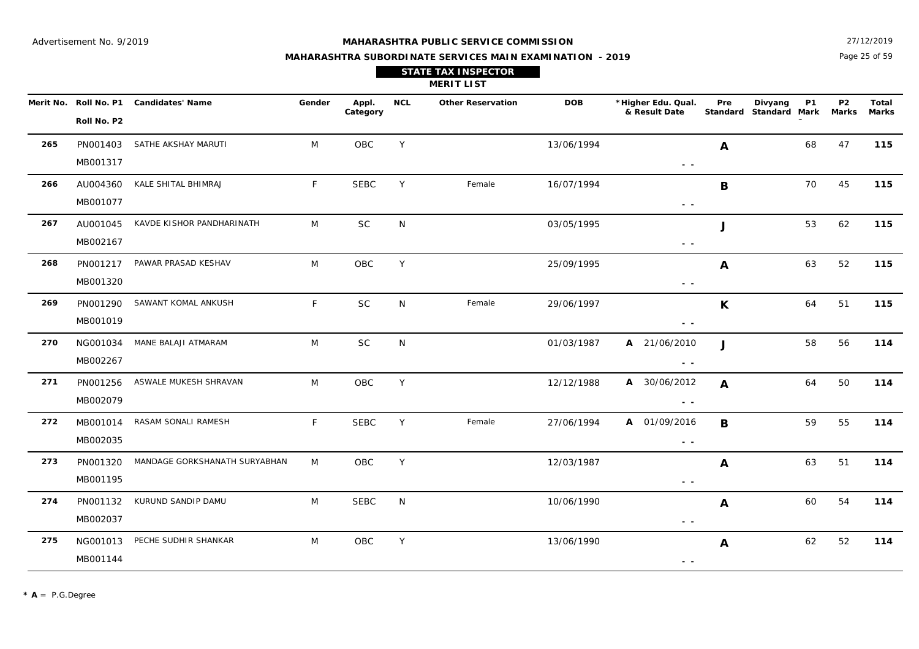Advertisement No. 9/2019

**MAHARASHTRA PUBLIC SERVICE COMMISSION**

**MAHARASHTRA SUBORDINATE SERVICES MAIN EXAMINATION - 2019**

27/12/2019

**STATE TAX INSPECTOR**

**MERIT LIST**

| Merit No. | Roll No. P1 / Roll No. P2 | Candidates' Name | Gender | Appl. Category | NCL | Other Reservation | DOB | *Higher Edu. Qual. & Result Date | Pre Standard | Divyang Standard | P1 Mark | P2 Marks | Total Marks |
|---|---|---|---|---|---|---|---|---|---|---|---|---|---|
| 265 | PN001403 / MB001317 | SATHE AKSHAY MARUTI | M | OBC | Y | | 13/06/1994 | - - | A | | 68 | 47 | **115** |
| 266 | AU004360 / MB001077 | KALE SHITAL BHIMRAJ | F | SEBC | Y | Female | 16/07/1994 | - - | B | | 70 | 45 | **115** |
| 267 | AU001045 / MB002167 | KAVDE KISHOR PANDHARINATH | M | SC | N | | 03/05/1995 | - - | J | | 53 | 62 | **115** |
| 268 | PN001217 / MB001320 | PAWAR PRASAD KESHAV | M | OBC | Y | | 25/09/1995 | - - | A | | 63 | 52 | **115** |
| 269 | PN001290 / MB001019 | SAWANT KOMAL ANKUSH | F | SC | N | Female | 29/06/1997 | - - | K | | 64 | 51 | **115** |
| 270 | NG001034 / MB002267 | MANE BALAJI ATMARAM | M | SC | N | | 01/03/1987 | A 21/06/2010 - - | J | | 58 | 56 | **114** |
| 271 | PN001256 / MB002079 | ASWALE MUKESH SHRAVAN | M | OBC | Y | | 12/12/1988 | A 30/06/2012 - - | A | | 64 | 50 | **114** |
| 272 | MB001014 / MB002035 | RASAM SONALI RAMESH | F | SEBC | Y | Female | 27/06/1994 | A 01/09/2016 - - | B | | 59 | 55 | **114** |
| 273 | PN001320 / MB001195 | MANDAGE GORKSHANATH SURYABHAN | M | OBC | Y | | 12/03/1987 | - - | A | | 63 | 51 | **114** |
| 274 | PN001132 / MB002037 | KURUND SANDIP DAMU | M | SEBC | N | | 10/06/1990 | - - | A | | 60 | 54 | **114** |
| 275 | NG001013 / MB001144 | PECHE SUDHIR SHANKAR | M | OBC | Y | | 13/06/1990 | - - | A | | 62 | 52 | **114** |

**\* A** = P.G.Degree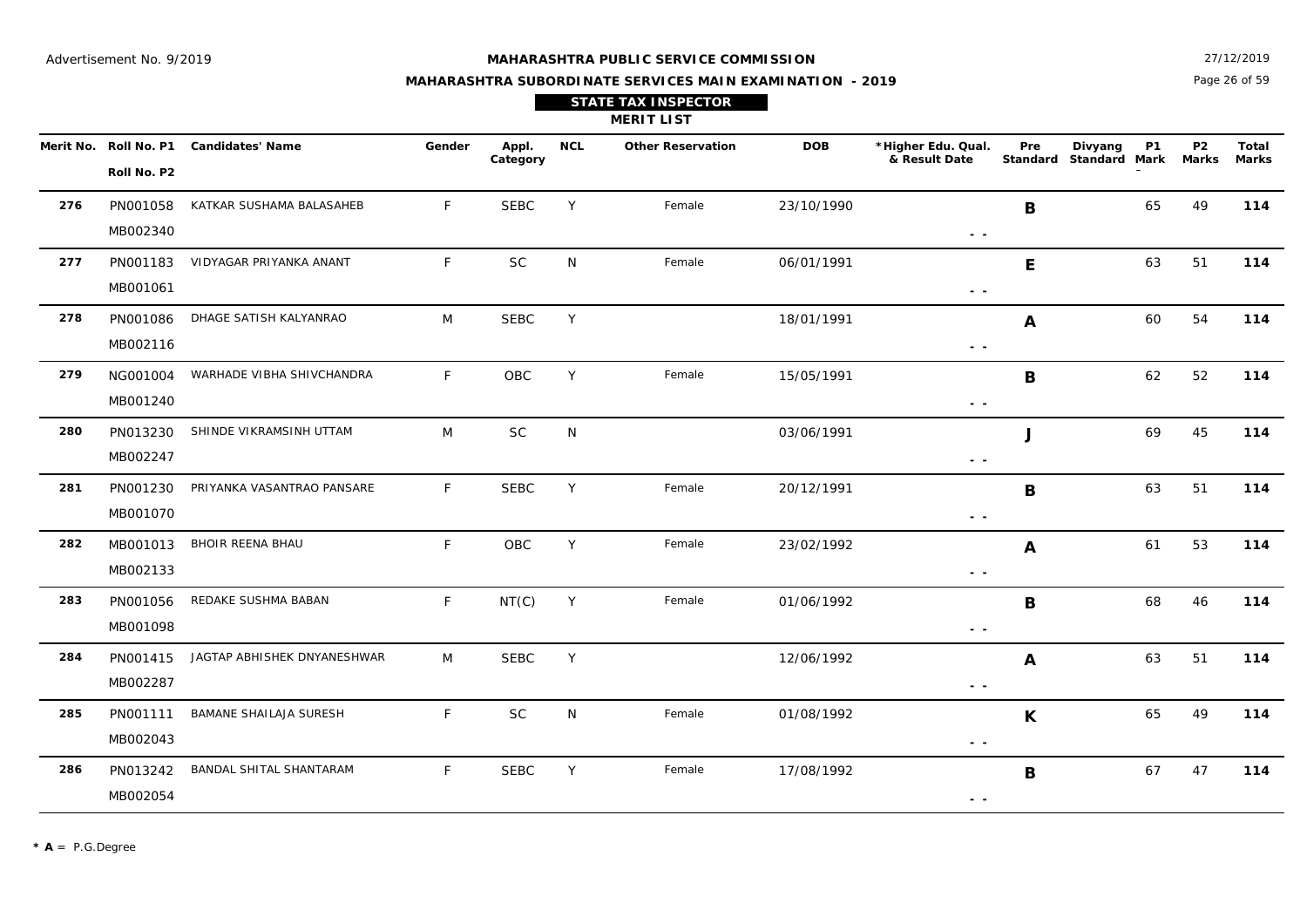Advertisement No. 9/2019

# MAHARASHTRA PUBLIC SERVICE COMMISSION

## MAHARASHTRA SUBORDINATE SERVICES MAIN EXAMINATION - 2019

27/12/2019

### STATE TAX INSPECTOR

### MERIT LIST

| Merit No. | Roll No. P1 / Roll No. P2 | Candidates' Name | Gender | Appl. Category | NCL | Other Reservation | DOB | *Higher Edu. Qual. & Result Date | Pre Standard | Divyang Standard | P1 Mark | P2 Marks | Total Marks |
|---|---|---|---|---|---|---|---|---|---|---|---|---|---|
| 276 | PN001058 / MB002340 | KATKAR SUSHAMA BALASAHEB | F | SEBC | Y | Female | 23/10/1990 | - - | B | | 65 | 49 | **114** |
| 277 | PN001183 / MB001061 | VIDYAGAR PRIYANKA ANANT | F | SC | N | Female | 06/01/1991 | - - | E | | 63 | 51 | **114** |
| 278 | PN001086 / MB002116 | DHAGE SATISH KALYANRAO | M | SEBC | Y | | 18/01/1991 | - - | A | | 60 | 54 | **114** |
| 279 | NG001004 / MB001240 | WARHADE VIBHA SHIVCHANDRA | F | OBC | Y | Female | 15/05/1991 | - - | B | | 62 | 52 | **114** |
| 280 | PN013230 / MB002247 | SHINDE VIKRAMSINH UTTAM | M | SC | N | | 03/06/1991 | - - | J | | 69 | 45 | **114** |
| 281 | PN001230 / MB001070 | PRIYANKA VASANTRAO PANSARE | F | SEBC | Y | Female | 20/12/1991 | - - | B | | 63 | 51 | **114** |
| 282 | MB001013 / MB002133 | BHOIR REENA BHAU | F | OBC | Y | Female | 23/02/1992 | - - | A | | 61 | 53 | **114** |
| 283 | PN001056 / MB001098 | REDAKE SUSHMA BABAN | F | NT(C) | Y | Female | 01/06/1992 | - - | B | | 68 | 46 | **114** |
| 284 | PN001415 / MB002287 | JAGTAP ABHISHEK DNYANESHWAR | M | SEBC | Y | | 12/06/1992 | - - | A | | 63 | 51 | **114** |
| 285 | PN001111 / MB002043 | BAMANE SHAILAJA SURESH | F | SC | N | Female | 01/08/1992 | - - | K | | 65 | 49 | **114** |
| 286 | PN013242 / MB002054 | BANDAL SHITAL SHANTARAM | F | SEBC | Y | Female | 17/08/1992 | - - | B | | 67 | 47 | **114** |

* **A** = P.G.Degree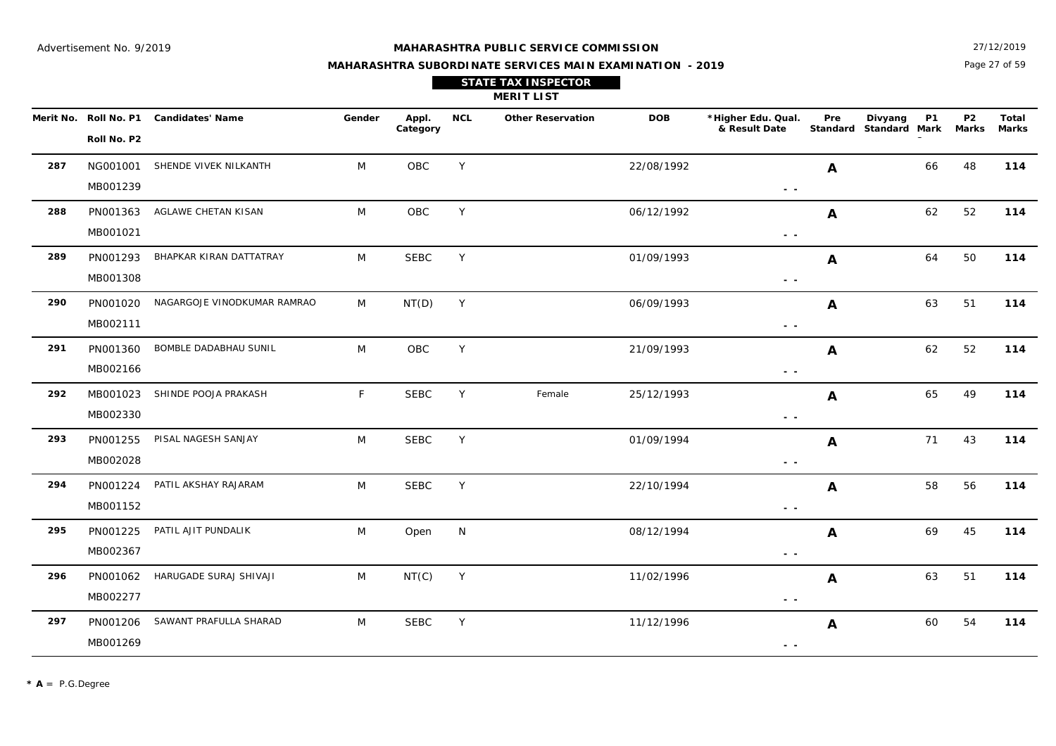Advertisement No. 9/2019

**MAHARASHTRA PUBLIC SERVICE COMMISSION**

**MAHARASHTRA SUBORDINATE SERVICES MAIN EXAMINATION - 2019**

27/12/2019

**STATE TAX INSPECTOR**

**MERIT LIST**

| Merit No. | Roll No. P1 / Roll No. P2 | Candidates' Name | Gender | Appl. Category | NCL | Other Reservation | DOB | *Higher Edu. Qual. & Result Date | Pre Standard | Divyang Standard | P1 Mark | P2 Marks | Total Marks |
|---|---|---|---|---|---|---|---|---|---|---|---|---|---|
| 287 | NG001001 / MB001239 | SHENDE VIVEK NILKANTH | M | OBC | Y | | 22/08/1992 | A - - | | | 66 | 48 | **114** |
| 288 | PN001363 / MB001021 | AGLAWE CHETAN KISAN | M | OBC | Y | | 06/12/1992 | A - - | | | 62 | 52 | **114** |
| 289 | PN001293 / MB001308 | BHAPKAR KIRAN DATTATRAY | M | SEBC | Y | | 01/09/1993 | A - - | | | 64 | 50 | **114** |
| 290 | PN001020 / MB002111 | NAGARGOJE VINODKUMAR RAMRAO | M | NT(D) | Y | | 06/09/1993 | A - - | | | 63 | 51 | **114** |
| 291 | PN001360 / MB002166 | BOMBLE DADABHAU SUNIL | M | OBC | Y | | 21/09/1993 | A - - | | | 62 | 52 | **114** |
| 292 | MB001023 / MB002330 | SHINDE POOJA PRAKASH | F | SEBC | Y | Female | 25/12/1993 | A - - | | | 65 | 49 | **114** |
| 293 | PN001255 / MB002028 | PISAL NAGESH SANJAY | M | SEBC | Y | | 01/09/1994 | A - - | | | 71 | 43 | **114** |
| 294 | PN001224 / MB001152 | PATIL AKSHAY RAJARAM | M | SEBC | Y | | 22/10/1994 | A - - | | | 58 | 56 | **114** |
| 295 | PN001225 / MB002367 | PATIL AJIT PUNDALIK | M | Open | N | | 08/12/1994 | A - - | | | 69 | 45 | **114** |
| 296 | PN001062 / MB002277 | HARUGADE SURAJ SHIVAJI | M | NT(C) | Y | | 11/02/1996 | A - - | | | 63 | 51 | **114** |
| 297 | PN001206 / MB001269 | SAWANT PRAFULLA SHARAD | M | SEBC | Y | | 11/12/1996 | A - - | | | 60 | 54 | **114** |

* **A** = P.G.Degree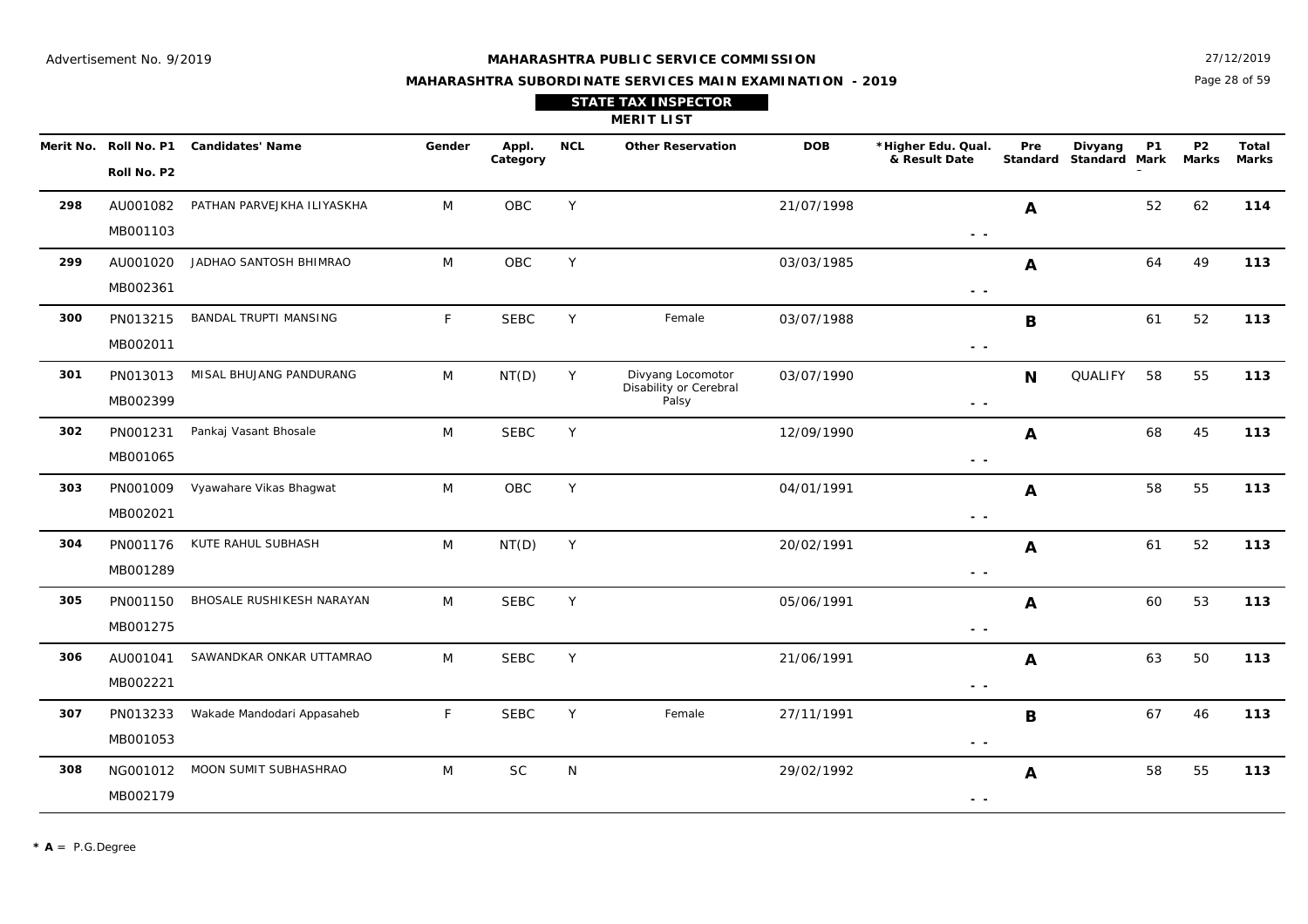Advertisement No. 9/2019

**MAHARASHTRA PUBLIC SERVICE COMMISSION**

**MAHARASHTRA SUBORDINATE SERVICES MAIN EXAMINATION - 2019**

27/12/2019

**STATE TAX INSPECTOR**

**MERIT LIST**

| Merit No. | Roll No. P1 / Roll No. P2 | Candidates' Name | Gender | Appl. Category | NCL | Other Reservation | DOB | *Higher Edu. Qual. & Result Date | Pre Standard | Divyang Standard | P1 Mark | P2 Marks | Total Marks |
|---|---|---|---|---|---|---|---|---|---|---|---|---|---|
| **298** | AU001082 / MB001103 | PATHAN PARVEJKHA ILIYASKHA | M | OBC | Y | | 21/07/1998 | - - | **A** | | 52 | 62 | **114** |
| **299** | AU001020 / MB002361 | JADHAO SANTOSH BHIMRAO | M | OBC | Y | | 03/03/1985 | - - | **A** | | 64 | 49 | **113** |
| **300** | PN013215 / MB002011 | BANDAL TRUPTI MANSING | F | SEBC | Y | Female | 03/07/1988 | - - | **B** | | 61 | 52 | **113** |
| **301** | PN013013 / MB002399 | MISAL BHUJANG PANDURANG | M | NT(D) | Y | Divyang Locomotor Disability or Cerebral Palsy | 03/07/1990 | - - | **N** | QUALIFY | 58 | 55 | **113** |
| **302** | PN001231 / MB001065 | Pankaj Vasant Bhosale | M | SEBC | Y | | 12/09/1990 | - - | **A** | | 68 | 45 | **113** |
| **303** | PN001009 / MB002021 | Vyawahare Vikas Bhagwat | M | OBC | Y | | 04/01/1991 | - - | **A** | | 58 | 55 | **113** |
| **304** | PN001176 / MB001289 | KUTE RAHUL SUBHASH | M | NT(D) | Y | | 20/02/1991 | - - | **A** | | 61 | 52 | **113** |
| **305** | PN001150 / MB001275 | BHOSALE RUSHIKESH NARAYAN | M | SEBC | Y | | 05/06/1991 | - - | **A** | | 60 | 53 | **113** |
| **306** | AU001041 / MB002221 | SAWANDKAR ONKAR UTTAMRAO | M | SEBC | Y | | 21/06/1991 | - - | **A** | | 63 | 50 | **113** |
| **307** | PN013233 / MB001053 | Wakade Mandodari Appasaheb | F | SEBC | Y | Female | 27/11/1991 | - - | **B** | | 67 | 46 | **113** |
| **308** | NG001012 / MB002179 | MOON SUMIT SUBHASHRAO | M | SC | N | | 29/02/1992 | - - | **A** | | 58 | 55 | **113** |

* **A** = P.G.Degree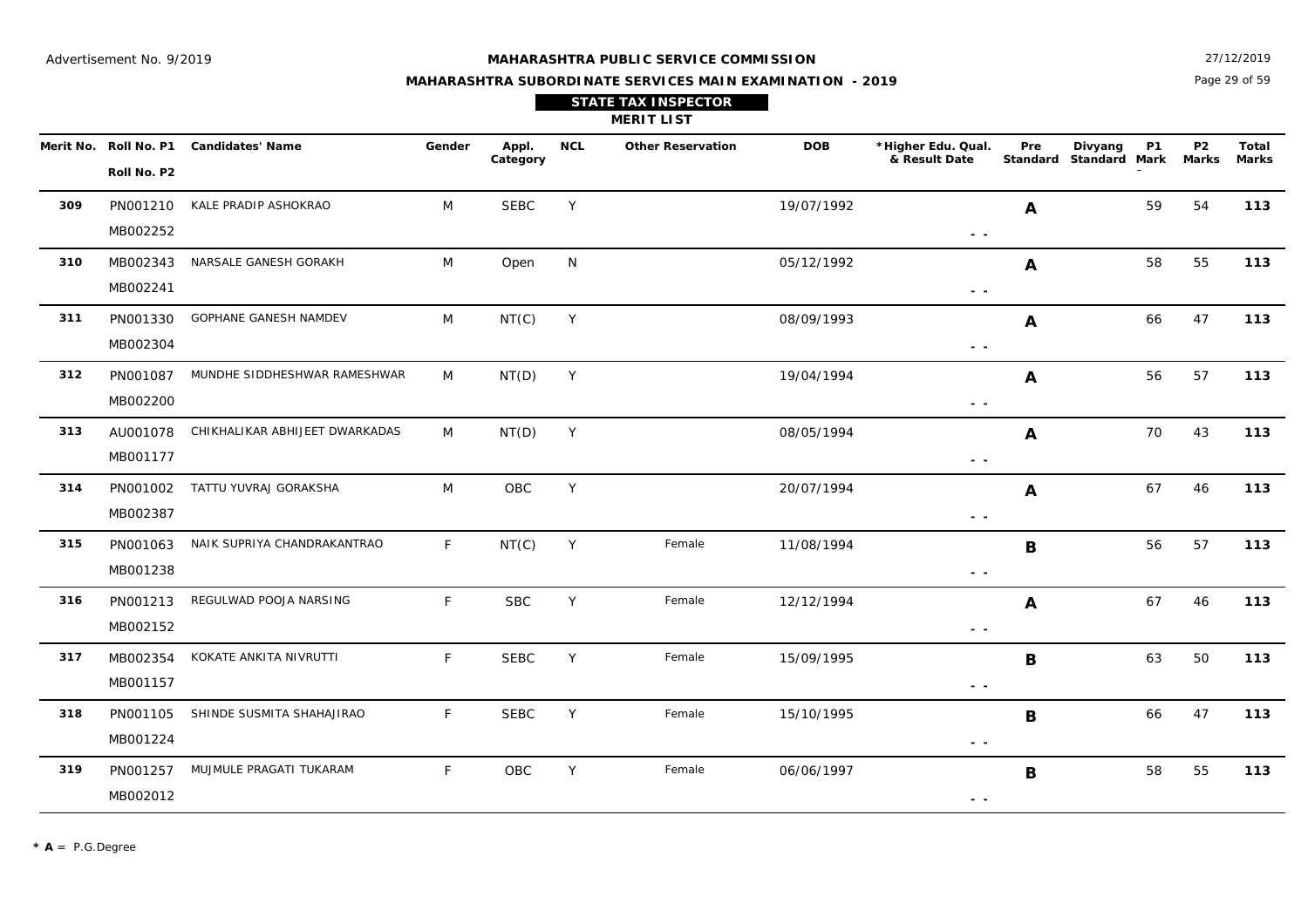Advertisement No. 9/2019

**MAHARASHTRA PUBLIC SERVICE COMMISSION**

**MAHARASHTRA SUBORDINATE SERVICES MAIN EXAMINATION - 2019**

27/12/2019

**STATE TAX INSPECTOR**

**MERIT LIST**

| Merit No. | Roll No. P1 / Roll No. P2 | Candidates' Name | Gender | Appl. Category | NCL | Other Reservation | DOB | *Higher Edu. Qual. & Result Date | Pre Standard | Divyang Standard | P1 Mark | P2 Marks | Total Marks |
|---|---|---|---|---|---|---|---|---|---|---|---|---|---|
| **309** | PN001210 / MB002252 | KALE PRADIP ASHOKRAO | M | SEBC | Y | | 19/07/1992 | - - | **A** | | 59 | 54 | **113** |
| **310** | MB002343 / MB002241 | NARSALE GANESH GORAKH | M | Open | N | | 05/12/1992 | - - | **A** | | 58 | 55 | **113** |
| **311** | PN001330 / MB002304 | GOPHANE GANESH NAMDEV | M | NT(C) | Y | | 08/09/1993 | - - | **A** | | 66 | 47 | **113** |
| **312** | PN001087 / MB002200 | MUNDHE SIDDHESHWAR RAMESHWAR | M | NT(D) | Y | | 19/04/1994 | - - | **A** | | 56 | 57 | **113** |
| **313** | AU001078 / MB001177 | CHIKHALIKAR ABHIJEET DWARKADAS | M | NT(D) | Y | | 08/05/1994 | - - | **A** | | 70 | 43 | **113** |
| **314** | PN001002 / MB002387 | TATTU YUVRAJ GORAKSHA | M | OBC | Y | | 20/07/1994 | - - | **A** | | 67 | 46 | **113** |
| **315** | PN001063 / MB001238 | NAIK SUPRIYA CHANDRAKANTRAO | F | NT(C) | Y | Female | 11/08/1994 | - - | **B** | | 56 | 57 | **113** |
| **316** | PN001213 / MB002152 | REGULWAD POOJA NARSING | F | SBC | Y | Female | 12/12/1994 | - - | **A** | | 67 | 46 | **113** |
| **317** | MB002354 / MB001157 | KOKATE ANKITA NIVRUTTI | F | SEBC | Y | Female | 15/09/1995 | - - | **B** | | 63 | 50 | **113** |
| **318** | PN001105 / MB001224 | SHINDE SUSMITA SHAHAJIRAO | F | SEBC | Y | Female | 15/10/1995 | - - | **B** | | 66 | 47 | **113** |
| **319** | PN001257 / MB002012 | MUJMULE PRAGATI TUKARAM | F | OBC | Y | Female | 06/06/1997 | - - | **B** | | 58 | 55 | **113** |

* **A** = P.G.Degree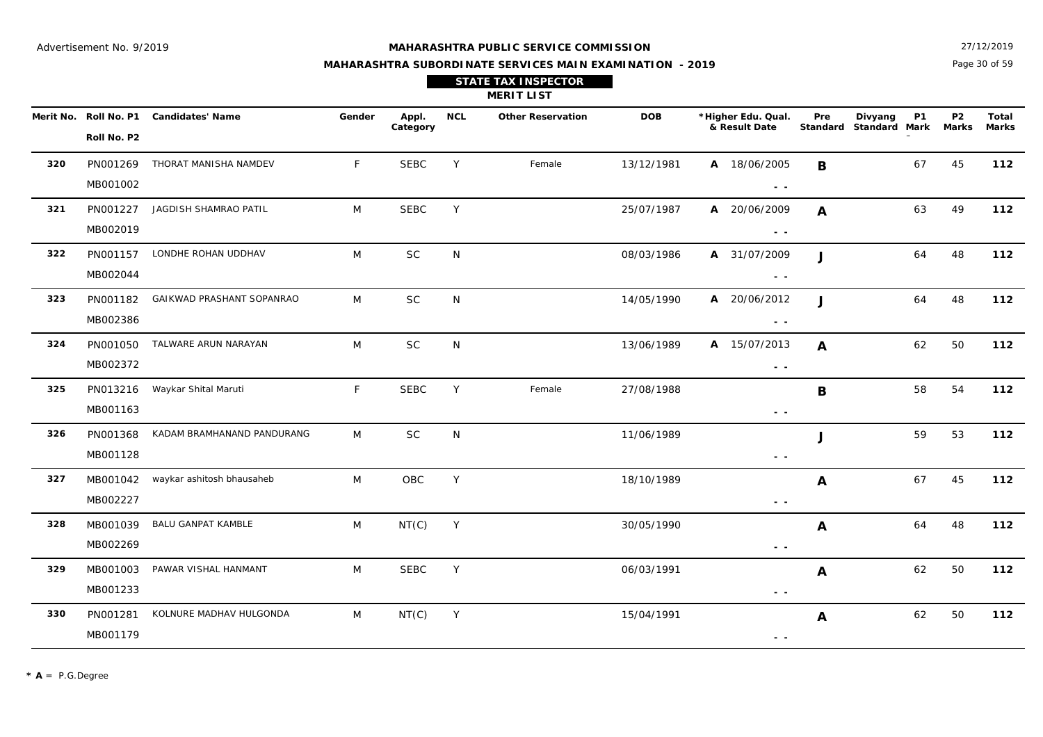Advertisement No. 9/2019

27/12/2019

# MAHARASHTRA PUBLIC SERVICE COMMISSION

## MAHARASHTRA SUBORDINATE SERVICES MAIN EXAMINATION - 2019

### STATE TAX INSPECTOR

### MERIT LIST

| Merit No. | Roll No. P1 / Roll No. P2 | Candidates' Name | Gender | Appl. Category | NCL | Other Reservation | DOB | *Higher Edu. Qual. & Result Date | Pre Standard | Divyang Standard | P1 Mark | P2 Marks | Total Marks |
|---|---|---|---|---|---|---|---|---|---|---|---|---|---|
| 320 | PN001269 / MB001002 | THORAT MANISHA NAMDEV | F | SEBC | Y | Female | 13/12/1981 | A 18/06/2005 - - | B | | 67 | 45 | **112** |
| 321 | PN001227 / MB002019 | JAGDISH SHAMRAO PATIL | M | SEBC | Y | | 25/07/1987 | A 20/06/2009 - - | A | | 63 | 49 | **112** |
| 322 | PN001157 / MB002044 | LONDHE ROHAN UDDHAV | M | SC | N | | 08/03/1986 | A 31/07/2009 - - | J | | 64 | 48 | **112** |
| 323 | PN001182 / MB002386 | GAIKWAD PRASHANT SOPANRAO | M | SC | N | | 14/05/1990 | A 20/06/2012 - - | J | | 64 | 48 | **112** |
| 324 | PN001050 / MB002372 | TALWARE ARUN NARAYAN | M | SC | N | | 13/06/1989 | A 15/07/2013 - - | A | | 62 | 50 | **112** |
| 325 | PN013216 / MB001163 | Waykar Shital Maruti | F | SEBC | Y | Female | 27/08/1988 | - - | B | | 58 | 54 | **112** |
| 326 | PN001368 / MB001128 | KADAM BRAMHANAND PANDURANG | M | SC | N | | 11/06/1989 | - - | J | | 59 | 53 | **112** |
| 327 | MB001042 / MB002227 | waykar ashitosh bhausaheb | M | OBC | Y | | 18/10/1989 | - - | A | | 67 | 45 | **112** |
| 328 | MB001039 / MB002269 | BALU GANPAT KAMBLE | M | NT(C) | Y | | 30/05/1990 | - - | A | | 64 | 48 | **112** |
| 329 | MB001003 / MB001233 | PAWAR VISHAL HANMANT | M | SEBC | Y | | 06/03/1991 | - - | A | | 62 | 50 | **112** |
| 330 | PN001281 / MB001179 | KOLNURE MADHAV HULGONDA | M | NT(C) | Y | | 15/04/1991 | - - | A | | 62 | 50 | **112** |

* **A** = P.G.Degree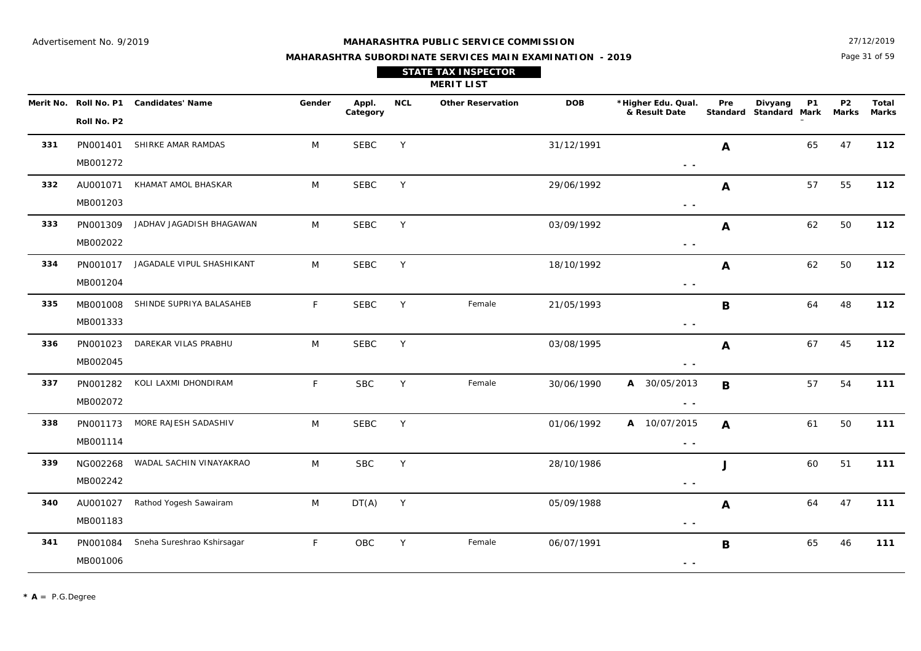Advertisement No. 9/2019

**MAHARASHTRA PUBLIC SERVICE COMMISSION**

**MAHARASHTRA SUBORDINATE SERVICES MAIN EXAMINATION - 2019**

27/12/2019

## STATE TAX INSPECTOR

### MERIT LIST

| Merit No. | Roll No. P1 / Roll No. P2 | Candidates' Name | Gender | Appl. Category | NCL | Other Reservation | DOB | *Higher Edu. Qual. & Result Date | Pre Standard | Divyang Standard | P1 Mark | P2 Marks | Total Marks |
|---|---|---|---|---|---|---|---|---|---|---|---|---|---|
| 331 | PN001401 / MB001272 | SHIRKE AMAR RAMDAS | M | SEBC | Y | | 31/12/1991 | - - | A | | 65 | 47 | 112 |
| 332 | AU001071 / MB001203 | KHAMAT AMOL BHASKAR | M | SEBC | Y | | 29/06/1992 | - - | A | | 57 | 55 | 112 |
| 333 | PN001309 / MB002022 | JADHAV JAGADISH BHAGAWAN | M | SEBC | Y | | 03/09/1992 | - - | A | | 62 | 50 | 112 |
| 334 | PN001017 / MB001204 | JAGADALE VIPUL SHASHIKANT | M | SEBC | Y | | 18/10/1992 | - - | A | | 62 | 50 | 112 |
| 335 | MB001008 / MB001333 | SHINDE SUPRIYA BALASAHEB | F | SEBC | Y | Female | 21/05/1993 | - - | B | | 64 | 48 | 112 |
| 336 | PN001023 / MB002045 | DAREKAR VILAS PRABHU | M | SEBC | Y | | 03/08/1995 | - - | A | | 67 | 45 | 112 |
| 337 | PN001282 / MB002072 | KOLI LAXMI DHONDIRAM | F | SBC | Y | Female | 30/06/1990 | A 30/05/2013 - - | B | | 57 | 54 | 111 |
| 338 | PN001173 / MB001114 | MORE RAJESH SADASHIV | M | SEBC | Y | | 01/06/1992 | A 10/07/2015 - - | A | | 61 | 50 | 111 |
| 339 | NG002268 / MB002242 | WADAL SACHIN VINAYAKRAO | M | SBC | Y | | 28/10/1986 | - - | J | | 60 | 51 | 111 |
| 340 | AU001027 / MB001183 | Rathod Yogesh Sawairam | M | DT(A) | Y | | 05/09/1988 | - - | A | | 64 | 47 | 111 |
| 341 | PN001084 / MB001006 | Sneha Sureshrao Kshirsagar | F | OBC | Y | Female | 06/07/1991 | - - | B | | 65 | 46 | 111 |

* **A** = P.G.Degree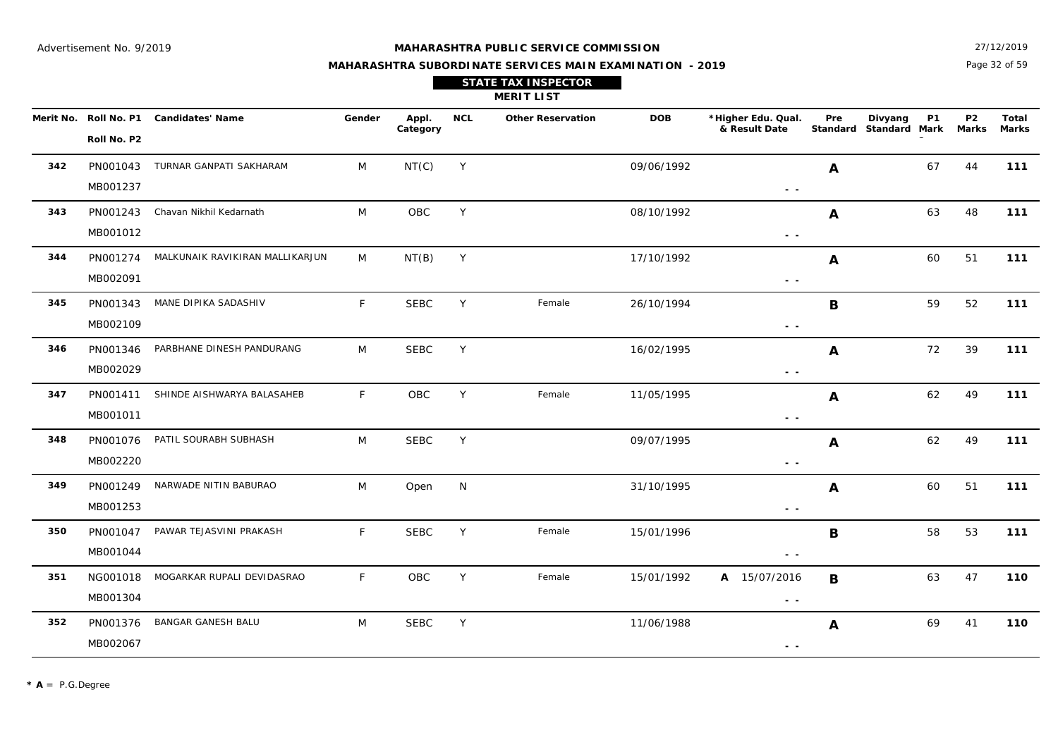Advertisement No. 9/2019

27/12/2019

# MAHARASHTRA PUBLIC SERVICE COMMISSION

## MAHARASHTRA SUBORDINATE SERVICES MAIN EXAMINATION - 2019

### STATE TAX INSPECTOR

### MERIT LIST

| Merit No. | Roll No. P1 / Roll No. P2 | Candidates' Name | Gender | Appl. Category | NCL | Other Reservation | DOB | *Higher Edu. Qual. & Result Date | Pre Standard | Divyang Standard | P1 Mark | P2 Marks | Total Marks |
|---|---|---|---|---|---|---|---|---|---|---|---|---|---|
| 342 | PN001043 / MB001237 | TURNAR GANPATI SAKHARAM | M | NT(C) | Y | | 09/06/1992 | - - | A | | 67 | 44 | **111** |
| 343 | PN001243 / MB001012 | Chavan Nikhil Kedarnath | M | OBC | Y | | 08/10/1992 | - - | A | | 63 | 48 | **111** |
| 344 | PN001274 / MB002091 | MALKUNAIK RAVIKIRAN MALLIKARJUN | M | NT(B) | Y | | 17/10/1992 | - - | A | | 60 | 51 | **111** |
| 345 | PN001343 / MB002109 | MANE DIPIKA SADASHIV | F | SEBC | Y | Female | 26/10/1994 | - - | B | | 59 | 52 | **111** |
| 346 | PN001346 / MB002029 | PARBHANE DINESH PANDURANG | M | SEBC | Y | | 16/02/1995 | - - | A | | 72 | 39 | **111** |
| 347 | PN001411 / MB001011 | SHINDE AISHWARYA BALASAHEB | F | OBC | Y | Female | 11/05/1995 | - - | A | | 62 | 49 | **111** |
| 348 | PN001076 / MB002220 | PATIL SOURABH SUBHASH | M | SEBC | Y | | 09/07/1995 | - - | A | | 62 | 49 | **111** |
| 349 | PN001249 / MB001253 | NARWADE NITIN BABURAO | M | Open | N | | 31/10/1995 | - - | A | | 60 | 51 | **111** |
| 350 | PN001047 / MB001044 | PAWAR TEJASVINI PRAKASH | F | SEBC | Y | Female | 15/01/1996 | - - | B | | 58 | 53 | **111** |
| 351 | NG001018 / MB001304 | MOGARKAR RUPALI DEVIDASRAO | F | OBC | Y | Female | 15/01/1992 | A 15/07/2016 - - | B | | 63 | 47 | **110** |
| 352 | PN001376 / MB002067 | BANGAR GANESH BALU | M | SEBC | Y | | 11/06/1988 | - - | A | | 69 | 41 | **110** |

**\* A** = P.G.Degree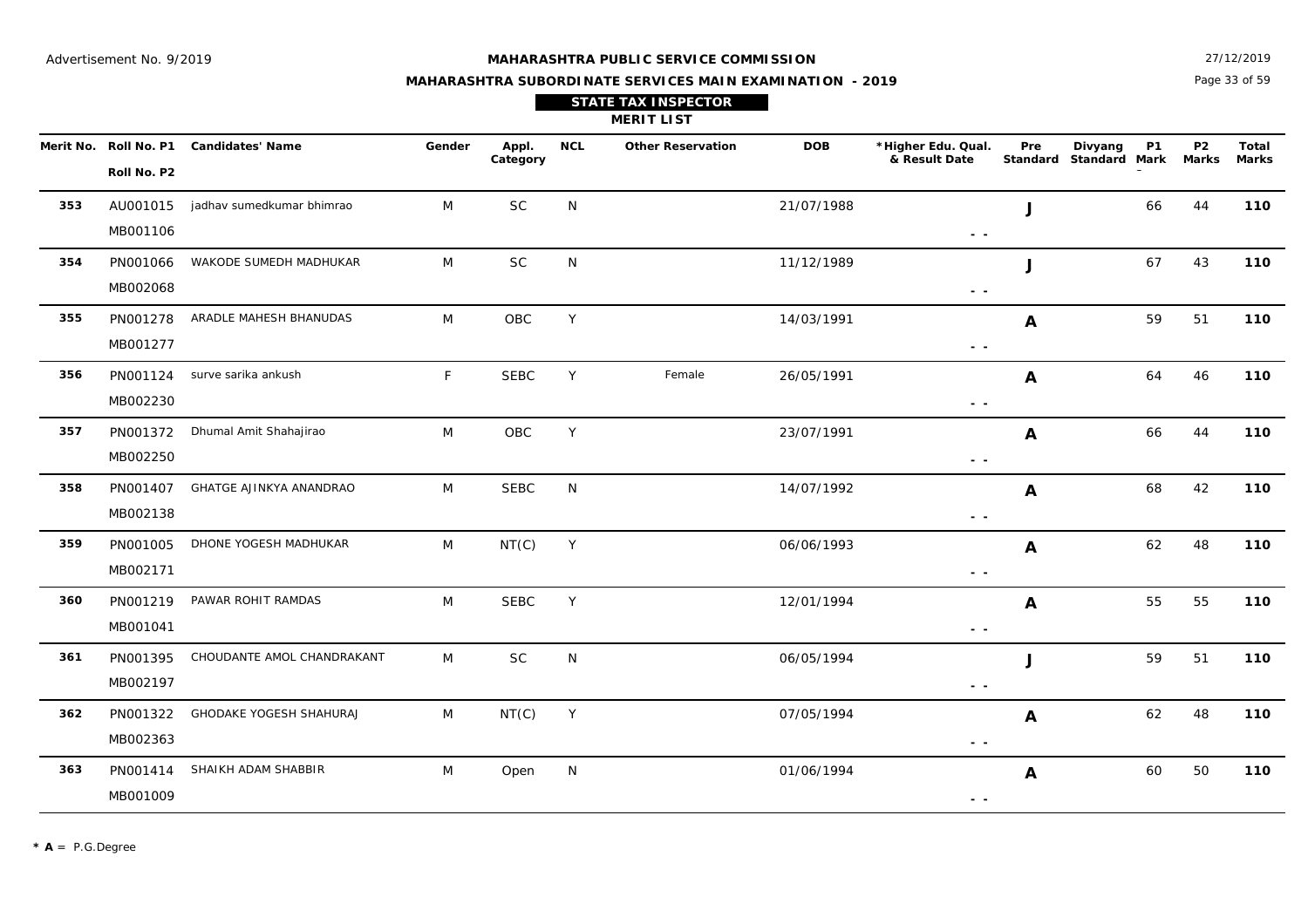Advertisement No. 9/2019

**MAHARASHTRA PUBLIC SERVICE COMMISSION**

27/12/2019

**MAHARASHTRA SUBORDINATE SERVICES MAIN EXAMINATION - 2019**

**STATE TAX INSPECTOR**

**MERIT LIST**

| Merit No. | Roll No. P1 / Roll No. P2 | Candidates' Name | Gender | Appl. Category | NCL | Other Reservation | DOB | *Higher Edu. Qual. & Result Date | Pre Standard | Divyang Standard | P1 Mark | P2 Marks | Total Marks |
|---|---|---|---|---|---|---|---|---|---|---|---|---|---|
| 353 | AU001015 / MB001106 | jadhav sumedkumar bhimrao | M | SC | N | | 21/07/1988 | - - | J | | 66 | 44 | **110** |
| 354 | PN001066 / MB002068 | WAKODE SUMEDH MADHUKAR | M | SC | N | | 11/12/1989 | - - | J | | 67 | 43 | **110** |
| 355 | PN001278 / MB001277 | ARADLE MAHESH BHANUDAS | M | OBC | Y | | 14/03/1991 | - - | A | | 59 | 51 | **110** |
| 356 | PN001124 / MB002230 | surve sarika ankush | F | SEBC | Y | Female | 26/05/1991 | - - | A | | 64 | 46 | **110** |
| 357 | PN001372 / MB002250 | Dhumal Amit Shahajirao | M | OBC | Y | | 23/07/1991 | - - | A | | 66 | 44 | **110** |
| 358 | PN001407 / MB002138 | GHATGE AJINKYA ANANDRAO | M | SEBC | N | | 14/07/1992 | - - | A | | 68 | 42 | **110** |
| 359 | PN001005 / MB002171 | DHONE YOGESH MADHUKAR | M | NT(C) | Y | | 06/06/1993 | - - | A | | 62 | 48 | **110** |
| 360 | PN001219 / MB001041 | PAWAR ROHIT RAMDAS | M | SEBC | Y | | 12/01/1994 | - - | A | | 55 | 55 | **110** |
| 361 | PN001395 / MB002197 | CHOUDANTE AMOL CHANDRAKANT | M | SC | N | | 06/05/1994 | - - | J | | 59 | 51 | **110** |
| 362 | PN001322 / MB002363 | GHODAKE YOGESH SHAHURAJ | M | NT(C) | Y | | 07/05/1994 | - - | A | | 62 | 48 | **110** |
| 363 | PN001414 / MB001009 | SHAIKH ADAM SHABBIR | M | Open | N | | 01/06/1994 | - - | A | | 60 | 50 | **110** |

**\* A** = P.G.Degree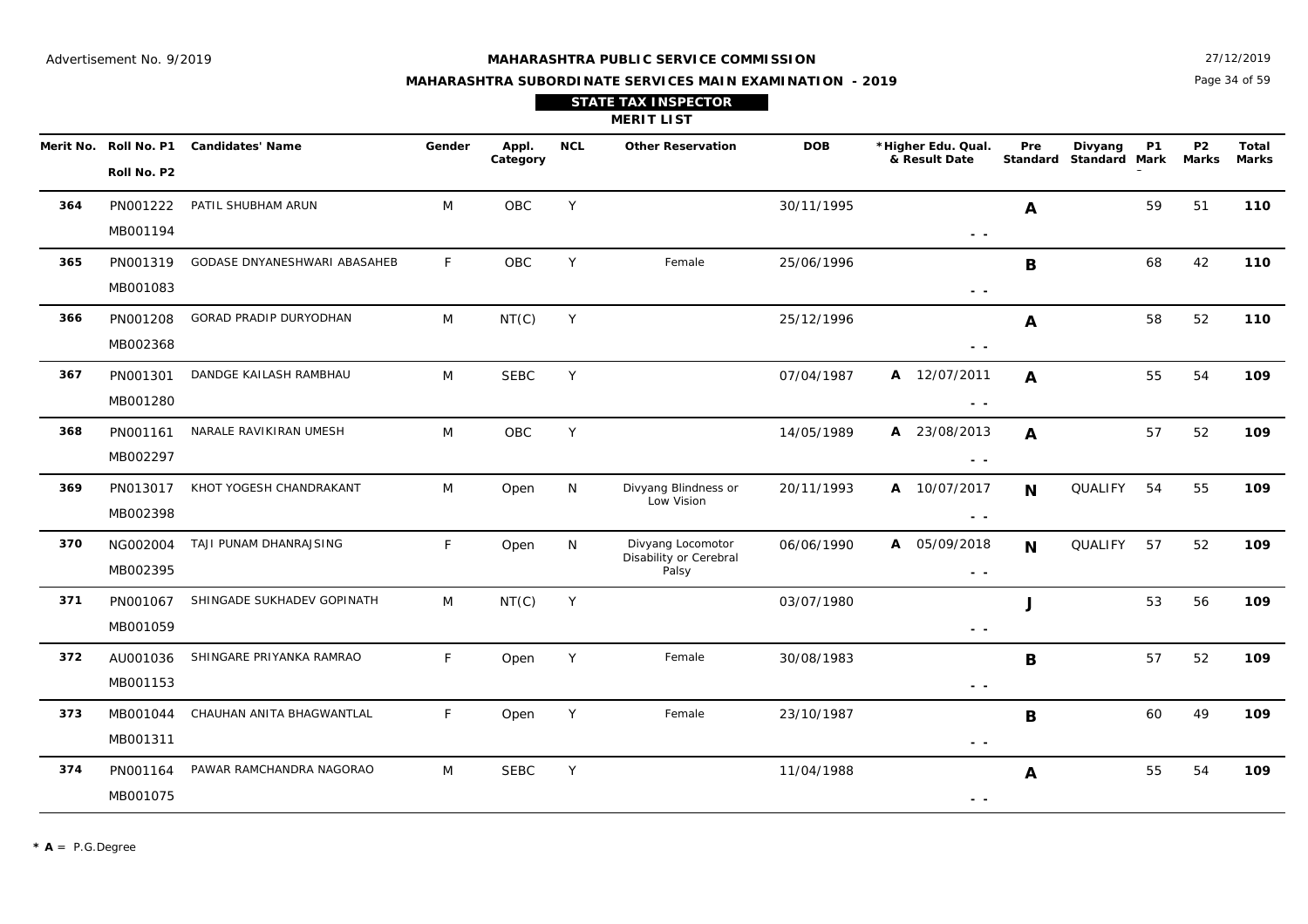Advertisement No. 9/2019

**MAHARASHTRA PUBLIC SERVICE COMMISSION**

**MAHARASHTRA SUBORDINATE SERVICES MAIN EXAMINATION - 2019**

27/12/2019

**STATE TAX INSPECTOR**

**MERIT LIST**

| Merit No. | Roll No. P1 / Roll No. P2 | Candidates' Name | Gender | Appl. Category | NCL | Other Reservation | DOB | *Higher Edu. Qual. & Result Date | Pre Standard | Divyang Standard | P1 Mark | P2 Marks | Total Marks |
|---|---|---|---|---|---|---|---|---|---|---|---|---|---|
| **364** | PN001222 / MB001194 | PATIL SHUBHAM ARUN | M | OBC | Y | | 30/11/1995 | - - | **A** | | 59 | 51 | **110** |
| **365** | PN001319 / MB001083 | GODASE DNYANESHWARI ABASAHEB | F | OBC | Y | Female | 25/06/1996 | - - | **B** | | 68 | 42 | **110** |
| **366** | PN001208 / MB002368 | GORAD PRADIP DURYODHAN | M | NT(C) | Y | | 25/12/1996 | - - | **A** | | 58 | 52 | **110** |
| **367** | PN001301 / MB001280 | DANDGE KAILASH RAMBHAU | M | SEBC | Y | | 07/04/1987 | **A** 12/07/2011 - - | **A** | | 55 | 54 | **109** |
| **368** | PN001161 / MB002297 | NARALE RAVIKIRAN UMESH | M | OBC | Y | | 14/05/1989 | **A** 23/08/2013 - - | **A** | | 57 | 52 | **109** |
| **369** | PN013017 / MB002398 | KHOT YOGESH CHANDRAKANT | M | Open | N | Divyang Blindness or Low Vision | 20/11/1993 | **A** 10/07/2017 - - | **N** | QUALIFY | 54 | 55 | **109** |
| **370** | NG002004 / MB002395 | TAJI PUNAM DHANRAJSING | F | Open | N | Divyang Locomotor Disability or Cerebral Palsy | 06/06/1990 | **A** 05/09/2018 - - | **N** | QUALIFY | 57 | 52 | **109** |
| **371** | PN001067 / MB001059 | SHINGADE SUKHADEV GOPINATH | M | NT(C) | Y | | 03/07/1980 | - - | **J** | | 53 | 56 | **109** |
| **372** | AU001036 / MB001153 | SHINGARE PRIYANKA RAMRAO | F | Open | Y | Female | 30/08/1983 | - - | **B** | | 57 | 52 | **109** |
| **373** | MB001044 / MB001311 | CHAUHAN ANITA BHAGWANTLAL | F | Open | Y | Female | 23/10/1987 | - - | **B** | | 60 | 49 | **109** |
| **374** | PN001164 / MB001075 | PAWAR RAMCHANDRA NAGORAO | M | SEBC | Y | | 11/04/1988 | - - | **A** | | 55 | 54 | **109** |

* **A** = P.G.Degree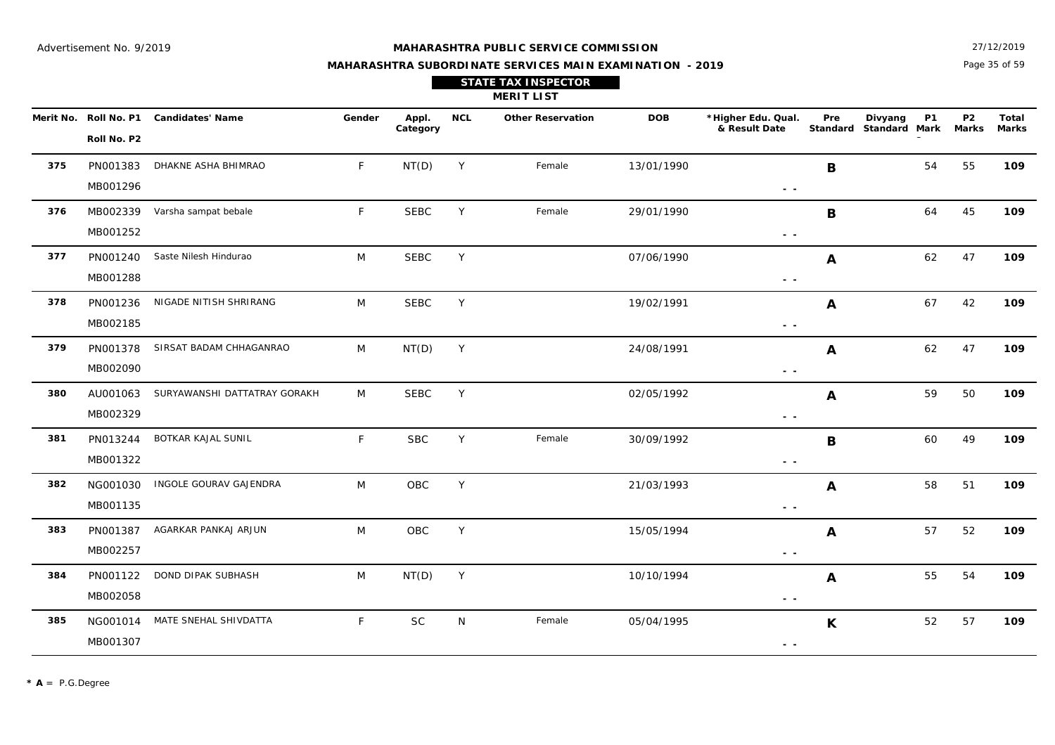Advertisement No. 9/2019

27/12/2019

# MAHARASHTRA PUBLIC SERVICE COMMISSION

## MAHARASHTRA SUBORDINATE SERVICES MAIN EXAMINATION - 2019

### STATE TAX INSPECTOR

### MERIT LIST

| Merit No. | Roll No. P1 / Roll No. P2 | Candidates' Name | Gender | Appl. Category | NCL | Other Reservation | DOB | *Higher Edu. Qual. & Result Date | Pre Standard | Divyang Standard | P1 Mark | P2 Marks | Total Marks |
|---|---|---|---|---|---|---|---|---|---|---|---|---|---|
| 375 | PN001383 / MB001296 | DHAKNE ASHA BHIMRAO | F | NT(D) | Y | Female | 13/01/1990 | - - | B | | 54 | 55 | 109 |
| 376 | MB002339 / MB001252 | Varsha sampat bebale | F | SEBC | Y | Female | 29/01/1990 | - - | B | | 64 | 45 | 109 |
| 377 | PN001240 / MB001288 | Saste Nilesh Hindurao | M | SEBC | Y | | 07/06/1990 | - - | A | | 62 | 47 | 109 |
| 378 | PN001236 / MB002185 | NIGADE NITISH SHRIRANG | M | SEBC | Y | | 19/02/1991 | - - | A | | 67 | 42 | 109 |
| 379 | PN001378 / MB002090 | SIRSAT BADAM CHHAGANRAO | M | NT(D) | Y | | 24/08/1991 | - - | A | | 62 | 47 | 109 |
| 380 | AU001063 / MB002329 | SURYAWANSHI DATTATRAY GORAKH | M | SEBC | Y | | 02/05/1992 | - - | A | | 59 | 50 | 109 |
| 381 | PN013244 / MB001322 | BOTKAR KAJAL SUNIL | F | SBC | Y | Female | 30/09/1992 | - - | B | | 60 | 49 | 109 |
| 382 | NG001030 / MB001135 | INGOLE GOURAV GAJENDRA | M | OBC | Y | | 21/03/1993 | - - | A | | 58 | 51 | 109 |
| 383 | PN001387 / MB002257 | AGARKAR PANKAJ ARJUN | M | OBC | Y | | 15/05/1994 | - - | A | | 57 | 52 | 109 |
| 384 | PN001122 / MB002058 | DOND DIPAK SUBHASH | M | NT(D) | Y | | 10/10/1994 | - - | A | | 55 | 54 | 109 |
| 385 | NG001014 / MB001307 | MATE SNEHAL SHIVDATTA | F | SC | N | Female | 05/04/1995 | - - | K | | 52 | 57 | 109 |

*** A** = P.G.Degree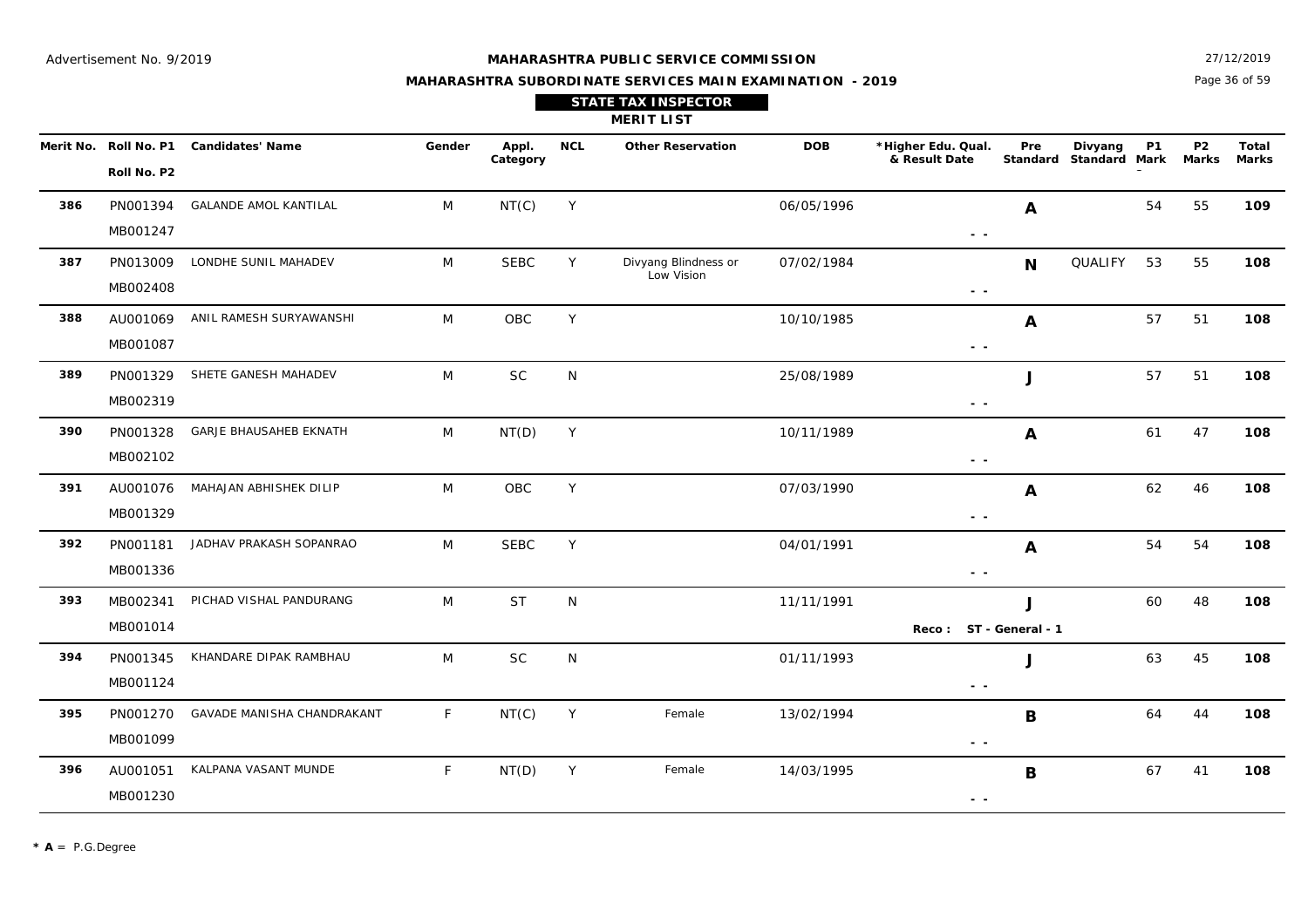Advertisement No. 9/2019

27/12/2019

# MAHARASHTRA PUBLIC SERVICE COMMISSION

## MAHARASHTRA SUBORDINATE SERVICES MAIN EXAMINATION - 2019

### STATE TAX INSPECTOR

### MERIT LIST

| Merit No. | Roll No. P1 / Roll No. P2 | Candidates' Name | Gender | Appl. Category | NCL | Other Reservation | DOB | *Higher Edu. Qual. & Result Date | Pre Standard | Divyang Standard | P1 Mark | P2 Marks | Total Marks |
|---|---|---|---|---|---|---|---|---|---|---|---|---|---|
| 386 | PN001394 / MB001247 | GALANDE AMOL KANTILAL | M | NT(C) | Y | | 06/05/1996 | - - | A | | 54 | 55 | **109** |
| 387 | PN013009 / MB002408 | LONDHE SUNIL MAHADEV | M | SEBC | Y | Divyang Blindness or Low Vision | 07/02/1984 | - - | N | QUALIFY | 53 | 55 | **108** |
| 388 | AU001069 / MB001087 | ANIL RAMESH SURYAWANSHI | M | OBC | Y | | 10/10/1985 | - - | A | | 57 | 51 | **108** |
| 389 | PN001329 / MB002319 | SHETE GANESH MAHADEV | M | SC | N | | 25/08/1989 | - - | J | | 57 | 51 | **108** |
| 390 | PN001328 / MB002102 | GARJE BHAUSAHEB EKNATH | M | NT(D) | Y | | 10/11/1989 | - - | A | | 61 | 47 | **108** |
| 391 | AU001076 / MB001329 | MAHAJAN ABHISHEK DILIP | M | OBC | Y | | 07/03/1990 | - - | A | | 62 | 46 | **108** |
| 392 | PN001181 / MB001336 | JADHAV PRAKASH SOPANRAO | M | SEBC | Y | | 04/01/1991 | - - | A | | 54 | 54 | **108** |
| 393 | MB002341 / MB001014 | PICHAD VISHAL PANDURANG | M | ST | N | | 11/11/1991 | Reco : ST - General - 1 | J | | 60 | 48 | **108** |
| 394 | PN001345 / MB001124 | KHANDARE DIPAK RAMBHAU | M | SC | N | | 01/11/1993 | - - | J | | 63 | 45 | **108** |
| 395 | PN001270 / MB001099 | GAVADE MANISHA CHANDRAKANT | F | NT(C) | Y | Female | 13/02/1994 | - - | B | | 64 | 44 | **108** |
| 396 | AU001051 / MB001230 | KALPANA VASANT MUNDE | F | NT(D) | Y | Female | 14/03/1995 | - - | B | | 67 | 41 | **108** |

**\* A** = P.G.Degree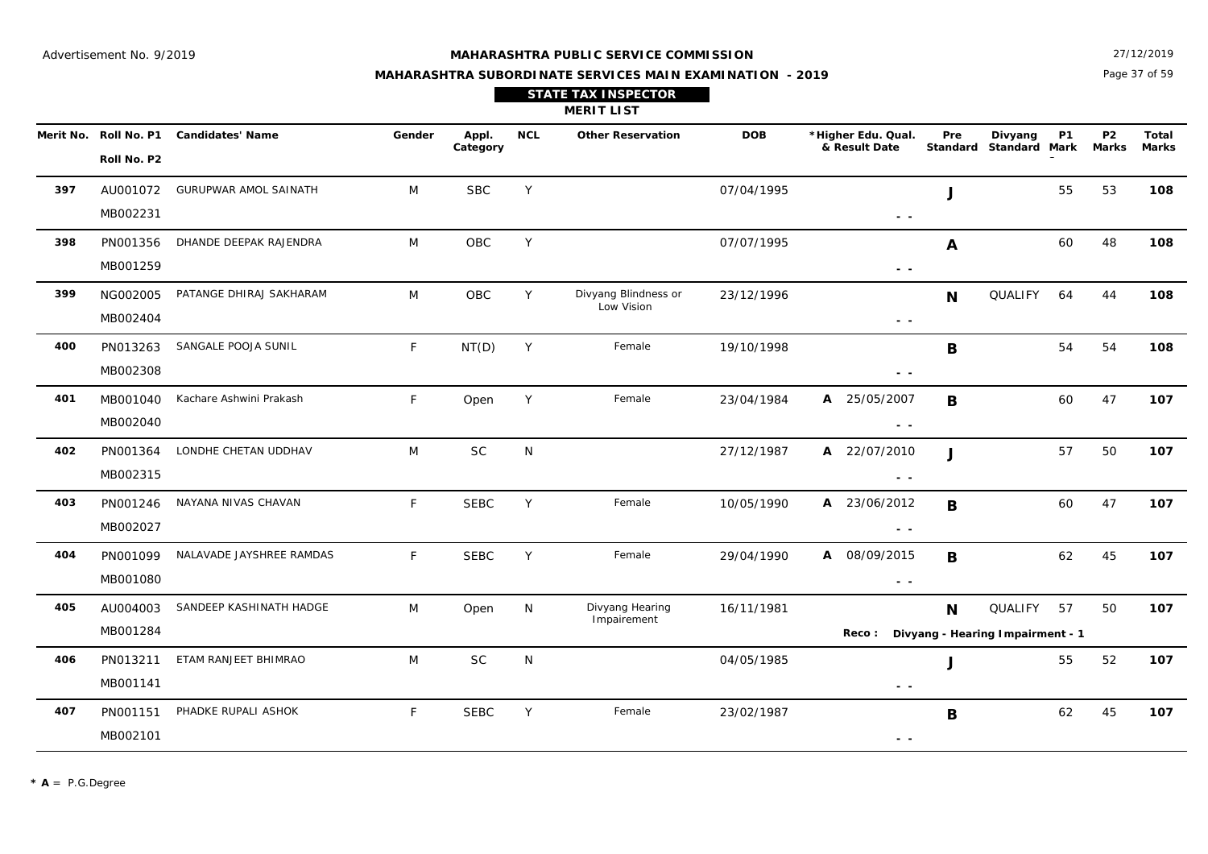Advertisement No. 9/2019

27/12/2019

**MAHARASHTRA PUBLIC SERVICE COMMISSION**

**MAHARASHTRA SUBORDINATE SERVICES MAIN EXAMINATION - 2019**

**STATE TAX INSPECTOR**

**MERIT LIST**

| Merit No. | Roll No. P1 / Roll No. P2 | Candidates' Name | Gender | Appl. Category | NCL | Other Reservation | DOB | *Higher Edu. Qual. & Result Date | Pre Standard | Divyang Standard | P1 Mark | P2 Marks | Total Marks |
|---|---|---|---|---|---|---|---|---|---|---|---|---|---|
| **397** | AU001072 / MB002231 | GURUPWAR AMOL SAINATH | M | SBC | Y | | 07/04/1995 | - - | **J** | | 55 | 53 | **108** |
| **398** | PN001356 / MB001259 | DHANDE DEEPAK RAJENDRA | M | OBC | Y | | 07/07/1995 | - - | **A** | | 60 | 48 | **108** |
| **399** | NG002005 / MB002404 | PATANGE DHIRAJ SAKHARAM | M | OBC | Y | Divyang Blindness or Low Vision | 23/12/1996 | - - | **N** | QUALIFY | 64 | 44 | **108** |
| **400** | PN013263 / MB002308 | SANGALE POOJA SUNIL | F | NT(D) | Y | Female | 19/10/1998 | - - | **B** | | 54 | 54 | **108** |
| **401** | MB001040 / MB002040 | Kachare Ashwini Prakash | F | Open | Y | Female | 23/04/1984 | **A** 25/05/2007 - - | **B** | | 60 | 47 | **107** |
| **402** | PN001364 / MB002315 | LONDHE CHETAN UDDHAV | M | SC | N | | 27/12/1987 | **A** 22/07/2010 - - | **J** | | 57 | 50 | **107** |
| **403** | PN001246 / MB002027 | NAYANA NIVAS CHAVAN | F | SEBC | Y | Female | 10/05/1990 | **A** 23/06/2012 - - | **B** | | 60 | 47 | **107** |
| **404** | PN001099 / MB001080 | NALAVADE JAYSHREE RAMDAS | F | SEBC | Y | Female | 29/04/1990 | **A** 08/09/2015 - - | **B** | | 62 | 45 | **107** |
| **405** | AU004003 / MB001284 | SANDEEP KASHINATH HADGE | M | Open | N | Divyang Hearing Impairement | 16/11/1981 | **Reco : Divyang - Hearing Impairment - 1** | **N** | QUALIFY | 57 | 50 | **107** |
| **406** | PN013211 / MB001141 | ETAM RANJEET BHIMRAO | M | SC | N | | 04/05/1985 | - - | **J** | | 55 | 52 | **107** |
| **407** | PN001151 / MB002101 | PHADKE RUPALI ASHOK | F | SEBC | Y | Female | 23/02/1987 | - - | **B** | | 62 | 45 | **107** |

**\* A** = P.G.Degree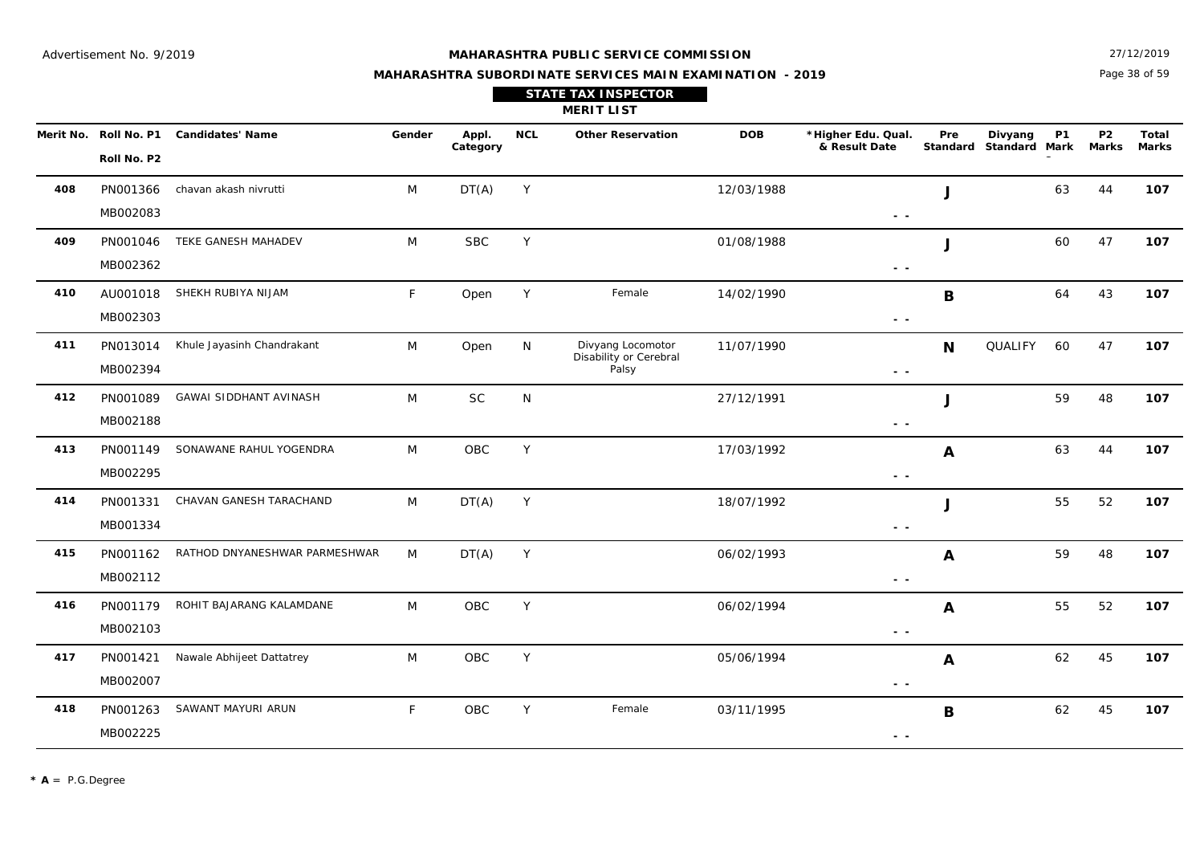Advertisement No. 9/2019

**MAHARASHTRA PUBLIC SERVICE COMMISSION**

**MAHARASHTRA SUBORDINATE SERVICES MAIN EXAMINATION - 2019**

27/12/2019

**STATE TAX INSPECTOR**

**MERIT LIST**

| Merit No. | Roll No. P1 / Roll No. P2 | Candidates' Name | Gender | Appl. Category | NCL | Other Reservation | DOB | *Higher Edu. Qual. & Result Date | Pre Standard | Divyang Standard | P1 Mark | P2 Marks | Total Marks |
|---|---|---|---|---|---|---|---|---|---|---|---|---|---|
| 408 | PN001366 / MB002083 | chavan akash nivrutti | M | DT(A) | Y | | 12/03/1988 | - - | J | | 63 | 44 | **107** |
| 409 | PN001046 / MB002362 | TEKE GANESH MAHADEV | M | SBC | Y | | 01/08/1988 | - - | J | | 60 | 47 | **107** |
| 410 | AU001018 / MB002303 | SHEKH RUBIYA NIJAM | F | Open | Y | Female | 14/02/1990 | - - | B | | 64 | 43 | **107** |
| 411 | PN013014 / MB002394 | Khule Jayasinh Chandrakant | M | Open | N | Divyang Locomotor Disability or Cerebral Palsy | 11/07/1990 | - - | N | QUALIFY | 60 | 47 | **107** |
| 412 | PN001089 / MB002188 | GAWAI SIDDHANT AVINASH | M | SC | N | | 27/12/1991 | - - | J | | 59 | 48 | **107** |
| 413 | PN001149 / MB002295 | SONAWANE RAHUL YOGENDRA | M | OBC | Y | | 17/03/1992 | - - | A | | 63 | 44 | **107** |
| 414 | PN001331 / MB001334 | CHAVAN GANESH TARACHAND | M | DT(A) | Y | | 18/07/1992 | - - | J | | 55 | 52 | **107** |
| 415 | PN001162 / MB002112 | RATHOD DNYANESHWAR PARMESHWAR | M | DT(A) | Y | | 06/02/1993 | - - | A | | 59 | 48 | **107** |
| 416 | PN001179 / MB002103 | ROHIT BAJARANG KALAMDANE | M | OBC | Y | | 06/02/1994 | - - | A | | 55 | 52 | **107** |
| 417 | PN001421 / MB002007 | Nawale Abhijeet Dattatrey | M | OBC | Y | | 05/06/1994 | - - | A | | 62 | 45 | **107** |
| 418 | PN001263 / MB002225 | SAWANT MAYURI ARUN | F | OBC | Y | Female | 03/11/1995 | - - | B | | 62 | 45 | **107** |

**\* A** = P.G.Degree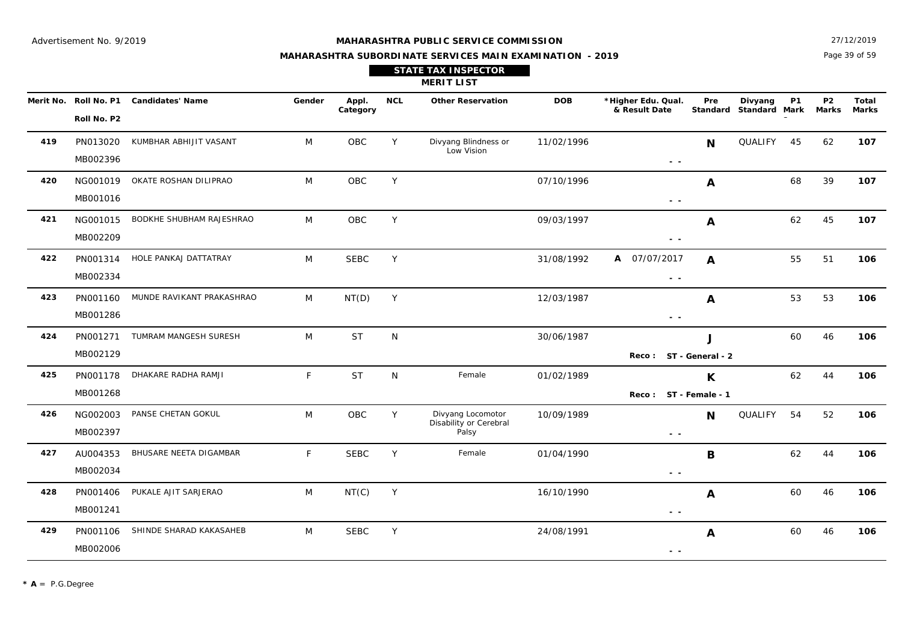Advertisement No. 9/2019

27/12/2019

## MAHARASHTRA PUBLIC SERVICE COMMISSION

### MAHARASHTRA SUBORDINATE SERVICES MAIN EXAMINATION - 2019

### STATE TAX INSPECTOR

### MERIT LIST

| Merit No. | Roll No. P1 / Roll No. P2 | Candidates' Name | Gender | Appl. Category | NCL | Other Reservation | DOB | *Higher Edu. Qual. & Result Date | Pre Standard | Divyang Standard | P1 Mark | P2 Marks | Total Marks |
|---|---|---|---|---|---|---|---|---|---|---|---|---|---|
| 419 | PN013020 / MB002396 | KUMBHAR ABHIJIT VASANT | M | OBC | Y | Divyang Blindness or Low Vision | 11/02/1996 | - - | N | QUALIFY | 45 | 62 | 107 |
| 420 | NG001019 / MB001016 | OKATE ROSHAN DILIPRAO | M | OBC | Y | | 07/10/1996 | - - | A | | 68 | 39 | 107 |
| 421 | NG001015 / MB002209 | BODKHE SHUBHAM RAJESHRAO | M | OBC | Y | | 09/03/1997 | - - | A | | 62 | 45 | 107 |
| 422 | PN001314 / MB002334 | HOLE PANKAJ DATTATRAY | M | SEBC | Y | | 31/08/1992 | A 07/07/2017 - - | A | | 55 | 51 | 106 |
| 423 | PN001160 / MB001286 | MUNDE RAVIKANT PRAKASHRAO | M | NT(D) | Y | | 12/03/1987 | - - | A | | 53 | 53 | 106 |
| 424 | PN001271 / MB002129 | TUMRAM MANGESH SURESH | M | ST | N | | 30/06/1987 | Reco : ST - General - 2 | J | | 60 | 46 | 106 |
| 425 | PN001178 / MB001268 | DHAKARE RADHA RAMJI | F | ST | N | Female | 01/02/1989 | Reco : ST - Female - 1 | K | | 62 | 44 | 106 |
| 426 | NG002003 / MB002397 | PANSE CHETAN GOKUL | M | OBC | Y | Divyang Locomotor Disability or Cerebral Palsy | 10/09/1989 | - - | N | QUALIFY | 54 | 52 | 106 |
| 427 | AU004353 / MB002034 | BHUSARE NEETA DIGAMBAR | F | SEBC | Y | Female | 01/04/1990 | - - | B | | 62 | 44 | 106 |
| 428 | PN001406 / MB001241 | PUKALE AJIT SARJERAO | M | NT(C) | Y | | 16/10/1990 | - - | A | | 60 | 46 | 106 |
| 429 | PN001106 / MB002006 | SHINDE SHARAD KAKASAHEB | M | SEBC | Y | | 24/08/1991 | - - | A | | 60 | 46 | 106 |

**\* A** = P.G.Degree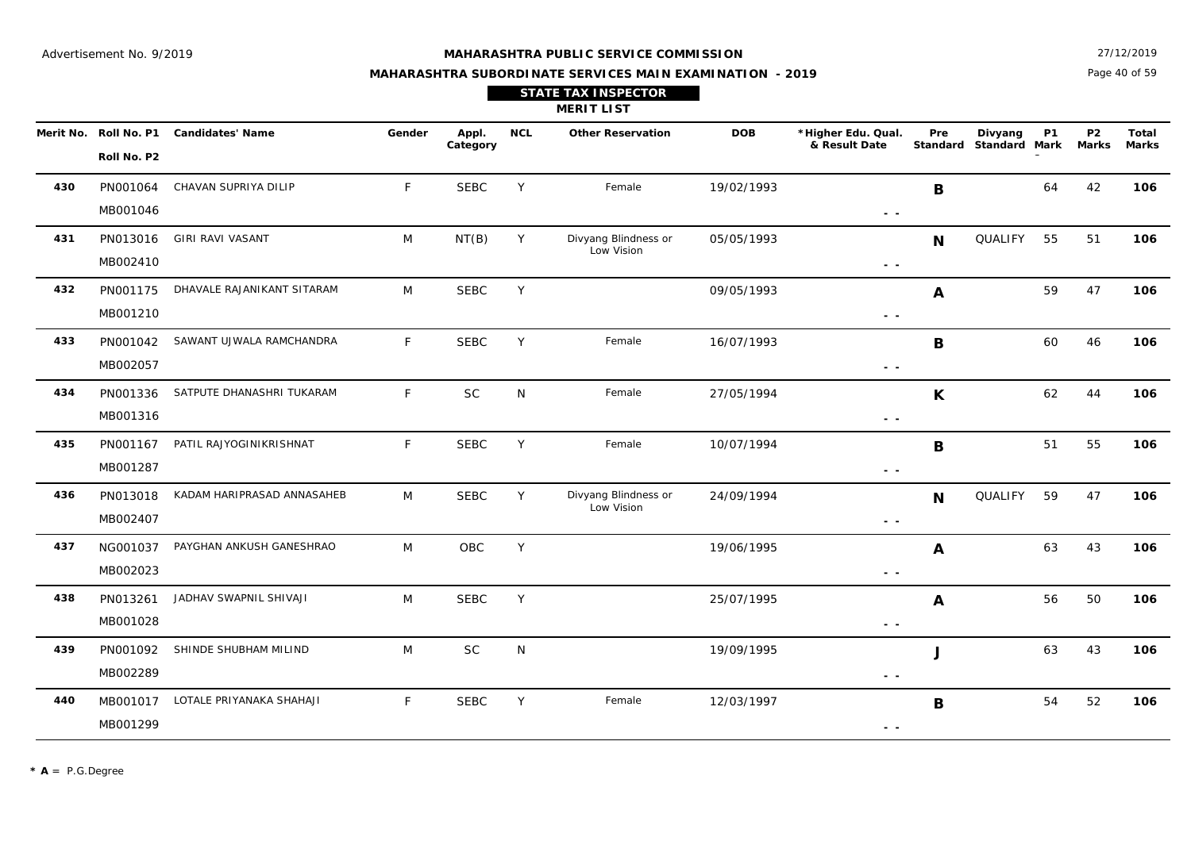Advertisement No. 9/2019

27/12/2019

# MAHARASHTRA PUBLIC SERVICE COMMISSION

## MAHARASHTRA SUBORDINATE SERVICES MAIN EXAMINATION - 2019

### STATE TAX INSPECTOR

### MERIT LIST

| Merit No. | Roll No. P1 / Roll No. P2 | Candidates' Name | Gender | Appl. Category | NCL | Other Reservation | DOB | *Higher Edu. Qual. & Result Date | Pre Standard | Divyang Standard | P1 Mark | P2 Marks | Total Marks |
|---|---|---|---|---|---|---|---|---|---|---|---|---|---|
| 430 | PN001064 / MB001046 | CHAVAN SUPRIYA DILIP | F | SEBC | Y | Female | 19/02/1993 | - - | B | | 64 | 42 | 106 |
| 431 | PN013016 / MB002410 | GIRI RAVI VASANT | M | NT(B) | Y | Divyang Blindness or Low Vision | 05/05/1993 | - - | N | QUALIFY | 55 | 51 | 106 |
| 432 | PN001175 / MB001210 | DHAVALE RAJANIKANT SITARAM | M | SEBC | Y | | 09/05/1993 | - - | A | | 59 | 47 | 106 |
| 433 | PN001042 / MB002057 | SAWANT UJWALA RAMCHANDRA | F | SEBC | Y | Female | 16/07/1993 | - - | B | | 60 | 46 | 106 |
| 434 | PN001336 / MB001316 | SATPUTE DHANASHRI TUKARAM | F | SC | N | Female | 27/05/1994 | - - | K | | 62 | 44 | 106 |
| 435 | PN001167 / MB001287 | PATIL RAJYOGINIKRISHNAT | F | SEBC | Y | Female | 10/07/1994 | - - | B | | 51 | 55 | 106 |
| 436 | PN013018 / MB002407 | KADAM HARIPRASAD ANNASAHEB | M | SEBC | Y | Divyang Blindness or Low Vision | 24/09/1994 | - - | N | QUALIFY | 59 | 47 | 106 |
| 437 | NG001037 / MB002023 | PAYGHAN ANKUSH GANESHRAO | M | OBC | Y | | 19/06/1995 | - - | A | | 63 | 43 | 106 |
| 438 | PN013261 / MB001028 | JADHAV SWAPNIL SHIVAJI | M | SEBC | Y | | 25/07/1995 | - - | A | | 56 | 50 | 106 |
| 439 | PN001092 / MB002289 | SHINDE SHUBHAM MILIND | M | SC | N | | 19/09/1995 | - - | J | | 63 | 43 | 106 |
| 440 | MB001017 / MB001299 | LOTALE PRIYANAKA SHAHAJI | F | SEBC | Y | Female | 12/03/1997 | - - | B | | 54 | 52 | 106 |

* A = P.G.Degree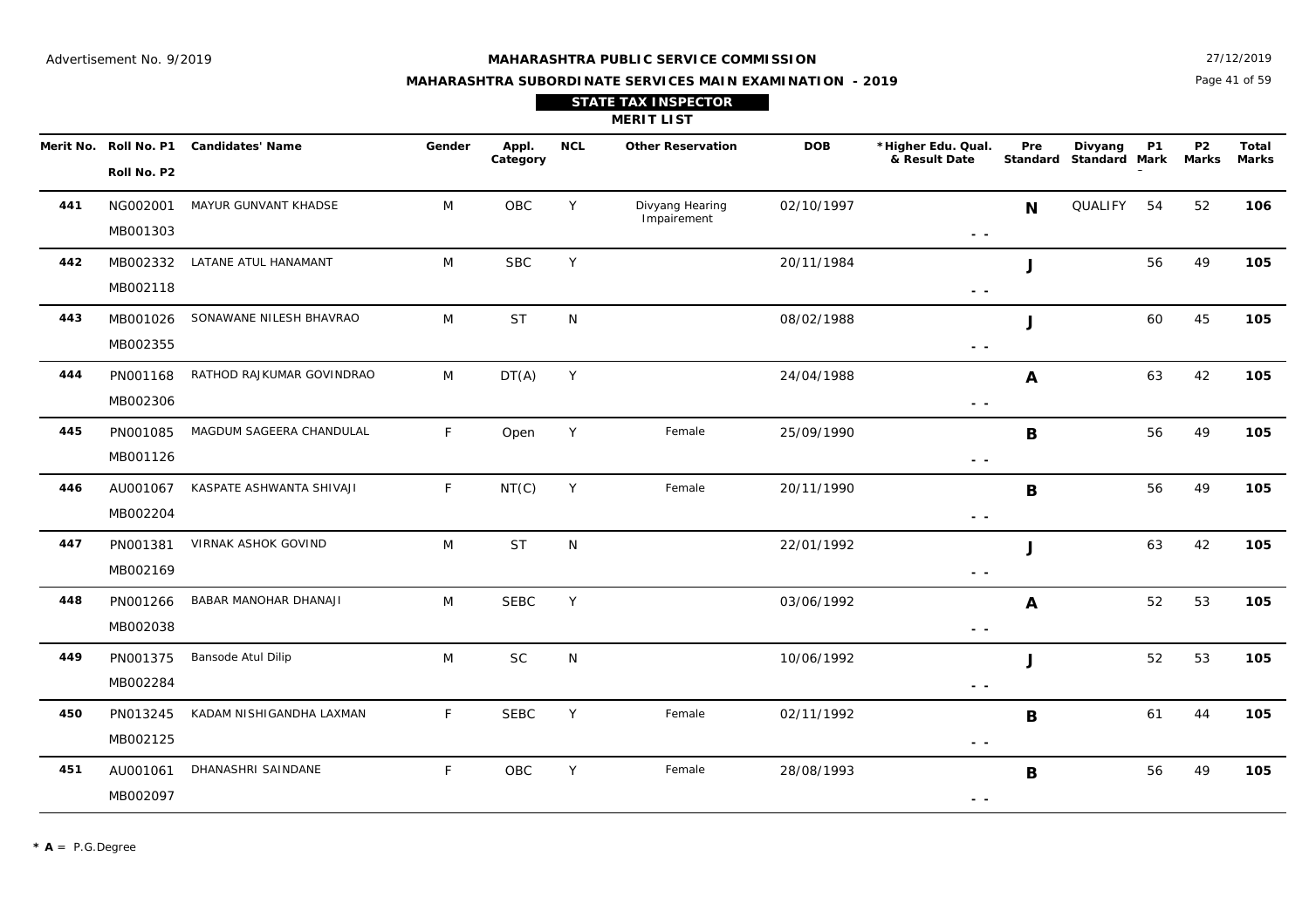Advertisement No. 9/2019

**MAHARASHTRA PUBLIC SERVICE COMMISSION**

**MAHARASHTRA SUBORDINATE SERVICES MAIN EXAMINATION - 2019**

27/12/2019

## STATE TAX INSPECTOR

### MERIT LIST

| Merit No. | Roll No. P1 / Roll No. P2 | Candidates' Name | Gender | Appl. Category | NCL | Other Reservation | DOB | *Higher Edu. Qual. & Result Date | Pre Standard | Divyang Standard | P1 Mark | P2 Marks | Total Marks |
|---|---|---|---|---|---|---|---|---|---|---|---|---|---|
| 441 | NG002001 / MB001303 | MAYUR GUNVANT KHADSE | M | OBC | Y | Divyang Hearing Impairement | 02/10/1997 | - - | N | QUALIFY | 54 | 52 | 106 |
| 442 | MB002332 / MB002118 | LATANE ATUL HANAMANT | M | SBC | Y | | 20/11/1984 | - - | J | | 56 | 49 | 105 |
| 443 | MB001026 / MB002355 | SONAWANE NILESH BHAVRAO | M | ST | N | | 08/02/1988 | - - | J | | 60 | 45 | 105 |
| 444 | PN001168 / MB002306 | RATHOD RAJKUMAR GOVINDRAO | M | DT(A) | Y | | 24/04/1988 | - - | A | | 63 | 42 | 105 |
| 445 | PN001085 / MB001126 | MAGDUM SAGEERA CHANDULAL | F | Open | Y | Female | 25/09/1990 | - - | B | | 56 | 49 | 105 |
| 446 | AU001067 / MB002204 | KASPATE ASHWANTA SHIVAJI | F | NT(C) | Y | Female | 20/11/1990 | - - | B | | 56 | 49 | 105 |
| 447 | PN001381 / MB002169 | VIRNAK ASHOK GOVIND | M | ST | N | | 22/01/1992 | - - | J | | 63 | 42 | 105 |
| 448 | PN001266 / MB002038 | BABAR MANOHAR DHANAJI | M | SEBC | Y | | 03/06/1992 | - - | A | | 52 | 53 | 105 |
| 449 | PN001375 / MB002284 | Bansode Atul Dilip | M | SC | N | | 10/06/1992 | - - | J | | 52 | 53 | 105 |
| 450 | PN013245 / MB002125 | KADAM NISHIGANDHA LAXMAN | F | SEBC | Y | Female | 02/11/1992 | - - | B | | 61 | 44 | 105 |
| 451 | AU001061 / MB002097 | DHANASHRI SAINDANE | F | OBC | Y | Female | 28/08/1993 | - - | B | | 56 | 49 | 105 |

**\* A** = P.G.Degree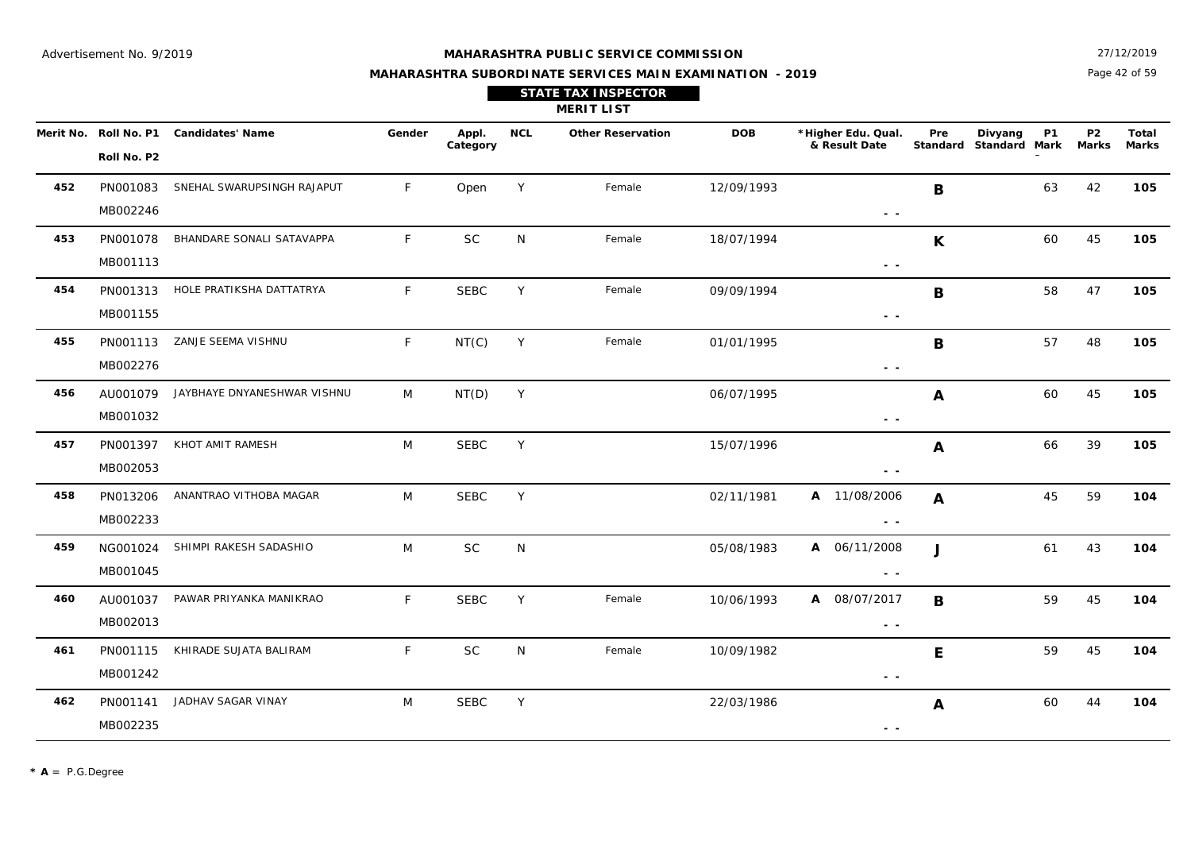Advertisement No. 9/2019

**MAHARASHTRA PUBLIC SERVICE COMMISSION**

**MAHARASHTRA SUBORDINATE SERVICES MAIN EXAMINATION - 2019**

27/12/2019

## STATE TAX INSPECTOR

### MERIT LIST

| Merit No. | Roll No. P1 / Roll No. P2 | Candidates' Name | Gender | Appl. Category | NCL | Other Reservation | DOB | *Higher Edu. Qual. & Result Date | Pre Standard | Divyang Standard | P1 Mark | P2 Marks | Total Marks |
|---|---|---|---|---|---|---|---|---|---|---|---|---|---|
| 452 | PN001083 / MB002246 | SNEHAL SWARUPSINGH RAJAPUT | F | Open | Y | Female | 12/09/1993 | - - | B | | 63 | 42 | **105** |
| 453 | PN001078 / MB001113 | BHANDARE SONALI SATAVAPPA | F | SC | N | Female | 18/07/1994 | - - | K | | 60 | 45 | **105** |
| 454 | PN001313 / MB001155 | HOLE PRATIKSHA DATTATRYA | F | SEBC | Y | Female | 09/09/1994 | - - | B | | 58 | 47 | **105** |
| 455 | PN001113 / MB002276 | ZANJE SEEMA VISHNU | F | NT(C) | Y | Female | 01/01/1995 | - - | B | | 57 | 48 | **105** |
| 456 | AU001079 / MB001032 | JAYBHAYE DNYANESHWAR VISHNU | M | NT(D) | Y | | 06/07/1995 | - - | A | | 60 | 45 | **105** |
| 457 | PN001397 / MB002053 | KHOT AMIT RAMESH | M | SEBC | Y | | 15/07/1996 | - - | A | | 66 | 39 | **105** |
| 458 | PN013206 / MB002233 | ANANTRAO VITHOBA MAGAR | M | SEBC | Y | | 02/11/1981 | A 11/08/2006 - - | A | | 45 | 59 | **104** |
| 459 | NG001024 / MB001045 | SHIMPI RAKESH SADASHIO | M | SC | N | | 05/08/1983 | A 06/11/2008 - - | J | | 61 | 43 | **104** |
| 460 | AU001037 / MB002013 | PAWAR PRIYANKA MANIKRAO | F | SEBC | Y | Female | 10/06/1993 | A 08/07/2017 - - | B | | 59 | 45 | **104** |
| 461 | PN001115 / MB001242 | KHIRADE SUJATA BALIRAM | F | SC | N | Female | 10/09/1982 | - - | E | | 59 | 45 | **104** |
| 462 | PN001141 / MB002235 | JADHAV SAGAR VINAY | M | SEBC | Y | | 22/03/1986 | - - | A | | 60 | 44 | **104** |

* **A** = P.G.Degree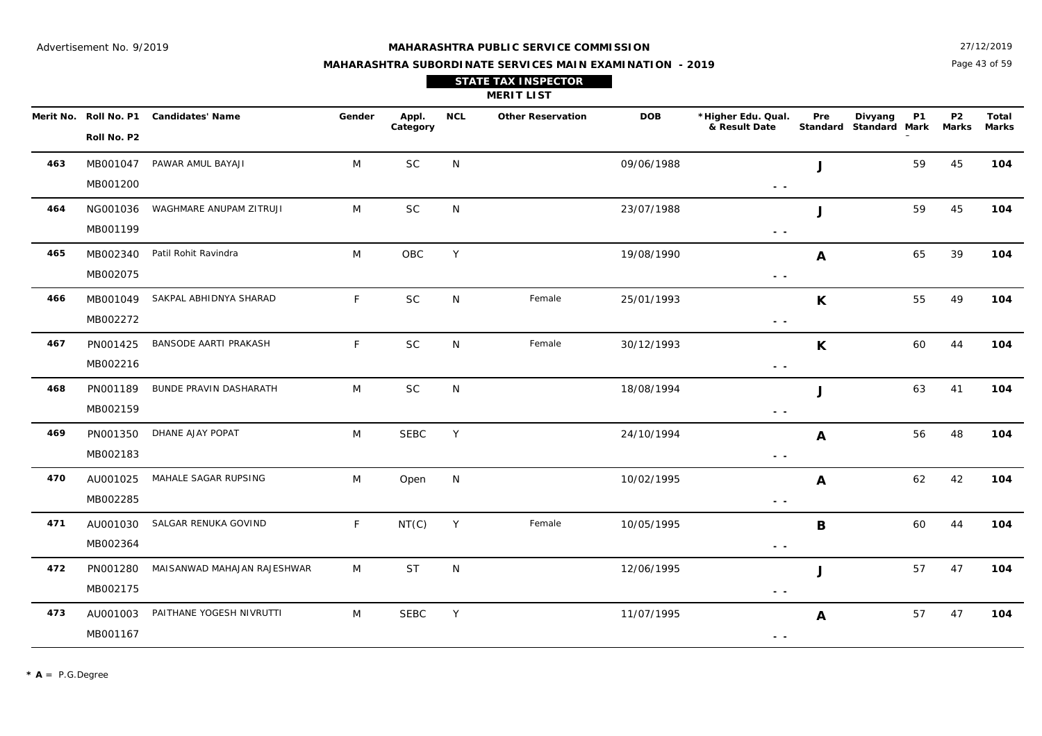Advertisement No. 9/2019

**MAHARASHTRA PUBLIC SERVICE COMMISSION**

**MAHARASHTRA SUBORDINATE SERVICES MAIN EXAMINATION - 2019**

27/12/2019

**STATE TAX INSPECTOR**

**MERIT LIST**

| Merit No. | Roll No. P1 / Roll No. P2 | Candidates' Name | Gender | Appl. Category | NCL | Other Reservation | DOB | *Higher Edu. Qual. & Result Date | Pre Standard | Divyang Standard | P1 Mark | P2 Marks | Total Marks |
|---|---|---|---|---|---|---|---|---|---|---|---|---|---|
| **463** | MB001047 / MB001200 | PAWAR AMUL BAYAJI | M | SC | N | | 09/06/1988 | - - | **J** | | 59 | 45 | **104** |
| **464** | NG001036 / MB001199 | WAGHMARE ANUPAM ZITRUJI | M | SC | N | | 23/07/1988 | - - | **J** | | 59 | 45 | **104** |
| **465** | MB002340 / MB002075 | Patil Rohit Ravindra | M | OBC | Y | | 19/08/1990 | - - | **A** | | 65 | 39 | **104** |
| **466** | MB001049 / MB002272 | SAKPAL ABHIDNYA SHARAD | F | SC | N | Female | 25/01/1993 | - - | **K** | | 55 | 49 | **104** |
| **467** | PN001425 / MB002216 | BANSODE AARTI PRAKASH | F | SC | N | Female | 30/12/1993 | - - | **K** | | 60 | 44 | **104** |
| **468** | PN001189 / MB002159 | BUNDE PRAVIN DASHARATH | M | SC | N | | 18/08/1994 | - - | **J** | | 63 | 41 | **104** |
| **469** | PN001350 / MB002183 | DHANE AJAY POPAT | M | SEBC | Y | | 24/10/1994 | - - | **A** | | 56 | 48 | **104** |
| **470** | AU001025 / MB002285 | MAHALE SAGAR RUPSING | M | Open | N | | 10/02/1995 | - - | **A** | | 62 | 42 | **104** |
| **471** | AU001030 / MB002364 | SALGAR RENUKA GOVIND | F | NT(C) | Y | Female | 10/05/1995 | - - | **B** | | 60 | 44 | **104** |
| **472** | PN001280 / MB002175 | MAISANWAD MAHAJAN RAJESHWAR | M | ST | N | | 12/06/1995 | - - | **J** | | 57 | 47 | **104** |
| **473** | AU001003 / MB001167 | PAITHANE YOGESH NIVRUTTI | M | SEBC | Y | | 11/07/1995 | - - | **A** | | 57 | 47 | **104** |

* **A** = P.G.Degree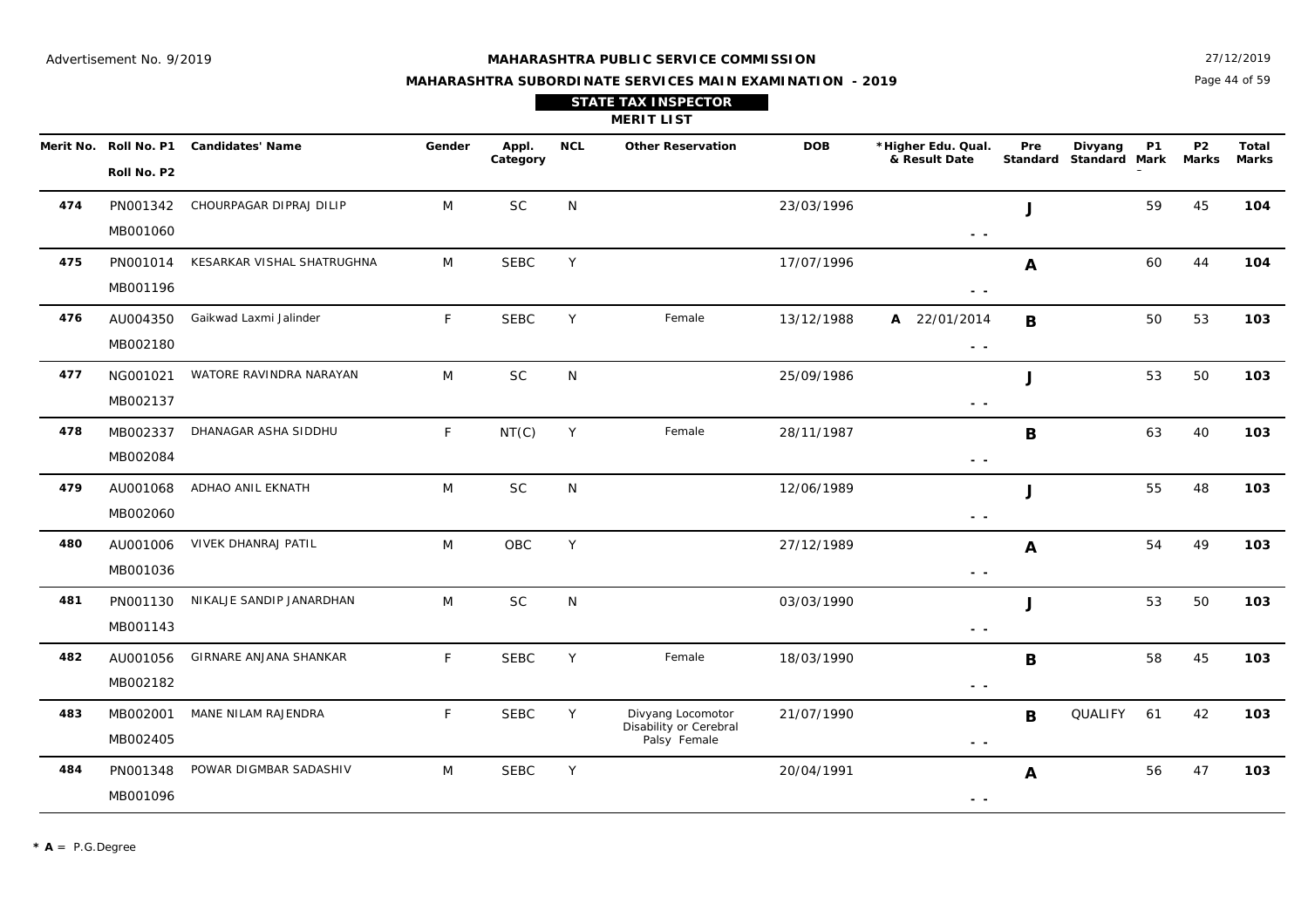Advertisement No. 9/2019

**MAHARASHTRA PUBLIC SERVICE COMMISSION**

**MAHARASHTRA SUBORDINATE SERVICES MAIN EXAMINATION - 2019**

27/12/2019

## STATE TAX INSPECTOR

### MERIT LIST

| Merit No. | Roll No. P1 / Roll No. P2 | Candidates' Name | Gender | Appl. Category | NCL | Other Reservation | DOB | *Higher Edu. Qual. & Result Date | Pre Standard | Divyang Standard | P1 Mark | P2 Marks | Total Marks |
|---|---|---|---|---|---|---|---|---|---|---|---|---|---|
| **474** | PN001342 / MB001060 | CHOURPAGAR DIPRAJ DILIP | M | SC | N | | 23/03/1996 | - - | **J** | | 59 | 45 | **104** |
| **475** | PN001014 / MB001196 | KESARKAR VISHAL SHATRUGHNA | M | SEBC | Y | | 17/07/1996 | - - | **A** | | 60 | 44 | **104** |
| **476** | AU004350 / MB002180 | Gaikwad Laxmi Jalinder | F | SEBC | Y | Female | 13/12/1988 | **A** 22/01/2014 - - | **B** | | 50 | 53 | **103** |
| **477** | NG001021 / MB002137 | WATORE RAVINDRA NARAYAN | M | SC | N | | 25/09/1986 | - - | **J** | | 53 | 50 | **103** |
| **478** | MB002337 / MB002084 | DHANAGAR ASHA SIDDHU | F | NT(C) | Y | Female | 28/11/1987 | - - | **B** | | 63 | 40 | **103** |
| **479** | AU001068 / MB002060 | ADHAO ANIL EKNATH | M | SC | N | | 12/06/1989 | - - | **J** | | 55 | 48 | **103** |
| **480** | AU001006 / MB001036 | VIVEK DHANRAJ PATIL | M | OBC | Y | | 27/12/1989 | - - | **A** | | 54 | 49 | **103** |
| **481** | PN001130 / MB001143 | NIKALJE SANDIP JANARDHAN | M | SC | N | | 03/03/1990 | - - | **J** | | 53 | 50 | **103** |
| **482** | AU001056 / MB002182 | GIRNARE ANJANA SHANKAR | F | SEBC | Y | Female | 18/03/1990 | - - | **B** | | 58 | 45 | **103** |
| **483** | MB002001 / MB002405 | MANE NILAM RAJENDRA | F | SEBC | Y | Divyang Locomotor Disability or Cerebral Palsy Female | 21/07/1990 | - - | **B** | QUALIFY | 61 | 42 | **103** |
| **484** | PN001348 / MB001096 | POWAR DIGMBAR SADASHIV | M | SEBC | Y | | 20/04/1991 | - - | **A** | | 56 | 47 | **103** |

**\* A** = P.G.Degree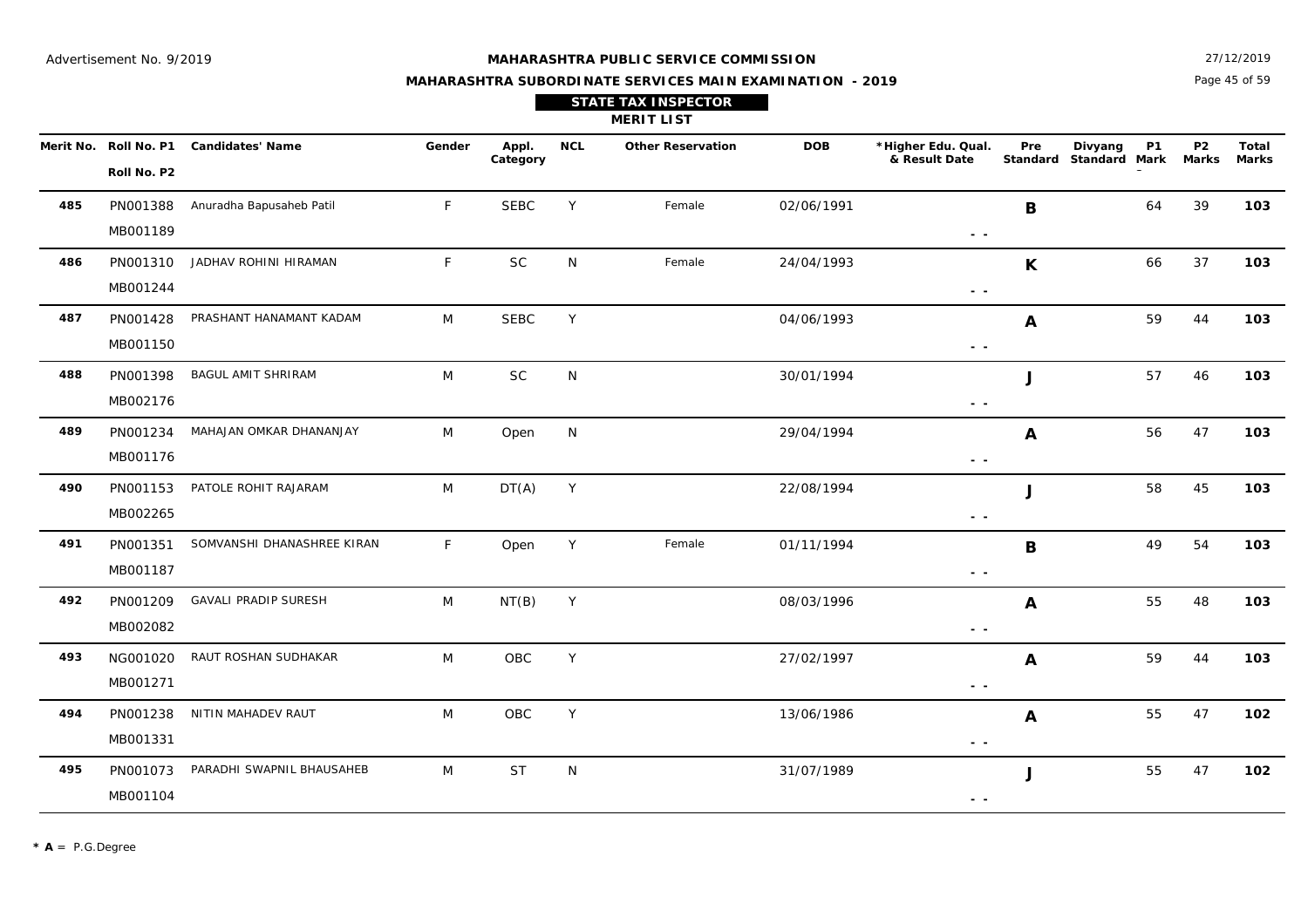Advertisement No. 9/2019

**MAHARASHTRA PUBLIC SERVICE COMMISSION**

**MAHARASHTRA SUBORDINATE SERVICES MAIN EXAMINATION - 2019**

27/12/2019

## STATE TAX INSPECTOR

### MERIT LIST

| Merit No. | Roll No. P1 / Roll No. P2 | Candidates' Name | Gender | Appl. Category | NCL | Other Reservation | DOB | *Higher Edu. Qual. & Result Date | Pre Standard | Divyang Standard | P1 Mark | P2 Marks | Total Marks |
|---|---|---|---|---|---|---|---|---|---|---|---|---|---|
| 485 | PN001388 / MB001189 | Anuradha Bapusaheb Patil | F | SEBC | Y | Female | 02/06/1991 | - - | B | | 64 | 39 | **103** |
| 486 | PN001310 / MB001244 | JADHAV ROHINI HIRAMAN | F | SC | N | Female | 24/04/1993 | - - | K | | 66 | 37 | **103** |
| 487 | PN001428 / MB001150 | PRASHANT HANAMANT KADAM | M | SEBC | Y | | 04/06/1993 | - - | A | | 59 | 44 | **103** |
| 488 | PN001398 / MB002176 | BAGUL AMIT SHRIRAM | M | SC | N | | 30/01/1994 | - - | J | | 57 | 46 | **103** |
| 489 | PN001234 / MB001176 | MAHAJAN OMKAR DHANANJAY | M | Open | N | | 29/04/1994 | - - | A | | 56 | 47 | **103** |
| 490 | PN001153 / MB002265 | PATOLE ROHIT RAJARAM | M | DT(A) | Y | | 22/08/1994 | - - | J | | 58 | 45 | **103** |
| 491 | PN001351 / MB001187 | SOMVANSHI DHANASHREE KIRAN | F | Open | Y | Female | 01/11/1994 | - - | B | | 49 | 54 | **103** |
| 492 | PN001209 / MB002082 | GAVALI PRADIP SURESH | M | NT(B) | Y | | 08/03/1996 | - - | A | | 55 | 48 | **103** |
| 493 | NG001020 / MB001271 | RAUT ROSHAN SUDHAKAR | M | OBC | Y | | 27/02/1997 | - - | A | | 59 | 44 | **103** |
| 494 | PN001238 / MB001331 | NITIN MAHADEV RAUT | M | OBC | Y | | 13/06/1986 | - - | A | | 55 | 47 | **102** |
| 495 | PN001073 / MB001104 | PARADHI SWAPNIL BHAUSAHEB | M | ST | N | | 31/07/1989 | - - | J | | 55 | 47 | **102** |

**\* A** = P.G.Degree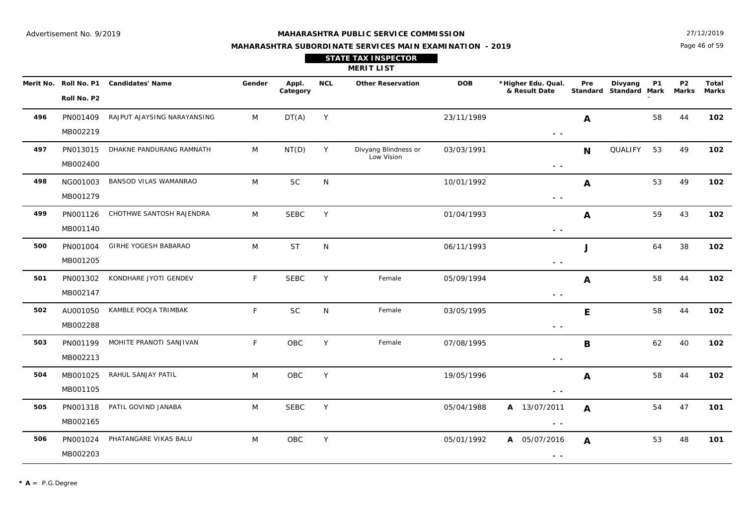Advertisement No. 9/2019

**MAHARASHTRA PUBLIC SERVICE COMMISSION**

**MAHARASHTRA SUBORDINATE SERVICES MAIN EXAMINATION - 2019**

27/12/2019

**STATE TAX INSPECTOR**

**MERIT LIST**

| Merit No. | Roll No. P1 / Roll No. P2 | Candidates' Name | Gender | Appl. Category | NCL | Other Reservation | DOB | *Higher Edu. Qual. & Result Date | Pre Standard | Divyang Standard | P1 Mark | P2 Marks | Total Marks |
|---|---|---|---|---|---|---|---|---|---|---|---|---|---|
| **496** | PN001409 / MB002219 | RAJPUT AJAYSING NARAYANSING | M | DT(A) | Y | | 23/11/1989 | - - | **A** | | 58 | 44 | **102** |
| **497** | PN013015 / MB002400 | DHAKNE PANDURANG RAMNATH | M | NT(D) | Y | Divyang Blindness or Low Vision | 03/03/1991 | - - | **N** | QUALIFY | 53 | 49 | **102** |
| **498** | NG001003 / MB001279 | BANSOD VILAS WAMANRAO | M | SC | N | | 10/01/1992 | - - | **A** | | 53 | 49 | **102** |
| **499** | PN001126 / MB001140 | CHOTHWE SANTOSH RAJENDRA | M | SEBC | Y | | 01/04/1993 | - - | **A** | | 59 | 43 | **102** |
| **500** | PN001004 / MB001205 | GIRHE YOGESH BABARAO | M | ST | N | | 06/11/1993 | - - | **J** | | 64 | 38 | **102** |
| **501** | PN001302 / MB002147 | KONDHARE JYOTI GENDEV | F | SEBC | Y | Female | 05/09/1994 | - - | **A** | | 58 | 44 | **102** |
| **502** | AU001050 / MB002288 | KAMBLE POOJA TRIMBAK | F | SC | N | Female | 03/05/1995 | - - | **E** | | 58 | 44 | **102** |
| **503** | PN001199 / MB002213 | MOHITE PRANOTI SANJIVAN | F | OBC | Y | Female | 07/08/1995 | - - | **B** | | 62 | 40 | **102** |
| **504** | MB001025 / MB001105 | RAHUL SANJAY PATIL | M | OBC | Y | | 19/05/1996 | - - | **A** | | 58 | 44 | **102** |
| **505** | PN001318 / MB002165 | PATIL GOVIND JANABA | M | SEBC | Y | | 05/04/1988 | **A** 13/07/2011 - - | **A** | | 54 | 47 | **101** |
| **506** | PN001024 / MB002203 | PHATANGARE VIKAS BALU | M | OBC | Y | | 05/01/1992 | **A** 05/07/2016 - - | **A** | | 53 | 48 | **101** |

*** A** = P.G.Degree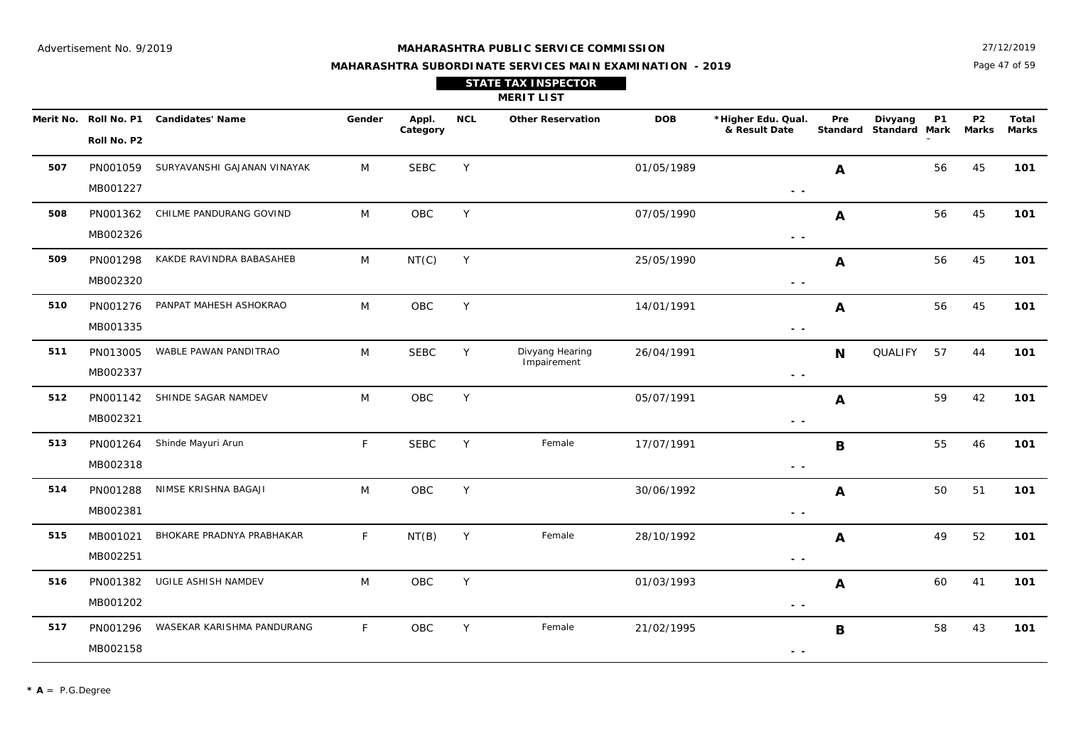Advertisement No. 9/2019

**MAHARASHTRA PUBLIC SERVICE COMMISSION**

**MAHARASHTRA SUBORDINATE SERVICES MAIN EXAMINATION - 2019**

27/12/2019

**STATE TAX INSPECTOR**

**MERIT LIST**

| Merit No. | Roll No. P1 / Roll No. P2 | Candidates' Name | Gender | Appl. Category | NCL | Other Reservation | DOB | *Higher Edu. Qual. & Result Date | Pre Standard | Divyang Standard | P1 Mark | P2 Marks | Total Marks |
|---|---|---|---|---|---|---|---|---|---|---|---|---|---|
| 507 | PN001059 / MB001227 | SURYAVANSHI GAJANAN VINAYAK | M | SEBC | Y | | 01/05/1989 | - - | A | | 56 | 45 | **101** |
| 508 | PN001362 / MB002326 | CHILME PANDURANG GOVIND | M | OBC | Y | | 07/05/1990 | - - | A | | 56 | 45 | **101** |
| 509 | PN001298 / MB002320 | KAKDE RAVINDRA BABASAHEB | M | NT(C) | Y | | 25/05/1990 | - - | A | | 56 | 45 | **101** |
| 510 | PN001276 / MB001335 | PANPAT MAHESH ASHOKRAO | M | OBC | Y | | 14/01/1991 | - - | A | | 56 | 45 | **101** |
| 511 | PN013005 / MB002337 | WABLE PAWAN PANDITRAO | M | SEBC | Y | Divyang Hearing Impairement | 26/04/1991 | - - | N | QUALIFY | 57 | 44 | **101** |
| 512 | PN001142 / MB002321 | SHINDE SAGAR NAMDEV | M | OBC | Y | | 05/07/1991 | - - | A | | 59 | 42 | **101** |
| 513 | PN001264 / MB002318 | Shinde Mayuri Arun | F | SEBC | Y | Female | 17/07/1991 | - - | B | | 55 | 46 | **101** |
| 514 | PN001288 / MB002381 | NIMSE KRISHNA BAGAJI | M | OBC | Y | | 30/06/1992 | - - | A | | 50 | 51 | **101** |
| 515 | MB001021 / MB002251 | BHOKARE PRADNYA PRABHAKAR | F | NT(B) | Y | Female | 28/10/1992 | - - | A | | 49 | 52 | **101** |
| 516 | PN001382 / MB001202 | UGILE ASHISH NAMDEV | M | OBC | Y | | 01/03/1993 | - - | A | | 60 | 41 | **101** |
| 517 | PN001296 / MB002158 | WASEKAR KARISHMA PANDURANG | F | OBC | Y | Female | 21/02/1995 | - - | B | | 58 | 43 | **101** |

**\* A** = P.G.Degree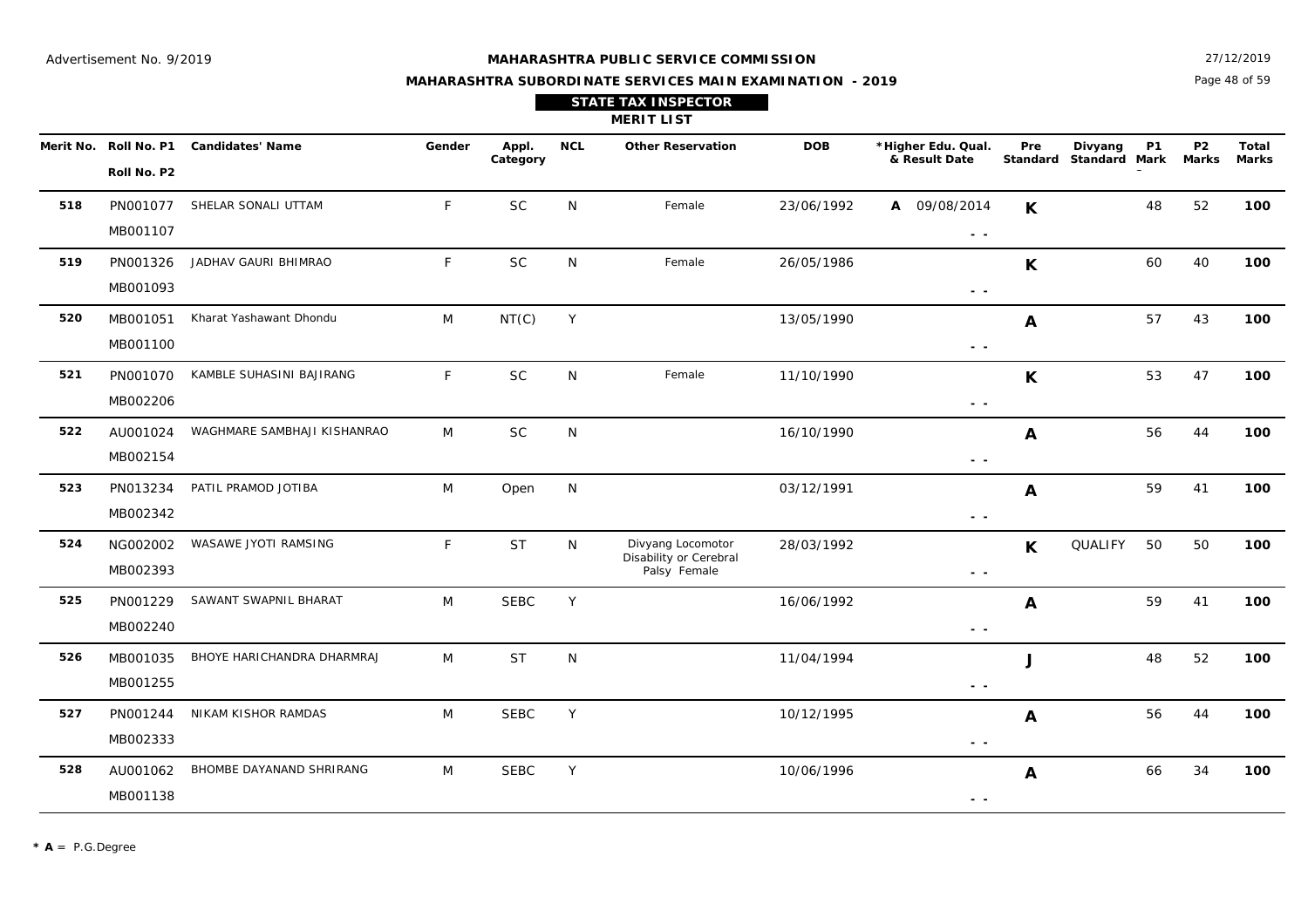Advertisement No. 9/2019

**MAHARASHTRA PUBLIC SERVICE COMMISSION**

**MAHARASHTRA SUBORDINATE SERVICES MAIN EXAMINATION - 2019**

27/12/2019

**STATE TAX INSPECTOR**

**MERIT LIST**

| Merit No. | Roll No. P1 / Roll No. P2 | Candidates' Name | Gender | Appl. Category | NCL | Other Reservation | DOB | *Higher Edu. Qual. & Result Date | Pre Standard | Divyang Standard | P1 Mark | P2 Marks | Total Marks |
|---|---|---|---|---|---|---|---|---|---|---|---|---|---|
| 518 | PN001077 / MB001107 | SHELAR SONALI UTTAM | F | SC | N | Female | 23/06/1992 | A 09/08/2014 - - | K | | 48 | 52 | 100 |
| 519 | PN001326 / MB001093 | JADHAV GAURI BHIMRAO | F | SC | N | Female | 26/05/1986 | - - | K | | 60 | 40 | 100 |
| 520 | MB001051 / MB001100 | Kharat Yashawant Dhondu | M | NT(C) | Y | | 13/05/1990 | - - | A | | 57 | 43 | 100 |
| 521 | PN001070 / MB002206 | KAMBLE SUHASINI BAJIRANG | F | SC | N | Female | 11/10/1990 | - - | K | | 53 | 47 | 100 |
| 522 | AU001024 / MB002154 | WAGHMARE SAMBHAJI KISHANRAO | M | SC | N | | 16/10/1990 | - - | A | | 56 | 44 | 100 |
| 523 | PN013234 / MB002342 | PATIL PRAMOD JOTIBA | M | Open | N | | 03/12/1991 | - - | A | | 59 | 41 | 100 |
| 524 | NG002002 / MB002393 | WASAWE JYOTI RAMSING | F | ST | N | Divyang Locomotor Disability or Cerebral Palsy Female | 28/03/1992 | - - | K | QUALIFY | 50 | 50 | 100 |
| 525 | PN001229 / MB002240 | SAWANT SWAPNIL BHARAT | M | SEBC | Y | | 16/06/1992 | - - | A | | 59 | 41 | 100 |
| 526 | MB001035 / MB001255 | BHOYE HARICHANDRA DHARMRAJ | M | ST | N | | 11/04/1994 | - - | J | | 48 | 52 | 100 |
| 527 | PN001244 / MB002333 | NIKAM KISHOR RAMDAS | M | SEBC | Y | | 10/12/1995 | - - | A | | 56 | 44 | 100 |
| 528 | AU001062 / MB001138 | BHOMBE DAYANAND SHRIRANG | M | SEBC | Y | | 10/06/1996 | - - | A | | 66 | 34 | 100 |

* **A** = P.G.Degree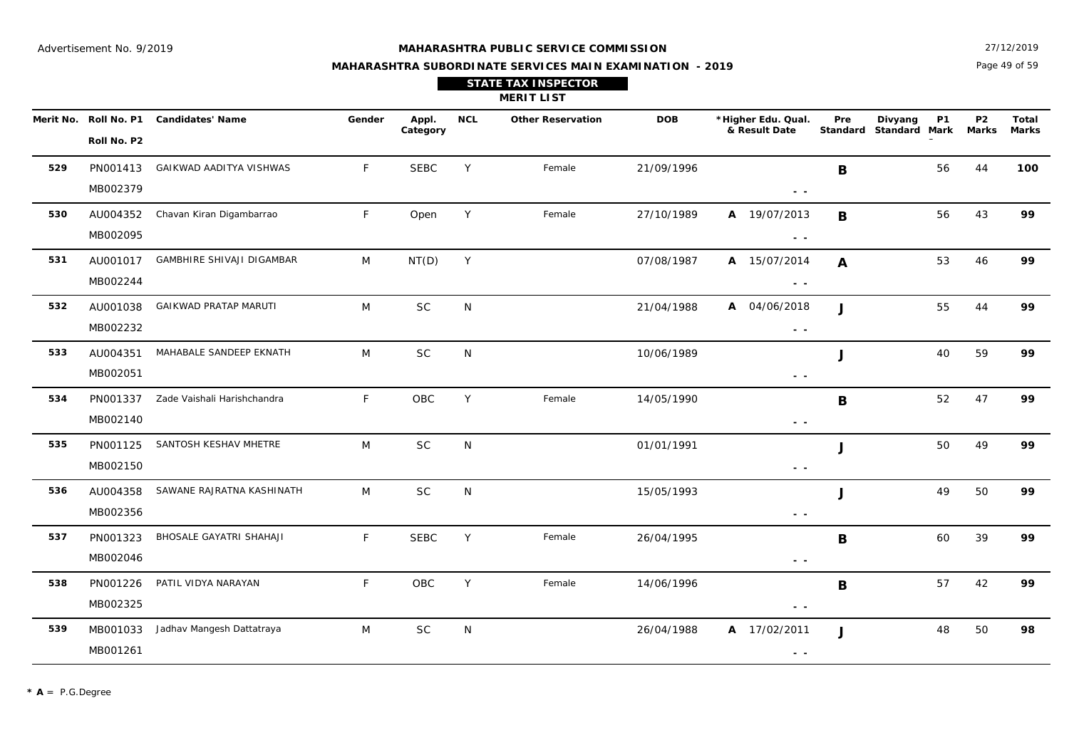Advertisement No. 9/2019

**MAHARASHTRA PUBLIC SERVICE COMMISSION**

**MAHARASHTRA SUBORDINATE SERVICES MAIN EXAMINATION - 2019**

27/12/2019

**STATE TAX INSPECTOR**

**MERIT LIST**

| Merit No. | Roll No. P1 / Roll No. P2 | Candidates' Name | Gender | Appl. Category | NCL | Other Reservation | DOB | *Higher Edu. Qual. & Result Date | Pre Standard | Divyang Standard | P1 Mark | P2 Marks | Total Marks |
|---|---|---|---|---|---|---|---|---|---|---|---|---|---|
| 529 | PN001413 / MB002379 | GAIKWAD AADITYA VISHWAS | F | SEBC | Y | Female | 21/09/1996 | - - | B | | 56 | 44 | **100** |
| 530 | AU004352 / MB002095 | Chavan Kiran Digambarrao | F | Open | Y | Female | 27/10/1989 | A 19/07/2013 - - | B | | 56 | 43 | **99** |
| 531 | AU001017 / MB002244 | GAMBHIRE SHIVAJI DIGAMBAR | M | NT(D) | Y | | 07/08/1987 | A 15/07/2014 - - | A | | 53 | 46 | **99** |
| 532 | AU001038 / MB002232 | GAIKWAD PRATAP MARUTI | M | SC | N | | 21/04/1988 | A 04/06/2018 - - | J | | 55 | 44 | **99** |
| 533 | AU004351 / MB002051 | MAHABALE SANDEEP EKNATH | M | SC | N | | 10/06/1989 | - - | J | | 40 | 59 | **99** |
| 534 | PN001337 / MB002140 | Zade Vaishali Harishchandra | F | OBC | Y | Female | 14/05/1990 | - - | B | | 52 | 47 | **99** |
| 535 | PN001125 / MB002150 | SANTOSH KESHAV MHETRE | M | SC | N | | 01/01/1991 | - - | J | | 50 | 49 | **99** |
| 536 | AU004358 / MB002356 | SAWANE RAJRATNA KASHINATH | M | SC | N | | 15/05/1993 | - - | J | | 49 | 50 | **99** |
| 537 | PN001323 / MB002046 | BHOSALE GAYATRI SHAHAJI | F | SEBC | Y | Female | 26/04/1995 | - - | B | | 60 | 39 | **99** |
| 538 | PN001226 / MB002325 | PATIL VIDYA NARAYAN | F | OBC | Y | Female | 14/06/1996 | - - | B | | 57 | 42 | **99** |
| 539 | MB001033 / MB001261 | Jadhav Mangesh Dattatraya | M | SC | N | | 26/04/1988 | A 17/02/2011 - - | J | | 48 | 50 | **98** |

* **A** = P.G.Degree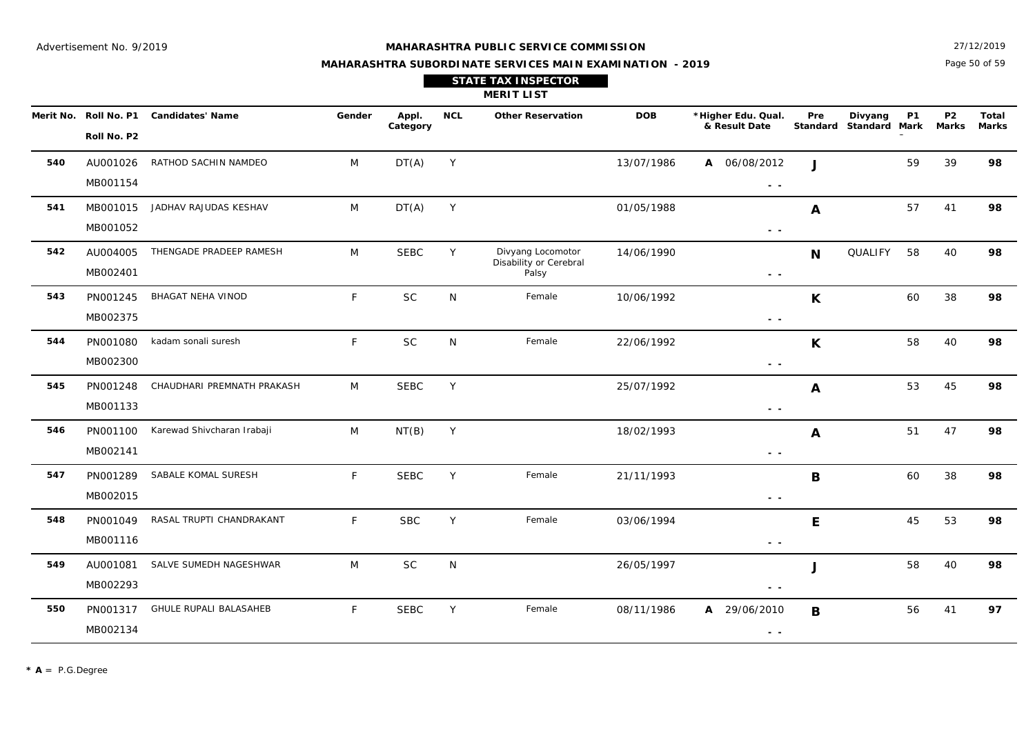Advertisement No. 9/2019

**MAHARASHTRA PUBLIC SERVICE COMMISSION**

**MAHARASHTRA SUBORDINATE SERVICES MAIN EXAMINATION - 2019**

27/12/2019

**STATE TAX INSPECTOR**

**MERIT LIST**

| Merit No. | Roll No. P1 / Roll No. P2 | Candidates' Name | Gender | Appl. Category | NCL | Other Reservation | DOB | *Higher Edu. Qual. & Result Date | Pre Standard | Divyang Standard | P1 Mark | P2 Marks | Total Marks |
|---|---|---|---|---|---|---|---|---|---|---|---|---|---|
| 540 | AU001026 / MB001154 | RATHOD SACHIN NAMDEO | M | DT(A) | Y | | 13/07/1986 | A 06/08/2012 - - | J | | 59 | 39 | **98** |
| 541 | MB001015 / MB001052 | JADHAV RAJUDAS KESHAV | M | DT(A) | Y | | 01/05/1988 | - - | A | | 57 | 41 | **98** |
| 542 | AU004005 / MB002401 | THENGADE PRADEEP RAMESH | M | SEBC | Y | Divyang Locomotor Disability or Cerebral Palsy | 14/06/1990 | - - | N | QUALIFY | 58 | 40 | **98** |
| 543 | PN001245 / MB002375 | BHAGAT NEHA VINOD | F | SC | N | Female | 10/06/1992 | - - | K | | 60 | 38 | **98** |
| 544 | PN001080 / MB002300 | kadam sonali suresh | F | SC | N | Female | 22/06/1992 | - - | K | | 58 | 40 | **98** |
| 545 | PN001248 / MB001133 | CHAUDHARI PREMNATH PRAKASH | M | SEBC | Y | | 25/07/1992 | - - | A | | 53 | 45 | **98** |
| 546 | PN001100 / MB002141 | Karewad Shivcharan Irabaji | M | NT(B) | Y | | 18/02/1993 | - - | A | | 51 | 47 | **98** |
| 547 | PN001289 / MB002015 | SABALE KOMAL SURESH | F | SEBC | Y | Female | 21/11/1993 | - - | B | | 60 | 38 | **98** |
| 548 | PN001049 / MB001116 | RASAL TRUPTI CHANDRAKANT | F | SBC | Y | Female | 03/06/1994 | - - | E | | 45 | 53 | **98** |
| 549 | AU001081 / MB002293 | SALVE SUMEDH NAGESHWAR | M | SC | N | | 26/05/1997 | - - | J | | 58 | 40 | **98** |
| 550 | PN001317 / MB002134 | GHULE RUPALI BALASAHEB | F | SEBC | Y | Female | 08/11/1986 | A 29/06/2010 - - | B | | 56 | 41 | **97** |

* **A** = P.G.Degree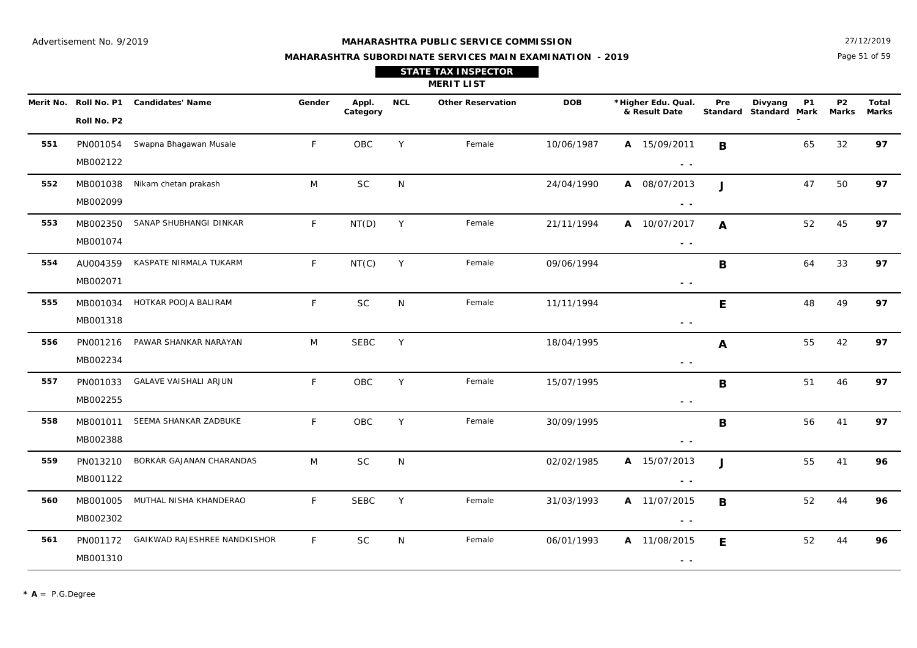Advertisement No. 9/2019

**MAHARASHTRA PUBLIC SERVICE COMMISSION**

**MAHARASHTRA SUBORDINATE SERVICES MAIN EXAMINATION - 2019**

27/12/2019

**STATE TAX INSPECTOR**

**MERIT LIST**

| Merit No. | Roll No. P1 / Roll No. P2 | Candidates' Name | Gender | Appl. Category | NCL | Other Reservation | DOB | *Higher Edu. Qual. & Result Date | Pre Standard | Divyang Standard | P1 Mark | P2 Marks | Total Marks |
|---|---|---|---|---|---|---|---|---|---|---|---|---|---|
| **551** | PN001054 / MB002122 | Swapna Bhagawan Musale | F | OBC | Y | Female | 10/06/1987 | **A** 15/09/2011 - - | **B** | | 65 | 32 | **97** |
| **552** | MB001038 / MB002099 | Nikam chetan prakash | M | SC | N | | 24/04/1990 | **A** 08/07/2013 - - | **J** | | 47 | 50 | **97** |
| **553** | MB002350 / MB001074 | SANAP SHUBHANGI DINKAR | F | NT(D) | Y | Female | 21/11/1994 | **A** 10/07/2017 - - | **A** | | 52 | 45 | **97** |
| **554** | AU004359 / MB002071 | KASPATE NIRMALA TUKARM | F | NT(C) | Y | Female | 09/06/1994 | - - | **B** | | 64 | 33 | **97** |
| **555** | MB001034 / MB001318 | HOTKAR POOJA BALIRAM | F | SC | N | Female | 11/11/1994 | - - | **E** | | 48 | 49 | **97** |
| **556** | PN001216 / MB002234 | PAWAR SHANKAR NARAYAN | M | SEBC | Y | | 18/04/1995 | - - | **A** | | 55 | 42 | **97** |
| **557** | PN001033 / MB002255 | GALAVE VAISHALI ARJUN | F | OBC | Y | Female | 15/07/1995 | - - | **B** | | 51 | 46 | **97** |
| **558** | MB001011 / MB002388 | SEEMA SHANKAR ZADBUKE | F | OBC | Y | Female | 30/09/1995 | - - | **B** | | 56 | 41 | **97** |
| **559** | PN013210 / MB001122 | BORKAR GAJANAN CHARANDAS | M | SC | N | | 02/02/1985 | **A** 15/07/2013 - - | **J** | | 55 | 41 | **96** |
| **560** | MB001005 / MB002302 | MUTHAL NISHA KHANDERAO | F | SEBC | Y | Female | 31/03/1993 | **A** 11/07/2015 - - | **B** | | 52 | 44 | **96** |
| **561** | PN001172 / MB001310 | GAIKWAD RAJESHREE NANDKISHOR | F | SC | N | Female | 06/01/1993 | **A** 11/08/2015 - - | **E** | | 52 | 44 | **96** |

* **A** = P.G.Degree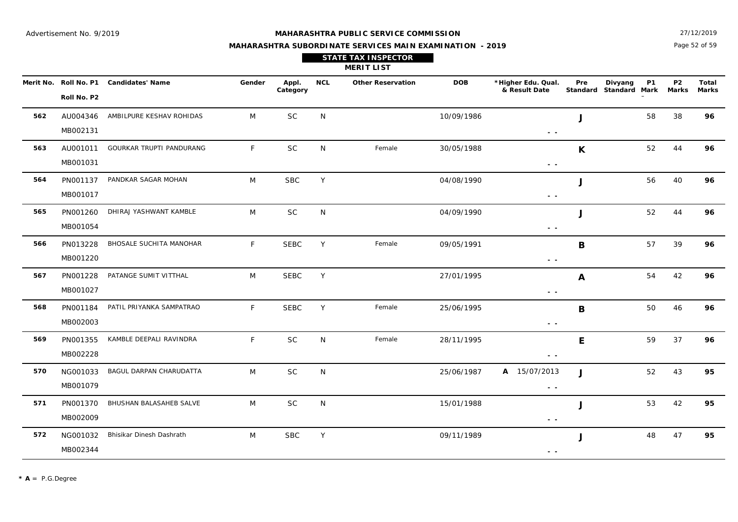Advertisement No. 9/2019

**MAHARASHTRA PUBLIC SERVICE COMMISSION**

**MAHARASHTRA SUBORDINATE SERVICES MAIN EXAMINATION - 2019**

27/12/2019

**STATE TAX INSPECTOR**

**MERIT LIST**

| Merit No. | Roll No. P1 / Roll No. P2 | Candidates' Name | Gender | Appl. Category | NCL | Other Reservation | DOB | *Higher Edu. Qual. & Result Date | Pre Standard | Divyang Standard | P1 Mark | P2 Marks | Total Marks |
|---|---|---|---|---|---|---|---|---|---|---|---|---|---|
| 562 | AU004346 / MB002131 | AMBILPURE KESHAV ROHIDAS | M | SC | N | | 10/09/1986 | - - | J | | 58 | 38 | **96** |
| 563 | AU001011 / MB001031 | GOURKAR TRUPTI PANDURANG | F | SC | N | Female | 30/05/1988 | - - | K | | 52 | 44 | **96** |
| 564 | PN001137 / MB001017 | PANDKAR SAGAR MOHAN | M | SBC | Y | | 04/08/1990 | - - | J | | 56 | 40 | **96** |
| 565 | PN001260 / MB001054 | DHIRAJ YASHWANT KAMBLE | M | SC | N | | 04/09/1990 | - - | J | | 52 | 44 | **96** |
| 566 | PN013228 / MB001220 | BHOSALE SUCHITA MANOHAR | F | SEBC | Y | Female | 09/05/1991 | - - | B | | 57 | 39 | **96** |
| 567 | PN001228 / MB001027 | PATANGE SUMIT VITTHAL | M | SEBC | Y | | 27/01/1995 | - - | A | | 54 | 42 | **96** |
| 568 | PN001184 / MB002003 | PATIL PRIYANKA SAMPATRAO | F | SEBC | Y | Female | 25/06/1995 | - - | B | | 50 | 46 | **96** |
| 569 | PN001355 / MB002228 | KAMBLE DEEPALI RAVINDRA | F | SC | N | Female | 28/11/1995 | - - | E | | 59 | 37 | **96** |
| 570 | NG001033 / MB001079 | BAGUL DARPAN CHARUDATTA | M | SC | N | | 25/06/1987 | A 15/07/2013 - - | J | | 52 | 43 | **95** |
| 571 | PN001370 / MB002009 | BHUSHAN BALASAHEB SALVE | M | SC | N | | 15/01/1988 | - - | J | | 53 | 42 | **95** |
| 572 | NG001032 / MB002344 | Bhisikar Dinesh Dashrath | M | SBC | Y | | 09/11/1989 | - - | J | | 48 | 47 | **95** |

* **A** = P.G.Degree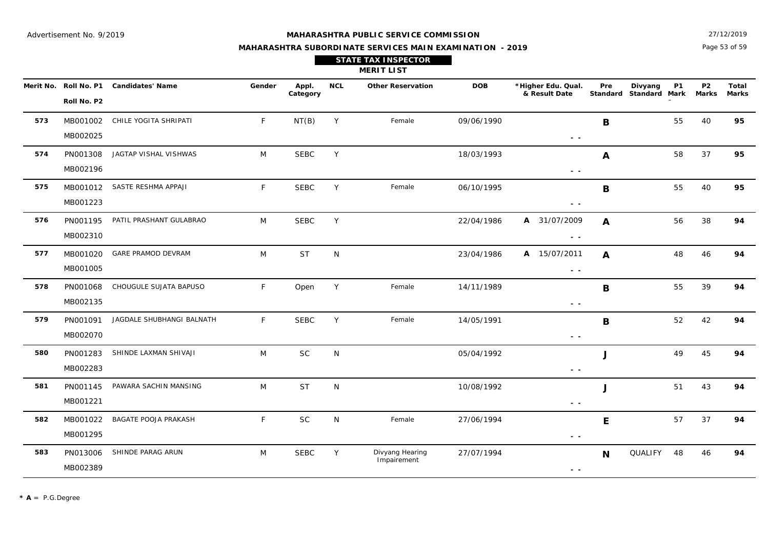Advertisement No. 9/2019

**MAHARASHTRA PUBLIC SERVICE COMMISSION**

**MAHARASHTRA SUBORDINATE SERVICES MAIN EXAMINATION - 2019**

27/12/2019

## STATE TAX INSPECTOR

### MERIT LIST

| Merit No. | Roll No. P1 / Roll No. P2 | Candidates' Name | Gender | Appl. Category | NCL | Other Reservation | DOB | *Higher Edu. Qual. & Result Date | Pre Standard | Divyang Standard | P1 Mark | P2 Marks | Total Marks |
|---|---|---|---|---|---|---|---|---|---|---|---|---|---|
| 573 | MB001002 / MB002025 | CHILE YOGITA SHRIPATI | F | NT(B) | Y | Female | 09/06/1990 | - - | B | | 55 | 40 | 95 |
| 574 | PN001308 / MB002196 | JAGTAP VISHAL VISHWAS | M | SEBC | Y | | 18/03/1993 | - - | A | | 58 | 37 | 95 |
| 575 | MB001012 / MB001223 | SASTE RESHMA APPAJI | F | SEBC | Y | Female | 06/10/1995 | - - | B | | 55 | 40 | 95 |
| 576 | PN001195 / MB002310 | PATIL PRASHANT GULABRAO | M | SEBC | Y | | 22/04/1986 | A 31/07/2009 - - | A | | 56 | 38 | 94 |
| 577 | MB001020 / MB001005 | GARE PRAMOD DEVRAM | M | ST | N | | 23/04/1986 | A 15/07/2011 - - | A | | 48 | 46 | 94 |
| 578 | PN001068 / MB002135 | CHOUGULE SUJATA BAPUSO | F | Open | Y | Female | 14/11/1989 | - - | B | | 55 | 39 | 94 |
| 579 | PN001091 / MB002070 | JAGDALE SHUBHANGI BALNATH | F | SEBC | Y | Female | 14/05/1991 | - - | B | | 52 | 42 | 94 |
| 580 | PN001283 / MB002283 | SHINDE LAXMAN SHIVAJI | M | SC | N | | 05/04/1992 | - - | J | | 49 | 45 | 94 |
| 581 | PN001145 / MB001221 | PAWARA SACHIN MANSING | M | ST | N | | 10/08/1992 | - - | J | | 51 | 43 | 94 |
| 582 | MB001022 / MB001295 | BAGATE POOJA PRAKASH | F | SC | N | Female | 27/06/1994 | - - | E | | 57 | 37 | 94 |
| 583 | PN013006 / MB002389 | SHINDE PARAG ARUN | M | SEBC | Y | Divyang Hearing Impairement | 27/07/1994 | - - | N | QUALIFY | 48 | 46 | 94 |

**\* A** = P.G.Degree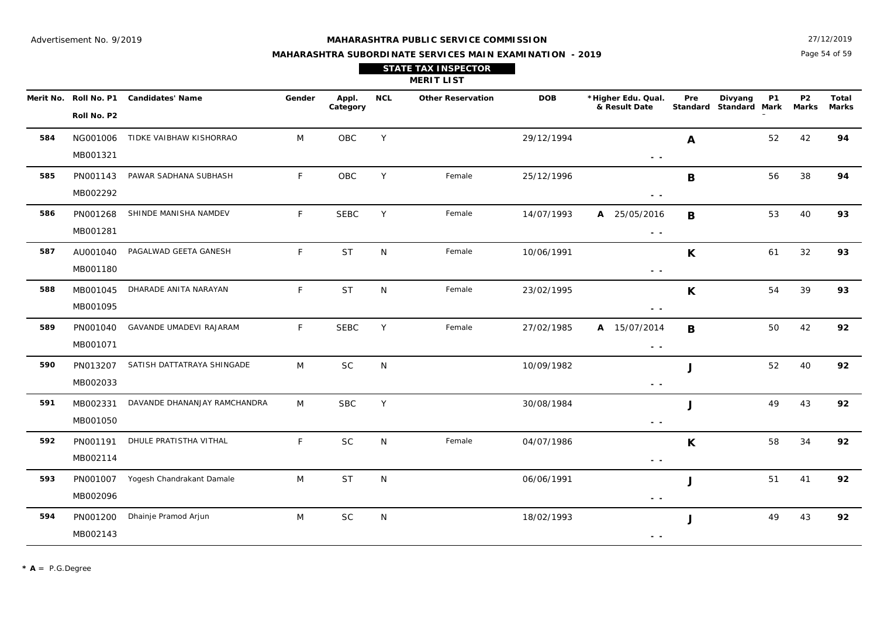Advertisement No. 9/2019

**MAHARASHTRA PUBLIC SERVICE COMMISSION**

**MAHARASHTRA SUBORDINATE SERVICES MAIN EXAMINATION - 2019**

27/12/2019

## STATE TAX INSPECTOR

### MERIT LIST

| Merit No. | Roll No. P1 / Roll No. P2 | Candidates' Name | Gender | Appl. Category | NCL | Other Reservation | DOB | *Higher Edu. Qual. & Result Date | Pre Standard | Divyang Standard | P1 Mark | P2 Marks | Total Marks |
|---|---|---|---|---|---|---|---|---|---|---|---|---|---|
| **584** | NG001006 / MB001321 | TIDKE VAIBHAV KISHORRAO | M | OBC | Y | | 29/12/1994 | - - | **A** | | 52 | 42 | **94** |
| **585** | PN001143 / MB002292 | PAWAR SADHANA SUBHASH | F | OBC | Y | Female | 25/12/1996 | - - | **B** | | 56 | 38 | **94** |
| **586** | PN001268 / MB001281 | SHINDE MANISHA NAMDEV | F | SEBC | Y | Female | 14/07/1993 | **A** 25/05/2016 - - | **B** | | 53 | 40 | **93** |
| **587** | AU001040 / MB001180 | PAGALWAD GEETA GANESH | F | ST | N | Female | 10/06/1991 | - - | **K** | | 61 | 32 | **93** |
| **588** | MB001045 / MB001095 | DHARADE ANITA NARAYAN | F | ST | N | Female | 23/02/1995 | - - | **K** | | 54 | 39 | **93** |
| **589** | PN001040 / MB001071 | GAVANDE UMADEVI RAJARAM | F | SEBC | Y | Female | 27/02/1985 | **A** 15/07/2014 - - | **B** | | 50 | 42 | **92** |
| **590** | PN013207 / MB002033 | SATISH DATTATRAYA SHINGADE | M | SC | N | | 10/09/1982 | - - | **J** | | 52 | 40 | **92** |
| **591** | MB002331 / MB001050 | DAVANDE DHANANJAY RAMCHANDRA | M | SBC | Y | | 30/08/1984 | - - | **J** | | 49 | 43 | **92** |
| **592** | PN001191 / MB002114 | DHULE PRATISTHA VITHAL | F | SC | N | Female | 04/07/1986 | - - | **K** | | 58 | 34 | **92** |
| **593** | PN001007 / MB002096 | Yogesh Chandrakant Damale | M | ST | N | | 06/06/1991 | - - | **J** | | 51 | 41 | **92** |
| **594** | PN001200 / MB002143 | Dhainje Pramod Arjun | M | SC | N | | 18/02/1993 | - - | **J** | | 49 | 43 | **92** |

* **A** = P.G.Degree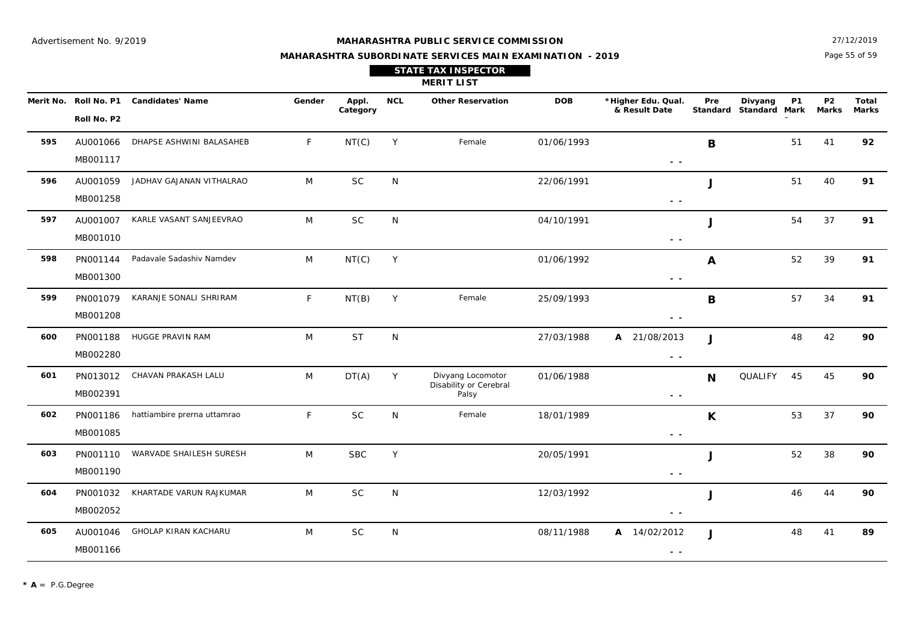Advertisement No. 9/2019

27/12/2019

**MAHARASHTRA PUBLIC SERVICE COMMISSION**

**MAHARASHTRA SUBORDINATE SERVICES MAIN EXAMINATION - 2019**

**STATE TAX INSPECTOR**

**MERIT LIST**

| Merit No. | Roll No. P1 / Roll No. P2 | Candidates' Name | Gender | Appl. Category | NCL | Other Reservation | DOB | *Higher Edu. Qual. & Result Date | Pre Standard | Divyang Standard | P1 Mark | P2 Marks | Total Marks |
|---|---|---|---|---|---|---|---|---|---|---|---|---|---|
| 595 | AU001066 / MB001117 | DHAPSE ASHWINI BALASAHEB | F | NT(C) | Y | Female | 01/06/1993 | - - | B | | 51 | 41 | 92 |
| 596 | AU001059 / MB001258 | JADHAV GAJANAN VITHALRAO | M | SC | N | | 22/06/1991 | - - | J | | 51 | 40 | 91 |
| 597 | AU001007 / MB001010 | KARLE VASANT SANJEEVRAO | M | SC | N | | 04/10/1991 | - - | J | | 54 | 37 | 91 |
| 598 | PN001144 / MB001300 | Padavale Sadashiv Namdev | M | NT(C) | Y | | 01/06/1992 | - - | A | | 52 | 39 | 91 |
| 599 | PN001079 / MB001208 | KARANJE SONALI SHRIRAM | F | NT(B) | Y | Female | 25/09/1993 | - - | B | | 57 | 34 | 91 |
| 600 | PN001188 / MB002280 | HUGGE PRAVIN RAM | M | ST | N | | 27/03/1988 | A 21/08/2013 - - | J | | 48 | 42 | 90 |
| 601 | PN013012 / MB002391 | CHAVAN PRAKASH LALU | M | DT(A) | Y | Divyang Locomotor Disability or Cerebral Palsy | 01/06/1988 | - - | N | QUALIFY | 45 | 45 | 90 |
| 602 | PN001186 / MB001085 | hattiambire prerna uttamrao | F | SC | N | Female | 18/01/1989 | - - | K | | 53 | 37 | 90 |
| 603 | PN001110 / MB001190 | WARVADE SHAILESH SURESH | M | SBC | Y | | 20/05/1991 | - - | J | | 52 | 38 | 90 |
| 604 | PN001032 / MB002052 | KHARTADE VARUN RAJKUMAR | M | SC | N | | 12/03/1992 | - - | J | | 46 | 44 | 90 |
| 605 | AU001046 / MB001166 | GHOLAP KIRAN KACHARU | M | SC | N | | 08/11/1988 | A 14/02/2012 - - | J | | 48 | 41 | 89 |

* **A** = P.G.Degree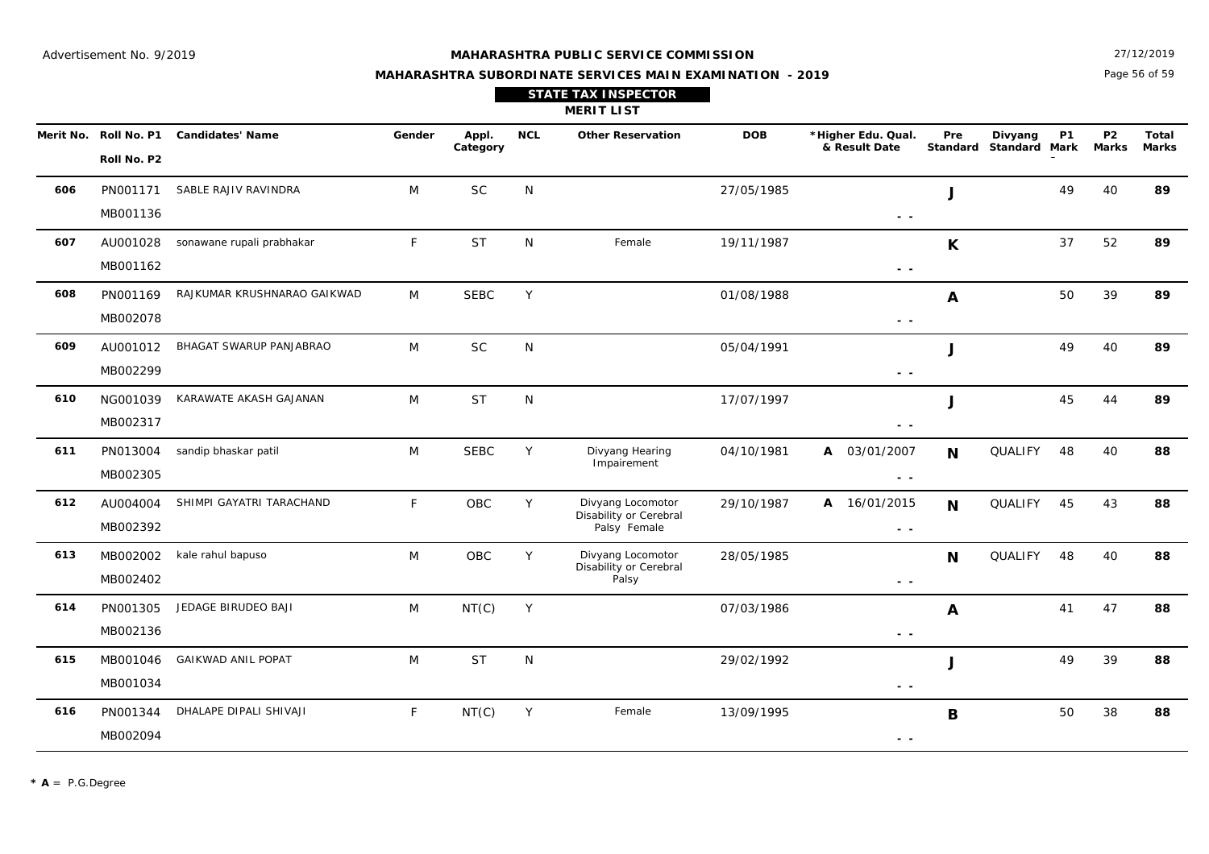Advertisement No. 9/2019

27/12/2019

# MAHARASHTRA PUBLIC SERVICE COMMISSION

## MAHARASHTRA SUBORDINATE SERVICES MAIN EXAMINATION - 2019

### STATE TAX INSPECTOR

### MERIT LIST

| Merit No. | Roll No. P1 / Roll No. P2 | Candidates' Name | Gender | Appl. Category | NCL | Other Reservation | DOB | *Higher Edu. Qual. & Result Date | Pre Standard | Divyang Standard | P1 Mark | P2 Marks | Total Marks |
|---|---|---|---|---|---|---|---|---|---|---|---|---|---|
| 606 | PN001171 / MB001136 | SABLE RAJIV RAVINDRA | M | SC | N | | 27/05/1985 | - - | J | | 49 | 40 | **89** |
| 607 | AU001028 / MB001162 | sonawane rupali prabhakar | F | ST | N | Female | 19/11/1987 | - - | K | | 37 | 52 | **89** |
| 608 | PN001169 / MB002078 | RAJKUMAR KRUSHNARAO GAIKWAD | M | SEBC | Y | | 01/08/1988 | - - | A | | 50 | 39 | **89** |
| 609 | AU001012 / MB002299 | BHAGAT SWARUP PANJABRAO | M | SC | N | | 05/04/1991 | - - | J | | 49 | 40 | **89** |
| 610 | NG001039 / MB002317 | KARAWATE AKASH GAJANAN | M | ST | N | | 17/07/1997 | - - | J | | 45 | 44 | **89** |
| 611 | PN013004 / MB002305 | sandip bhaskar patil | M | SEBC | Y | Divyang Hearing Impairement | 04/10/1981 | A 03/01/2007 - - | N | QUALIFY | 48 | 40 | **88** |
| 612 | AU004004 / MB002392 | SHIMPI GAYATRI TARACHAND | F | OBC | Y | Divyang Locomotor Disability or Cerebral Palsy Female | 29/10/1987 | A 16/01/2015 - - | N | QUALIFY | 45 | 43 | **88** |
| 613 | MB002002 / MB002402 | kale rahul bapuso | M | OBC | Y | Divyang Locomotor Disability or Cerebral Palsy | 28/05/1985 | - - | N | QUALIFY | 48 | 40 | **88** |
| 614 | PN001305 / MB002136 | JEDAGE BIRUDEO BAJI | M | NT(C) | Y | | 07/03/1986 | - - | A | | 41 | 47 | **88** |
| 615 | MB001046 / MB001034 | GAIKWAD ANIL POPAT | M | ST | N | | 29/02/1992 | - - | J | | 49 | 39 | **88** |
| 616 | PN001344 / MB002094 | DHALAPE DIPALI SHIVAJI | F | NT(C) | Y | Female | 13/09/1995 | - - | B | | 50 | 38 | **88** |

* **A** = P.G.Degree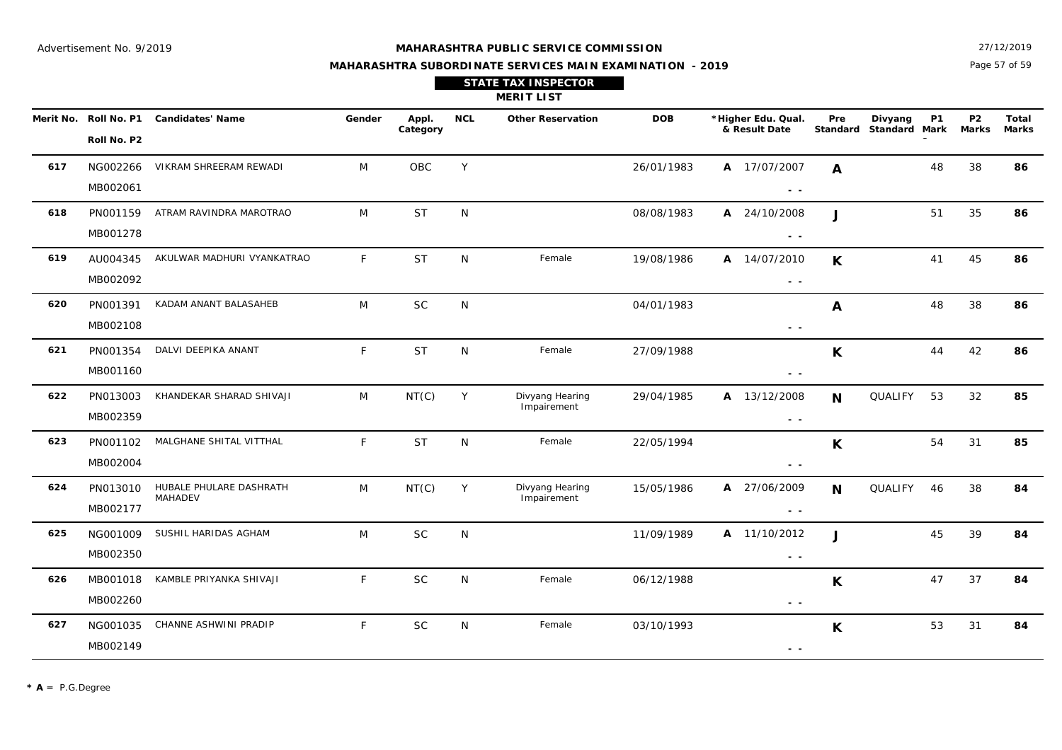Advertisement No. 9/2019

**MAHARASHTRA PUBLIC SERVICE COMMISSION**

**MAHARASHTRA SUBORDINATE SERVICES MAIN EXAMINATION - 2019**

27/12/2019

## STATE TAX INSPECTOR

### MERIT LIST

| Merit No. | Roll No. P1 / Roll No. P2 | Candidates' Name | Gender | Appl. Category | NCL | Other Reservation | DOB | *Higher Edu. Qual. & Result Date | Pre Standard | Divyang Standard | P1 Mark | P2 Marks | Total Marks |
|---|---|---|---|---|---|---|---|---|---|---|---|---|---|
| **617** | NG002266 / MB002061 | VIKRAM SHREERAM REWADI | M | OBC | Y | | 26/01/1983 | **A** 17/07/2007 - - | **A** | | 48 | 38 | **86** |
| **618** | PN001159 / MB001278 | ATRAM RAVINDRA MAROTRAO | M | ST | N | | 08/08/1983 | **A** 24/10/2008 - - | **J** | | 51 | 35 | **86** |
| **619** | AU004345 / MB002092 | AKULWAR MADHURI VYANKATRAO | F | ST | N | Female | 19/08/1986 | **A** 14/07/2010 - - | **K** | | 41 | 45 | **86** |
| **620** | PN001391 / MB002108 | KADAM ANANT BALASAHEB | M | SC | N | | 04/01/1983 | - - | **A** | | 48 | 38 | **86** |
| **621** | PN001354 / MB001160 | DALVI DEEPIKA ANANT | F | ST | N | Female | 27/09/1988 | - - | **K** | | 44 | 42 | **86** |
| **622** | PN013003 / MB002359 | KHANDEKAR SHARAD SHIVAJI | M | NT(C) | Y | Divyang Hearing Impairement | 29/04/1985 | **A** 13/12/2008 - - | **N** | QUALIFY | 53 | 32 | **85** |
| **623** | PN001102 / MB002004 | MALGHANE SHITAL VITTHAL | F | ST | N | Female | 22/05/1994 | - - | **K** | | 54 | 31 | **85** |
| **624** | PN013010 / MB002177 | HUBALE PHULARE DASHRATH MAHADEV | M | NT(C) | Y | Divyang Hearing Impairement | 15/05/1986 | **A** 27/06/2009 - - | **N** | QUALIFY | 46 | 38 | **84** |
| **625** | NG001009 / MB002350 | SUSHIL HARIDAS AGHAM | M | SC | N | | 11/09/1989 | **A** 11/10/2012 - - | **J** | | 45 | 39 | **84** |
| **626** | MB001018 / MB002260 | KAMBLE PRIYANKA SHIVAJI | F | SC | N | Female | 06/12/1988 | - - | **K** | | 47 | 37 | **84** |
| **627** | NG001035 / MB002149 | CHANNE ASHWINI PRADIP | F | SC | N | Female | 03/10/1993 | - - | **K** | | 53 | 31 | **84** |

**\* A** = P.G.Degree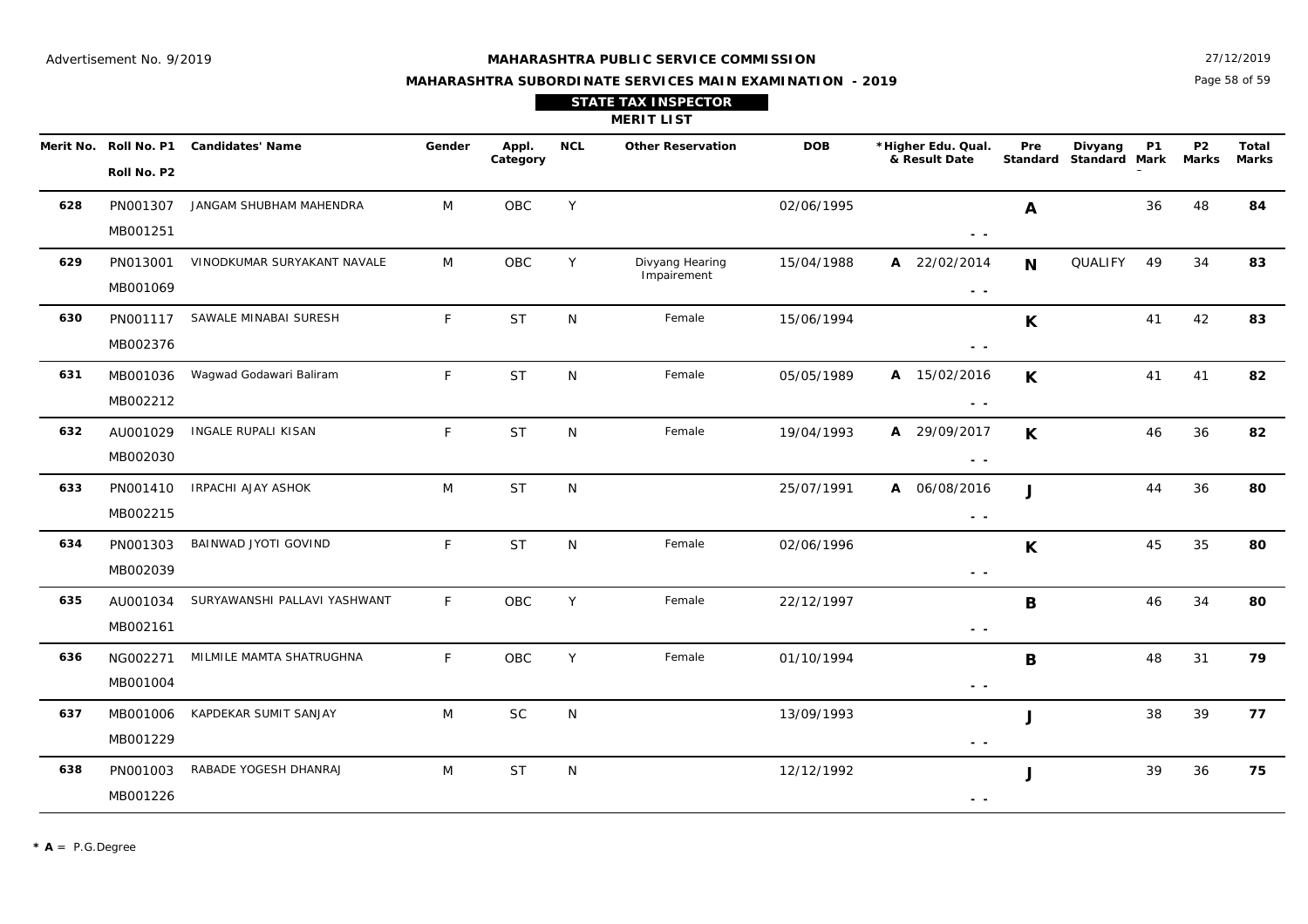Advertisement No. 9/2019

**MAHARASHTRA PUBLIC SERVICE COMMISSION**

**MAHARASHTRA SUBORDINATE SERVICES MAIN EXAMINATION - 2019**

27/12/2019

**STATE TAX INSPECTOR**

**MERIT LIST**

| Merit No. | Roll No. P1 / Roll No. P2 | Candidates' Name | Gender | Appl. Category | NCL | Other Reservation | DOB | *Higher Edu. Qual. & Result Date | Pre Standard | Divyang Standard | P1 Mark | P2 Marks | Total Marks |
|---|---|---|---|---|---|---|---|---|---|---|---|---|---|
| 628 | PN001307 / MB001251 | JANGAM SHUBHAM MAHENDRA | M | OBC | Y | | 02/06/1995 | - - | A | | 36 | 48 | 84 |
| 629 | PN013001 / MB001069 | VINODKUMAR SURYAKANT NAVALE | M | OBC | Y | Divyang Hearing Impairement | 15/04/1988 | A 22/02/2014 - - | N | QUALIFY | 49 | 34 | 83 |
| 630 | PN001117 / MB002376 | SAWALE MINABAI SURESH | F | ST | N | Female | 15/06/1994 | - - | K | | 41 | 42 | 83 |
| 631 | MB001036 / MB002212 | Wagwad Godawari Baliram | F | ST | N | Female | 05/05/1989 | A 15/02/2016 - - | K | | 41 | 41 | 82 |
| 632 | AU001029 / MB002030 | INGALE RUPALI KISAN | F | ST | N | Female | 19/04/1993 | A 29/09/2017 - - | K | | 46 | 36 | 82 |
| 633 | PN001410 / MB002215 | IRPACHI AJAY ASHOK | M | ST | N | | 25/07/1991 | A 06/08/2016 - - | J | | 44 | 36 | 80 |
| 634 | PN001303 / MB002039 | BAINWAD JYOTI GOVIND | F | ST | N | Female | 02/06/1996 | - - | K | | 45 | 35 | 80 |
| 635 | AU001034 / MB002161 | SURYAWANSHI PALLAVI YASHWANT | F | OBC | Y | Female | 22/12/1997 | - - | B | | 46 | 34 | 80 |
| 636 | NG002271 / MB001004 | MILMILE MAMTA SHATRUGHNA | F | OBC | Y | Female | 01/10/1994 | - - | B | | 48 | 31 | 79 |
| 637 | MB001006 / MB001229 | KAPDEKAR SUMIT SANJAY | M | SC | N | | 13/09/1993 | - - | J | | 38 | 39 | 77 |
| 638 | PN001003 / MB001226 | RABADE YOGESH DHANRAJ | M | ST | N | | 12/12/1992 | - - | J | | 39 | 36 | 75 |

* **A** = P.G.Degree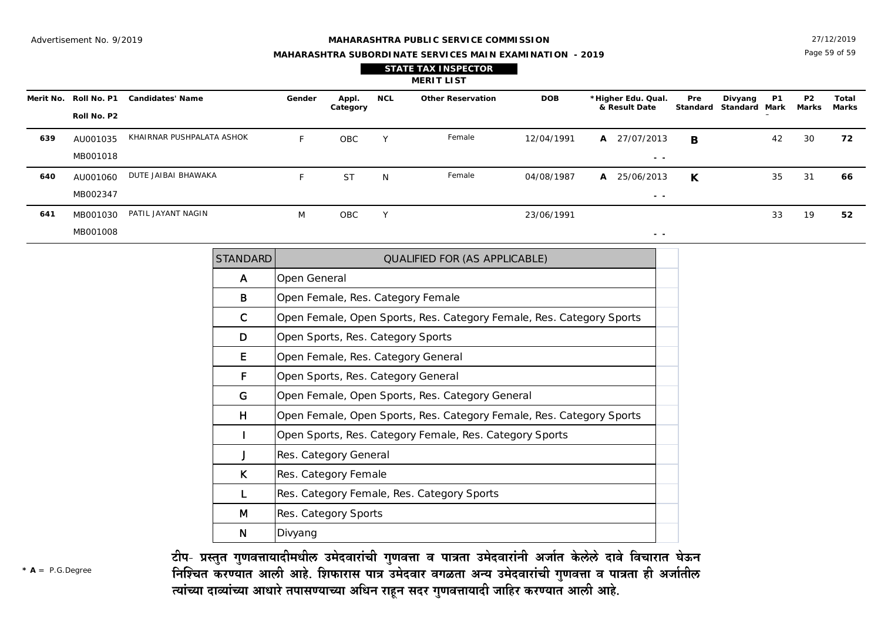Advertisement No. 9/2019

**MAHARASHTRA PUBLIC SERVICE COMMISSION**

**MAHARASHTRA SUBORDINATE SERVICES MAIN EXAMINATION - 2019**

27/12/2019

**STATE TAX INSPECTOR**

**MERIT LIST**

| Merit No. | Roll No. P1 / Roll No. P2 | Candidates' Name | Gender | Appl. Category | NCL | Other Reservation | DOB | *Higher Edu. Qual. & Result Date | Pre Standard | Divyang Standard | P1 Mark | P2 Marks | Total Marks |
|---|---|---|---|---|---|---|---|---|---|---|---|---|---|
| **639** | AU001035 / MB001018 | KHAIRNAR PUSHPALATA ASHOK | F | OBC | Y | Female | 12/04/1991 | **A** 27/07/2013 / - - | **B** | | 42 | 30 | **72** |
| **640** | AU001060 / MB002347 | DUTE JAIBAI BHAWAKA | F | ST | N | Female | 04/08/1987 | **A** 25/06/2013 / - - | **K** | | 35 | 31 | **66** |
| **641** | MB001030 / MB001008 | PATIL JAYANT NAGIN | M | OBC | Y | | 23/06/1991 | - - | | | 33 | 19 | **52** |

| STANDARD | QUALIFIED FOR (AS APPLICABLE) |
|---|---|
| A | Open General |
| B | Open Female, Res. Category Female |
| C | Open Female, Open Sports, Res. Category Female, Res. Category Sports |
| D | Open Sports, Res. Category Sports |
| E | Open Female, Res. Category General |
| F | Open Sports, Res. Category General |
| G | Open Female, Open Sports, Res. Category General |
| H | Open Female, Open Sports, Res. Category Female, Res. Category Sports |
| I | Open Sports, Res. Category Female, Res. Category Sports |
| J | Res. Category General |
| K | Res. Category Female |
| L | Res. Category Female, Res. Category Sports |
| M | Res. Category Sports |
| N | Divyang |

\* **A** = P.G.Degree

टीप- प्रस्तुत गुणवत्तायादीमधील उमेदवारांची गुणवत्ता व पात्रता उमेदवारांनी अर्जात केलेले दावे विचारात घेऊन निश्चित करण्यात आली आहे. शिफारास पात्र उमेदवार वगळता अन्य उमेदवारांची गुणवत्ता व पात्रता ही अर्जातील त्यांच्या दाव्यांच्या आधारे तपासण्याच्या अधिन राहून सदर गुणवत्तायादी जाहिर करण्यात आली आहे.